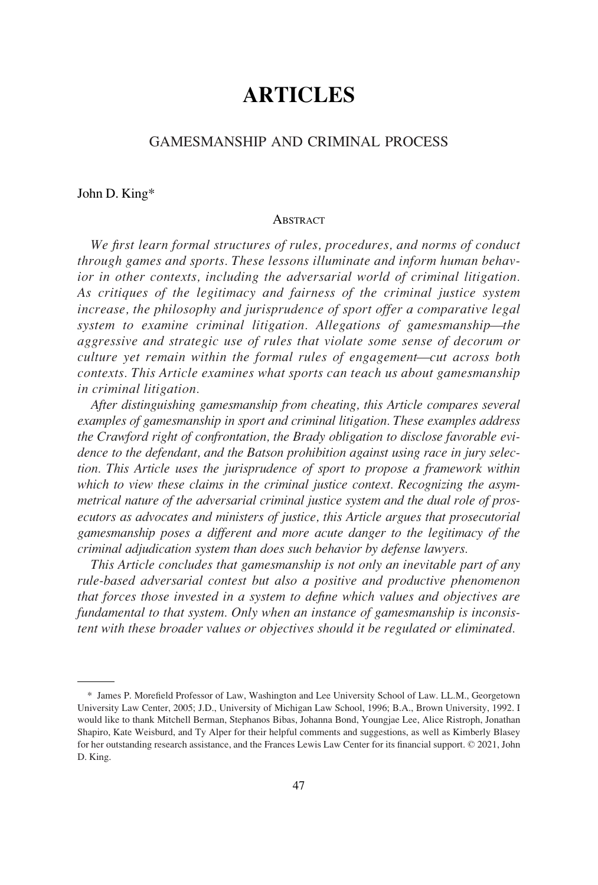# ARTICLES

## GAMESMANSHIP AND CRIMINAL PROCESS

John D. King*

### Abstract

*We first learn formal structures of rules, procedures, and norms of conduct through games and sports. These lessons illuminate and inform human behavior in other contexts, including the adversarial world of criminal litigation. As critiques of the legitimacy and fairness of the criminal justice system increase, the philosophy and jurisprudence of sport offer a comparative legal system to examine criminal litigation. Allegations of gamesmanship—the aggressive and strategic use of rules that violate some sense of decorum or culture yet remain within the formal rules of engagement—cut across both contexts. This Article examines what sports can teach us about gamesmanship in criminal litigation.*

*After distinguishing gamesmanship from cheating, this Article compares several examples of gamesmanship in sport and criminal litigation. These examples address the Crawford right of confrontation, the Brady obligation to disclose favorable evidence to the defendant, and the Batson prohibition against using race in jury selection. This Article uses the jurisprudence of sport to propose a framework within which to view these claims in the criminal justice context. Recognizing the asymmetrical nature of the adversarial criminal justice system and the dual role of prosecutors as advocates and ministers of justice, this Article argues that prosecutorial gamesmanship poses a different and more acute danger to the legitimacy of the criminal adjudication system than does such behavior by defense lawyers.*

*This Article concludes that gamesmanship is not only an inevitable part of any rule-based adversarial contest but also a positive and productive phenomenon that forces those invested in a system to define which values and objectives are fundamental to that system. Only when an instance of gamesmanship is inconsistent with these broader values or objectives should it be regulated or eliminated.*

---

\* James P. Morefield Professor of Law, Washington and Lee University School of Law. LL.M., Georgetown University Law Center, 2005; J.D., University of Michigan Law School, 1996; B.A., Brown University, 1992. I would like to thank Mitchell Berman, Stephanos Bibas, Johanna Bond, Youngjae Lee, Alice Ristroph, Jonathan Shapiro, Kate Weisburd, and Ty Alper for their helpful comments and suggestions, as well as Kimberly Blasey for her outstanding research assistance, and the Frances Lewis Law Center for its financial support. © 2021, John D. King.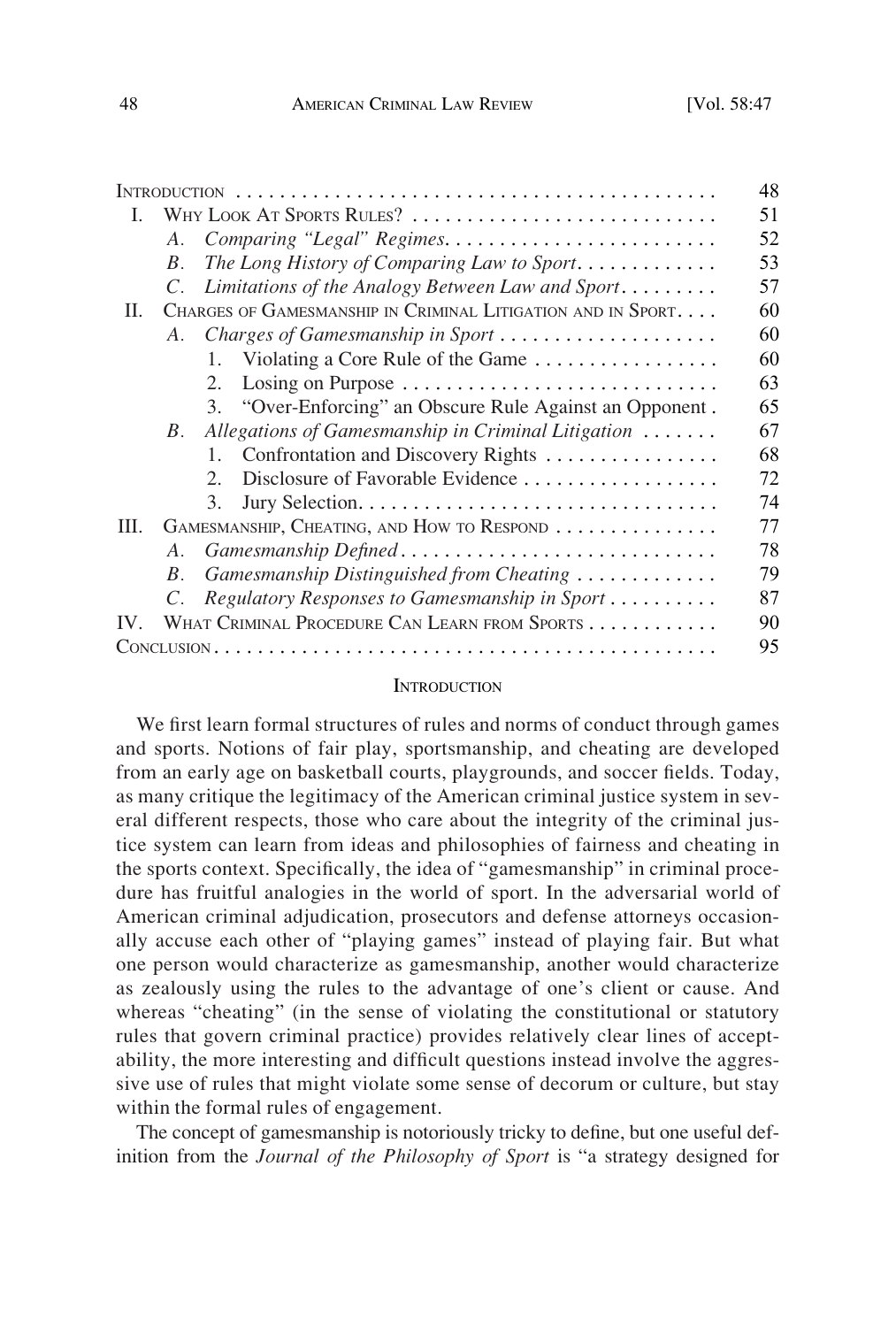| | |
|---|---|
| INTRODUCTION | 48 |
| I. WHY LOOK AT SPORTS RULES? | 51 |
| *A. Comparing "Legal" Regimes.* | 52 |
| *B. The Long History of Comparing Law to Sport.* | 53 |
| *C. Limitations of the Analogy Between Law and Sport.* | 57 |
| II. CHARGES OF GAMESMANSHIP IN CRIMINAL LITIGATION AND IN SPORT. | 60 |
| *A. Charges of Gamesmanship in Sport* | 60 |
| 1. Violating a Core Rule of the Game | 60 |
| 2. Losing on Purpose | 63 |
| 3. "Over-Enforcing" an Obscure Rule Against an Opponent. | 65 |
| *B. Allegations of Gamesmanship in Criminal Litigation* | 67 |
| 1. Confrontation and Discovery Rights | 68 |
| 2. Disclosure of Favorable Evidence | 72 |
| 3. Jury Selection. | 74 |
| III. GAMESMANSHIP, CHEATING, AND HOW TO RESPOND | 77 |
| *A. Gamesmanship Defined* | 78 |
| *B. Gamesmanship Distinguished from Cheating* | 79 |
| *C. Regulatory Responses to Gamesmanship in Sport* | 87 |
| IV. WHAT CRIMINAL PROCEDURE CAN LEARN FROM SPORTS | 90 |
| CONCLUSION | 95 |

## INTRODUCTION

We first learn formal structures of rules and norms of conduct through games and sports. Notions of fair play, sportsmanship, and cheating are developed from an early age on basketball courts, playgrounds, and soccer fields. Today, as many critique the legitimacy of the American criminal justice system in several different respects, those who care about the integrity of the criminal justice system can learn from ideas and philosophies of fairness and cheating in the sports context. Specifically, the idea of "gamesmanship" in criminal procedure has fruitful analogies in the world of sport. In the adversarial world of American criminal adjudication, prosecutors and defense attorneys occasionally accuse each other of "playing games" instead of playing fair. But what one person would characterize as gamesmanship, another would characterize as zealously using the rules to the advantage of one's client or cause. And whereas "cheating" (in the sense of violating the constitutional or statutory rules that govern criminal practice) provides relatively clear lines of acceptability, the more interesting and difficult questions instead involve the aggressive use of rules that might violate some sense of decorum or culture, but stay within the formal rules of engagement.

The concept of gamesmanship is notoriously tricky to define, but one useful definition from the *Journal of the Philosophy of Sport* is "a strategy designed for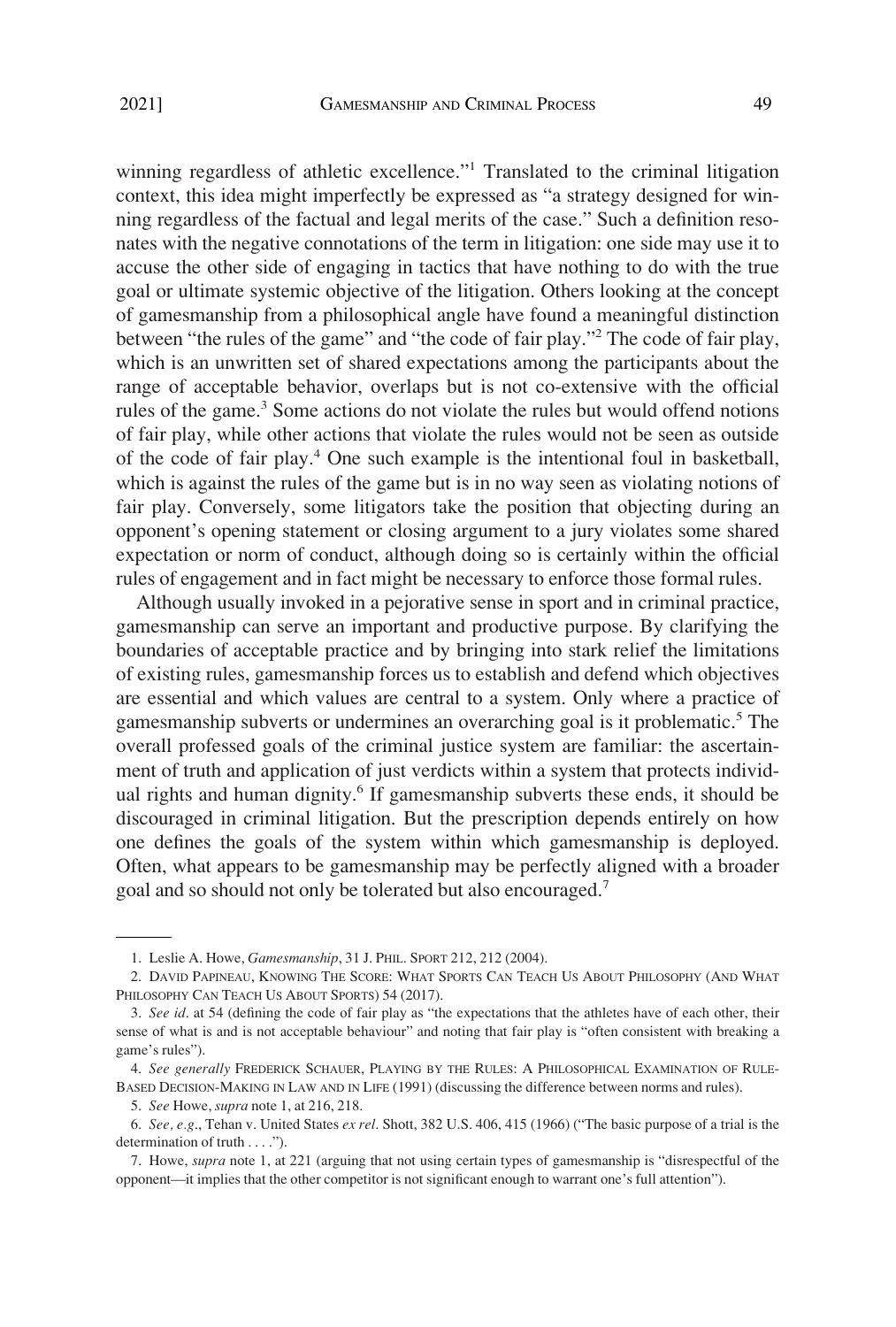winning regardless of athletic excellence."[1] Translated to the criminal litigation context, this idea might imperfectly be expressed as "a strategy designed for winning regardless of the factual and legal merits of the case." Such a definition resonates with the negative connotations of the term in litigation: one side may use it to accuse the other side of engaging in tactics that have nothing to do with the true goal or ultimate systemic objective of the litigation. Others looking at the concept of gamesmanship from a philosophical angle have found a meaningful distinction between "the rules of the game" and "the code of fair play."[2] The code of fair play, which is an unwritten set of shared expectations among the participants about the range of acceptable behavior, overlaps but is not co-extensive with the official rules of the game.[3] Some actions do not violate the rules but would offend notions of fair play, while other actions that violate the rules would not be seen as outside of the code of fair play.[4] One such example is the intentional foul in basketball, which is against the rules of the game but is in no way seen as violating notions of fair play. Conversely, some litigators take the position that objecting during an opponent's opening statement or closing argument to a jury violates some shared expectation or norm of conduct, although doing so is certainly within the official rules of engagement and in fact might be necessary to enforce those formal rules.

Although usually invoked in a pejorative sense in sport and in criminal practice, gamesmanship can serve an important and productive purpose. By clarifying the boundaries of acceptable practice and by bringing into stark relief the limitations of existing rules, gamesmanship forces us to establish and defend which objectives are essential and which values are central to a system. Only where a practice of gamesmanship subverts or undermines an overarching goal is it problematic.[5] The overall professed goals of the criminal justice system are familiar: the ascertainment of truth and application of just verdicts within a system that protects individual rights and human dignity.[6] If gamesmanship subverts these ends, it should be discouraged in criminal litigation. But the prescription depends entirely on how one defines the goals of the system within which gamesmanship is deployed. Often, what appears to be gamesmanship may be perfectly aligned with a broader goal and so should not only be tolerated but also encouraged.[7]

---

1. Leslie A. Howe, *Gamesmanship*, 31 J. PHIL. SPORT 212, 212 (2004).

2. DAVID PAPINEAU, KNOWING THE SCORE: WHAT SPORTS CAN TEACH US ABOUT PHILOSOPHY (AND WHAT PHILOSOPHY CAN TEACH US ABOUT SPORTS) 54 (2017).

3. *See id.* at 54 (defining the code of fair play as "the expectations that the athletes have of each other, their sense of what is and is not acceptable behaviour" and noting that fair play is "often consistent with breaking a game's rules").

4. *See generally* FREDERICK SCHAUER, PLAYING BY THE RULES: A PHILOSOPHICAL EXAMINATION OF RULE-BASED DECISION-MAKING IN LAW AND IN LIFE (1991) (discussing the difference between norms and rules).

5. *See* Howe, *supra* note 1, at 216, 218.

6. *See, e.g.*, Tehan v. United States *ex rel.* Shott, 382 U.S. 406, 415 (1966) ("The basic purpose of a trial is the determination of truth . . . .").

7. Howe, *supra* note 1, at 221 (arguing that not using certain types of gamesmanship is "disrespectful of the opponent—it implies that the other competitor is not significant enough to warrant one's full attention").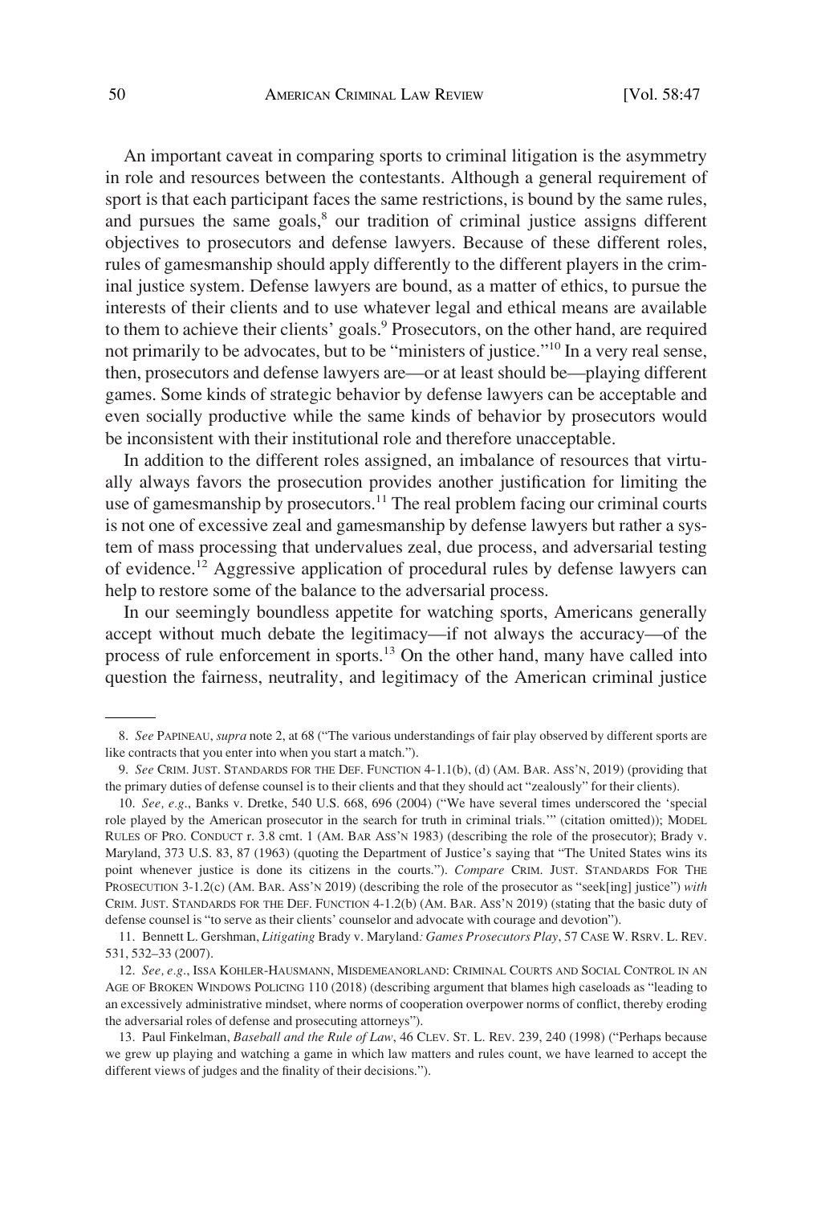An important caveat in comparing sports to criminal litigation is the asymmetry in role and resources between the contestants. Although a general requirement of sport is that each participant faces the same restrictions, is bound by the same rules, and pursues the same goals,[8] our tradition of criminal justice assigns different objectives to prosecutors and defense lawyers. Because of these different roles, rules of gamesmanship should apply differently to the different players in the criminal justice system. Defense lawyers are bound, as a matter of ethics, to pursue the interests of their clients and to use whatever legal and ethical means are available to them to achieve their clients' goals.[9] Prosecutors, on the other hand, are required not primarily to be advocates, but to be "ministers of justice."[10] In a very real sense, then, prosecutors and defense lawyers are—or at least should be—playing different games. Some kinds of strategic behavior by defense lawyers can be acceptable and even socially productive while the same kinds of behavior by prosecutors would be inconsistent with their institutional role and therefore unacceptable.

In addition to the different roles assigned, an imbalance of resources that virtually always favors the prosecution provides another justification for limiting the use of gamesmanship by prosecutors.[11] The real problem facing our criminal courts is not one of excessive zeal and gamesmanship by defense lawyers but rather a system of mass processing that undervalues zeal, due process, and adversarial testing of evidence.[12] Aggressive application of procedural rules by defense lawyers can help to restore some of the balance to the adversarial process.

In our seemingly boundless appetite for watching sports, Americans generally accept without much debate the legitimacy—if not always the accuracy—of the process of rule enforcement in sports.[13] On the other hand, many have called into question the fairness, neutrality, and legitimacy of the American criminal justice

---

8. *See* PAPINEAU, *supra* note 2, at 68 ("The various understandings of fair play observed by different sports are like contracts that you enter into when you start a match.").

9. *See* CRIM. JUST. STANDARDS FOR THE DEF. FUNCTION 4-1.1(b), (d) (AM. BAR. ASS'N, 2019) (providing that the primary duties of defense counsel is to their clients and that they should act "zealously" for their clients).

10. *See, e.g.*, Banks v. Dretke, 540 U.S. 668, 696 (2004) ("We have several times underscored the 'special role played by the American prosecutor in the search for truth in criminal trials.'" (citation omitted)); MODEL RULES OF PRO. CONDUCT r. 3.8 cmt. 1 (AM. BAR ASS'N 1983) (describing the role of the prosecutor); Brady v. Maryland, 373 U.S. 83, 87 (1963) (quoting the Department of Justice's saying that "The United States wins its point whenever justice is done its citizens in the courts."). *Compare* CRIM. JUST. STANDARDS FOR THE PROSECUTION 3-1.2(c) (AM. BAR. ASS'N 2019) (describing the role of the prosecutor as "seek[ing] justice") *with* CRIM. JUST. STANDARDS FOR THE DEF. FUNCTION 4-1.2(b) (AM. BAR. ASS'N 2019) (stating that the basic duty of defense counsel is "to serve as their clients' counselor and advocate with courage and devotion").

11. Bennett L. Gershman, *Litigating* Brady v. Maryland*: Games Prosecutors Play*, 57 CASE W. RSRV. L. REV. 531, 532–33 (2007).

12. *See, e.g.*, ISSA KOHLER-HAUSMANN, MISDEMEANORLAND: CRIMINAL COURTS AND SOCIAL CONTROL IN AN AGE OF BROKEN WINDOWS POLICING 110 (2018) (describing argument that blames high caseloads as "leading to an excessively administrative mindset, where norms of cooperation overpower norms of conflict, thereby eroding the adversarial roles of defense and prosecuting attorneys").

13. Paul Finkelman, *Baseball and the Rule of Law*, 46 CLEV. ST. L. REV. 239, 240 (1998) ("Perhaps because we grew up playing and watching a game in which law matters and rules count, we have learned to accept the different views of judges and the finality of their decisions.").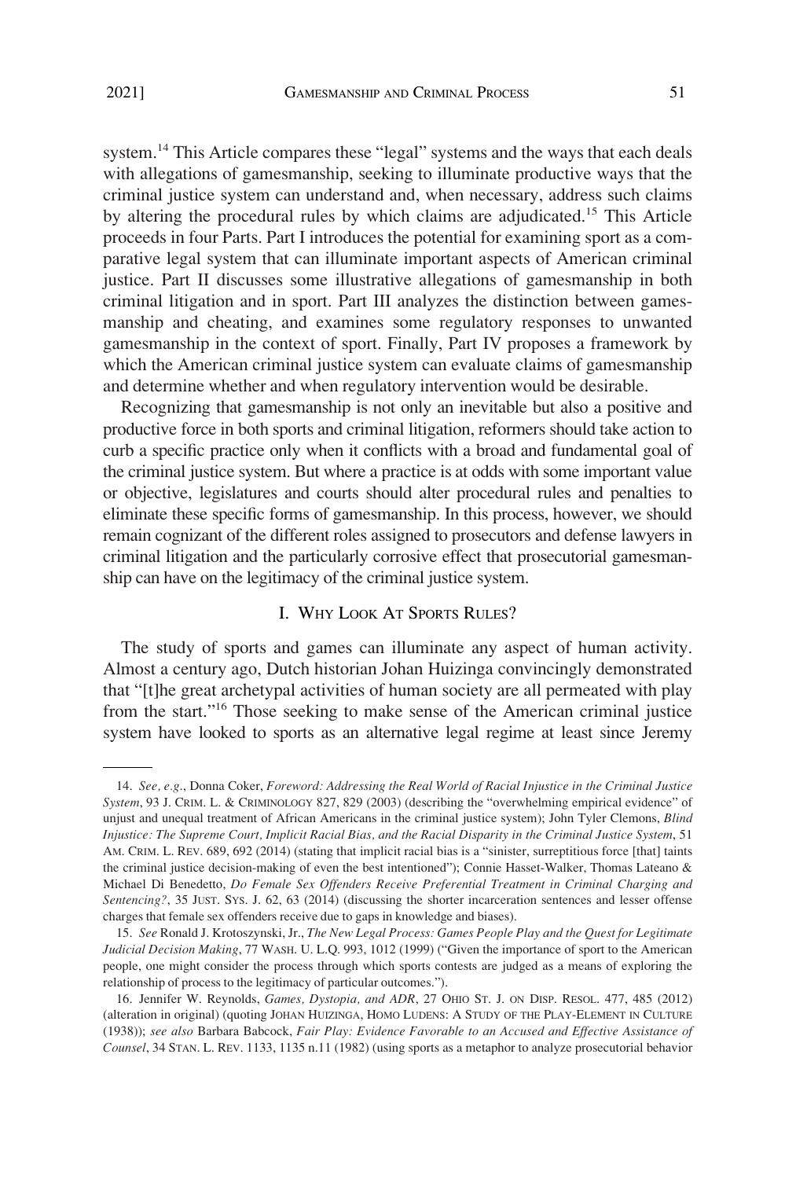system.[14] This Article compares these "legal" systems and the ways that each deals with allegations of gamesmanship, seeking to illuminate productive ways that the criminal justice system can understand and, when necessary, address such claims by altering the procedural rules by which claims are adjudicated.[15] This Article proceeds in four Parts. Part I introduces the potential for examining sport as a comparative legal system that can illuminate important aspects of American criminal justice. Part II discusses some illustrative allegations of gamesmanship in both criminal litigation and in sport. Part III analyzes the distinction between gamesmanship and cheating, and examines some regulatory responses to unwanted gamesmanship in the context of sport. Finally, Part IV proposes a framework by which the American criminal justice system can evaluate claims of gamesmanship and determine whether and when regulatory intervention would be desirable.

Recognizing that gamesmanship is not only an inevitable but also a positive and productive force in both sports and criminal litigation, reformers should take action to curb a specific practice only when it conflicts with a broad and fundamental goal of the criminal justice system. But where a practice is at odds with some important value or objective, legislatures and courts should alter procedural rules and penalties to eliminate these specific forms of gamesmanship. In this process, however, we should remain cognizant of the different roles assigned to prosecutors and defense lawyers in criminal litigation and the particularly corrosive effect that prosecutorial gamesmanship can have on the legitimacy of the criminal justice system.

## I. Why Look At Sports Rules?

The study of sports and games can illuminate any aspect of human activity. Almost a century ago, Dutch historian Johan Huizinga convincingly demonstrated that "[t]he great archetypal activities of human society are all permeated with play from the start."[16] Those seeking to make sense of the American criminal justice system have looked to sports as an alternative legal regime at least since Jeremy

---

14. *See, e.g.*, Donna Coker, *Foreword: Addressing the Real World of Racial Injustice in the Criminal Justice System*, 93 J. CRIM. L. & CRIMINOLOGY 827, 829 (2003) (describing the "overwhelming empirical evidence" of unjust and unequal treatment of African Americans in the criminal justice system); John Tyler Clemons, *Blind Injustice: The Supreme Court, Implicit Racial Bias, and the Racial Disparity in the Criminal Justice System*, 51 AM. CRIM. L. REV. 689, 692 (2014) (stating that implicit racial bias is a "sinister, surreptitious force [that] taints the criminal justice decision-making of even the best intentioned"); Connie Hasset-Walker, Thomas Lateano & Michael Di Benedetto, *Do Female Sex Offenders Receive Preferential Treatment in Criminal Charging and Sentencing?*, 35 JUST. SYS. J. 62, 63 (2014) (discussing the shorter incarceration sentences and lesser offense charges that female sex offenders receive due to gaps in knowledge and biases).

15. *See* Ronald J. Krotoszynski, Jr., *The New Legal Process: Games People Play and the Quest for Legitimate Judicial Decision Making*, 77 WASH. U. L.Q. 993, 1012 (1999) ("Given the importance of sport to the American people, one might consider the process through which sports contests are judged as a means of exploring the relationship of process to the legitimacy of particular outcomes.").

16. Jennifer W. Reynolds, *Games, Dystopia, and ADR*, 27 OHIO ST. J. ON DISP. RESOL. 477, 485 (2012) (alteration in original) (quoting JOHAN HUIZINGA, HOMO LUDENS: A STUDY OF THE PLAY-ELEMENT IN CULTURE (1938)); *see also* Barbara Babcock, *Fair Play: Evidence Favorable to an Accused and Effective Assistance of Counsel*, 34 STAN. L. REV. 1133, 1135 n.11 (1982) (using sports as a metaphor to analyze prosecutorial behavior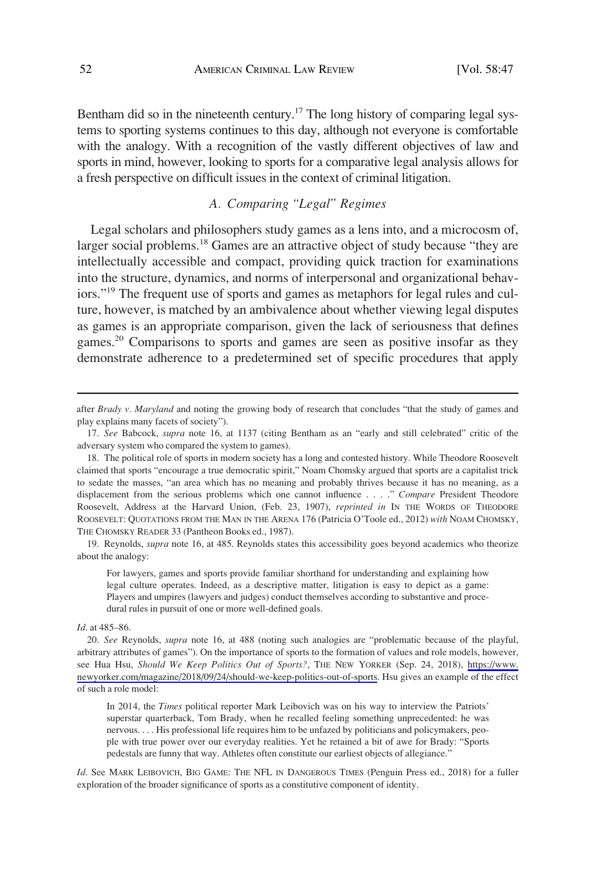Bentham did so in the nineteenth century.[17] The long history of comparing legal systems to sporting systems continues to this day, although not everyone is comfortable with the analogy. With a recognition of the vastly different objectives of law and sports in mind, however, looking to sports for a comparative legal analysis allows for a fresh perspective on difficult issues in the context of criminal litigation.

### *A. Comparing "Legal" Regimes*

Legal scholars and philosophers study games as a lens into, and a microcosm of, larger social problems.[18] Games are an attractive object of study because "they are intellectually accessible and compact, providing quick traction for examinations into the structure, dynamics, and norms of interpersonal and organizational behaviors."[19] The frequent use of sports and games as metaphors for legal rules and culture, however, is matched by an ambivalence about whether viewing legal disputes as games is an appropriate comparison, given the lack of seriousness that defines games.[20] Comparisons to sports and games are seen as positive insofar as they demonstrate adherence to a predetermined set of specific procedures that apply

---

after *Brady v. Maryland* and noting the growing body of research that concludes "that the study of games and play explains many facets of society").

17. *See* Babcock, *supra* note 16, at 1137 (citing Bentham as an "early and still celebrated" critic of the adversary system who compared the system to games).

18. The political role of sports in modern society has a long and contested history. While Theodore Roosevelt claimed that sports "encourage a true democratic spirit," Noam Chomsky argued that sports are a capitalist trick to sedate the masses, "an area which has no meaning and probably thrives because it has no meaning, as a displacement from the serious problems which one cannot influence . . . ." *Compare* President Theodore Roosevelt, Address at the Harvard Union, (Feb. 23, 1907), *reprinted in* IN THE WORDS OF THEODORE ROOSEVELT: QUOTATIONS FROM THE MAN IN THE ARENA 176 (Patricia O'Toole ed., 2012) *with* NOAM CHOMSKY, THE CHOMSKY READER 33 (Pantheon Books ed., 1987).

19. Reynolds, *supra* note 16, at 485. Reynolds states this accessibility goes beyond academics who theorize about the analogy:

> For lawyers, games and sports provide familiar shorthand for understanding and explaining how legal culture operates. Indeed, as a descriptive matter, litigation is easy to depict as a game: Players and umpires (lawyers and judges) conduct themselves according to substantive and procedural rules in pursuit of one or more well-defined goals.

*Id*. at 485–86.

20. *See* Reynolds, *supra* note 16, at 488 (noting such analogies are "problematic because of the playful, arbitrary attributes of games"). On the importance of sports to the formation of values and role models, however, see Hua Hsu, *Should We Keep Politics Out of Sports?*, THE NEW YORKER (Sep. 24, 2018), https://www.newyorker.com/magazine/2018/09/24/should-we-keep-politics-out-of-sports. Hsu gives an example of the effect of such a role model:

> In 2014, the *Times* political reporter Mark Leibovich was on his way to interview the Patriots' superstar quarterback, Tom Brady, when he recalled feeling something unprecedented: he was nervous. . . . His professional life requires him to be unfazed by politicians and policymakers, people with true power over our everyday realities. Yet he retained a bit of awe for Brady: "Sports pedestals are funny that way. Athletes often constitute our earliest objects of allegiance."

*Id*. See MARK LEIBOVICH, BIG GAME: THE NFL IN DANGEROUS TIMES (Penguin Press ed., 2018) for a fuller exploration of the broader significance of sports as a constitutive component of identity.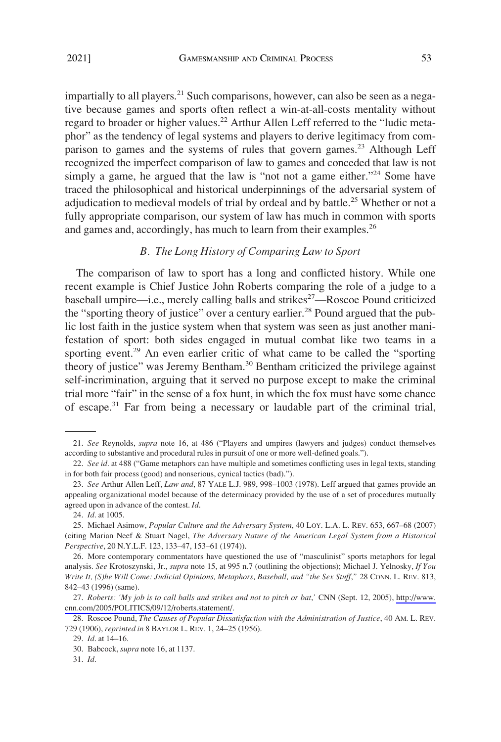impartially to all players.[21] Such comparisons, however, can also be seen as a negative because games and sports often reflect a win-at-all-costs mentality without regard to broader or higher values.[22] Arthur Allen Leff referred to the "ludic metaphor" as the tendency of legal systems and players to derive legitimacy from comparison to games and the systems of rules that govern games.[23] Although Leff recognized the imperfect comparison of law to games and conceded that law is not simply a game, he argued that the law is "not not a game either."[24] Some have traced the philosophical and historical underpinnings of the adversarial system of adjudication to medieval models of trial by ordeal and by battle.[25] Whether or not a fully appropriate comparison, our system of law has much in common with sports and games and, accordingly, has much to learn from their examples.[26]

### *B. The Long History of Comparing Law to Sport*

The comparison of law to sport has a long and conflicted history. While one recent example is Chief Justice John Roberts comparing the role of a judge to a baseball umpire—i.e., merely calling balls and strikes[27]—Roscoe Pound criticized the "sporting theory of justice" over a century earlier.[28] Pound argued that the public lost faith in the justice system when that system was seen as just another manifestation of sport: both sides engaged in mutual combat like two teams in a sporting event.[29] An even earlier critic of what came to be called the "sporting theory of justice" was Jeremy Bentham.[30] Bentham criticized the privilege against self-incrimination, arguing that it served no purpose except to make the criminal trial more "fair" in the sense of a fox hunt, in which the fox must have some chance of escape.[31] Far from being a necessary or laudable part of the criminal trial,

---

21. *See* Reynolds, *supra* note 16, at 486 ("Players and umpires (lawyers and judges) conduct themselves according to substantive and procedural rules in pursuit of one or more well-defined goals.").

22. *See id*. at 488 ("Game metaphors can have multiple and sometimes conflicting uses in legal texts, standing in for both fair process (good) and nonserious, cynical tactics (bad).").

23. *See* Arthur Allen Leff, *Law and*, 87 YALE L.J. 989, 998–1003 (1978). Leff argued that games provide an appealing organizational model because of the determinacy provided by the use of a set of procedures mutually agreed upon in advance of the contest. *Id*.

24. *Id*. at 1005.

25. Michael Asimow, *Popular Culture and the Adversary System*, 40 LOY. L.A. L. REV. 653, 667–68 (2007) (citing Marian Neef & Stuart Nagel, *The Adversary Nature of the American Legal System from a Historical Perspective*, 20 N.Y.L.F. 123, 133–47, 153–61 (1974)).

26. More contemporary commentators have questioned the use of "masculinist" sports metaphors for legal analysis. *See* Krotoszynski, Jr., *supra* note 15, at 995 n.7 (outlining the objections); Michael J. Yelnosky, *If You Write It, (S)he Will Come: Judicial Opinions, Metaphors, Baseball, and "the Sex Stuff*,*"* 28 CONN. L. REV. 813, 842–43 (1996) (same).

27. *Roberts: 'My job is to call balls and strikes and not to pitch or bat*,*'* CNN (Sept. 12, 2005), http://www.cnn.com/2005/POLITICS/09/12/roberts.statement/.

28. Roscoe Pound, *The Causes of Popular Dissatisfaction with the Administration of Justice*, 40 AM. L. REV. 729 (1906), *reprinted in* 8 BAYLOR L. REV. 1, 24–25 (1956).

29. *Id*. at 14–16.

30. Babcock, *supra* note 16, at 1137.

31. *Id*.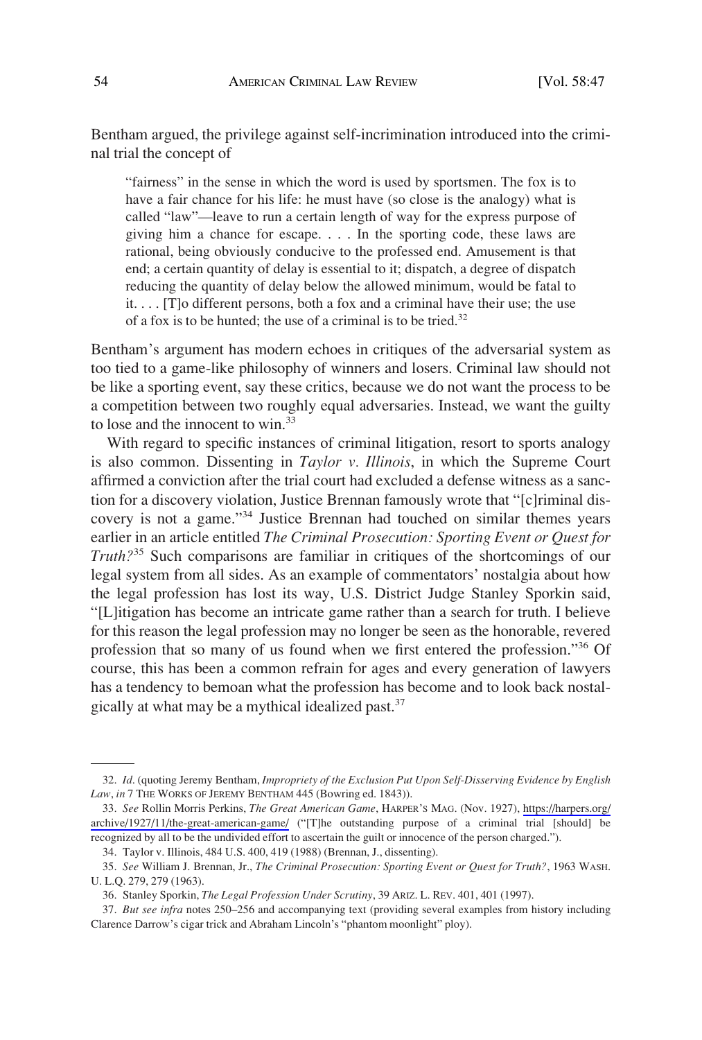Bentham argued, the privilege against self-incrimination introduced into the criminal trial the concept of

> "fairness" in the sense in which the word is used by sportsmen. The fox is to have a fair chance for his life: he must have (so close is the analogy) what is called "law"—leave to run a certain length of way for the express purpose of giving him a chance for escape. . . . In the sporting code, these laws are rational, being obviously conducive to the professed end. Amusement is that end; a certain quantity of delay is essential to it; dispatch, a degree of dispatch reducing the quantity of delay below the allowed minimum, would be fatal to it. . . . [T]o different persons, both a fox and a criminal have their use; the use of a fox is to be hunted; the use of a criminal is to be tried.[32]

Bentham's argument has modern echoes in critiques of the adversarial system as too tied to a game-like philosophy of winners and losers. Criminal law should not be like a sporting event, say these critics, because we do not want the process to be a competition between two roughly equal adversaries. Instead, we want the guilty to lose and the innocent to win.[33]

With regard to specific instances of criminal litigation, resort to sports analogy is also common. Dissenting in *Taylor v. Illinois*, in which the Supreme Court affirmed a conviction after the trial court had excluded a defense witness as a sanction for a discovery violation, Justice Brennan famously wrote that "[c]riminal discovery is not a game."[34] Justice Brennan had touched on similar themes years earlier in an article entitled *The Criminal Prosecution: Sporting Event or Quest for Truth?*[35] Such comparisons are familiar in critiques of the shortcomings of our legal system from all sides. As an example of commentators' nostalgia about how the legal profession has lost its way, U.S. District Judge Stanley Sporkin said, "[L]itigation has become an intricate game rather than a search for truth. I believe for this reason the legal profession may no longer be seen as the honorable, revered profession that so many of us found when we first entered the profession."[36] Of course, this has been a common refrain for ages and every generation of lawyers has a tendency to bemoan what the profession has become and to look back nostalgically at what may be a mythical idealized past.[37]

---

32. *Id*. (quoting Jeremy Bentham, *Impropriety of the Exclusion Put Upon Self-Disserving Evidence by English Law*, *in* 7 THE WORKS OF JEREMY BENTHAM 445 (Bowring ed. 1843)).

33. *See* Rollin Morris Perkins, *The Great American Game*, HARPER'S MAG. (Nov. 1927), https://harpers.org/archive/1927/11/the-great-american-game/ ("[T]he outstanding purpose of a criminal trial [should] be recognized by all to be the undivided effort to ascertain the guilt or innocence of the person charged.").

34. Taylor v. Illinois, 484 U.S. 400, 419 (1988) (Brennan, J., dissenting).

35. *See* William J. Brennan, Jr., *The Criminal Prosecution: Sporting Event or Quest for Truth?*, 1963 WASH. U. L.Q. 279, 279 (1963).

36. Stanley Sporkin, *The Legal Profession Under Scrutiny*, 39 ARIZ. L. REV. 401, 401 (1997).

37. *But see infra* notes 250–256 and accompanying text (providing several examples from history including Clarence Darrow's cigar trick and Abraham Lincoln's "phantom moonlight" ploy).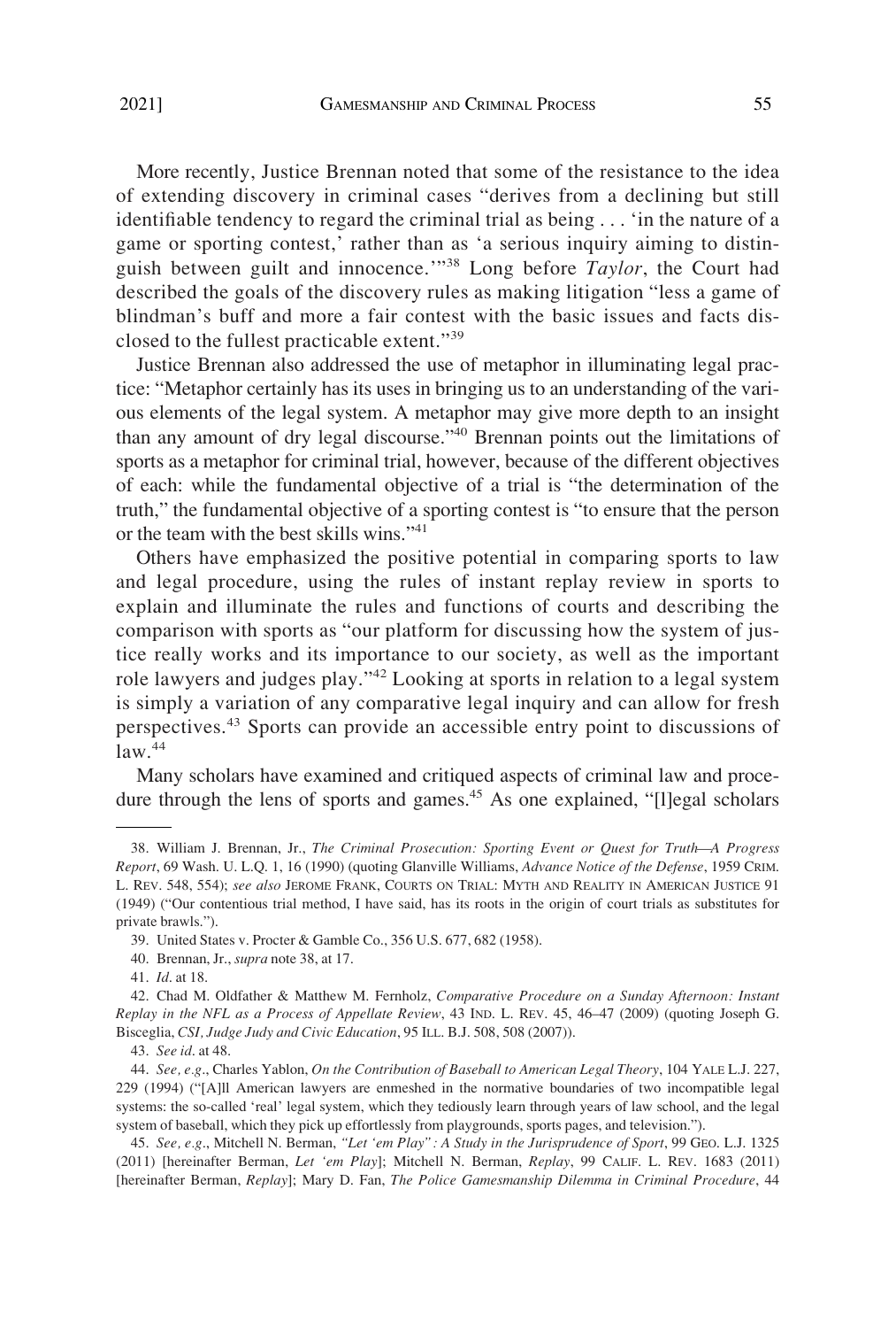More recently, Justice Brennan noted that some of the resistance to the idea of extending discovery in criminal cases "derives from a declining but still identifiable tendency to regard the criminal trial as being . . . 'in the nature of a game or sporting contest,' rather than as 'a serious inquiry aiming to distinguish between guilt and innocence.'"[38] Long before *Taylor*, the Court had described the goals of the discovery rules as making litigation "less a game of blindman's buff and more a fair contest with the basic issues and facts disclosed to the fullest practicable extent."[39]

Justice Brennan also addressed the use of metaphor in illuminating legal practice: "Metaphor certainly has its uses in bringing us to an understanding of the various elements of the legal system. A metaphor may give more depth to an insight than any amount of dry legal discourse."[40] Brennan points out the limitations of sports as a metaphor for criminal trial, however, because of the different objectives of each: while the fundamental objective of a trial is "the determination of the truth," the fundamental objective of a sporting contest is "to ensure that the person or the team with the best skills wins."[41]

Others have emphasized the positive potential in comparing sports to law and legal procedure, using the rules of instant replay review in sports to explain and illuminate the rules and functions of courts and describing the comparison with sports as "our platform for discussing how the system of justice really works and its importance to our society, as well as the important role lawyers and judges play."[42] Looking at sports in relation to a legal system is simply a variation of any comparative legal inquiry and can allow for fresh perspectives.[43] Sports can provide an accessible entry point to discussions of law.[44]

Many scholars have examined and critiqued aspects of criminal law and procedure through the lens of sports and games.[45] As one explained, "[l]egal scholars

---

38. William J. Brennan, Jr., *The Criminal Prosecution: Sporting Event or Quest for Truth—A Progress Report*, 69 Wash. U. L.Q. 1, 16 (1990) (quoting Glanville Williams, *Advance Notice of the Defense*, 1959 CRIM. L. REV. 548, 554); *see also* JEROME FRANK, COURTS ON TRIAL: MYTH AND REALITY IN AMERICAN JUSTICE 91 (1949) ("Our contentious trial method, I have said, has its roots in the origin of court trials as substitutes for private brawls.").

39. United States v. Procter & Gamble Co., 356 U.S. 677, 682 (1958).

40. Brennan, Jr., *supra* note 38, at 17.

41. *Id*. at 18.

42. Chad M. Oldfather & Matthew M. Fernholz, *Comparative Procedure on a Sunday Afternoon: Instant Replay in the NFL as a Process of Appellate Review*, 43 IND. L. REV. 45, 46–47 (2009) (quoting Joseph G. Bisceglia, *CSI, Judge Judy and Civic Education*, 95 ILL. B.J. 508, 508 (2007)).

43. *See id*. at 48.

44. *See, e.g*., Charles Yablon, *On the Contribution of Baseball to American Legal Theory*, 104 YALE L.J. 227, 229 (1994) ("[A]ll American lawyers are enmeshed in the normative boundaries of two incompatible legal systems: the so-called 'real' legal system, which they tediously learn through years of law school, and the legal system of baseball, which they pick up effortlessly from playgrounds, sports pages, and television.").

45. *See, e.g*., Mitchell N. Berman, *"Let 'em Play": A Study in the Jurisprudence of Sport*, 99 GEO. L.J. 1325 (2011) [hereinafter Berman, *Let 'em Play*]; Mitchell N. Berman, *Replay*, 99 CALIF. L. REV. 1683 (2011) [hereinafter Berman, *Replay*]; Mary D. Fan, *The Police Gamesmanship Dilemma in Criminal Procedure*, 44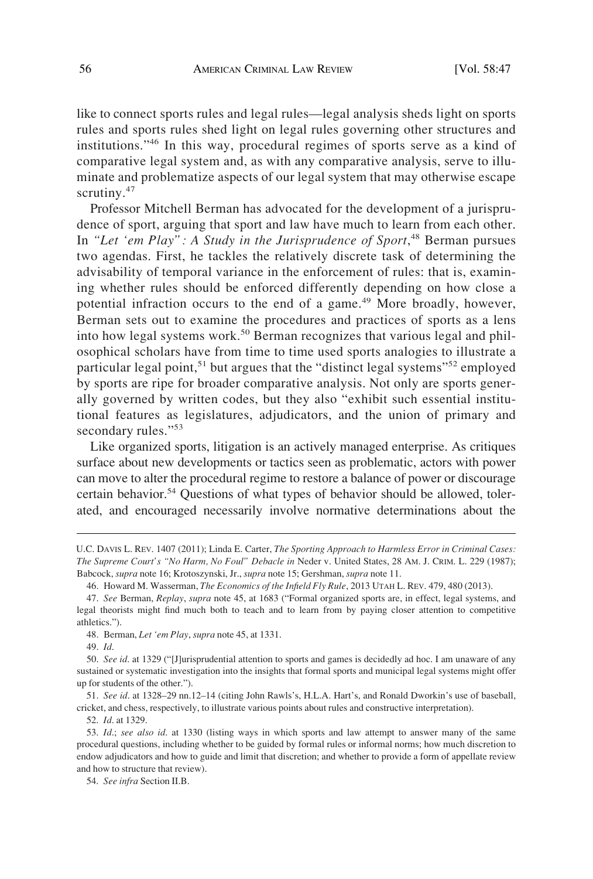like to connect sports rules and legal rules—legal analysis sheds light on sports rules and sports rules shed light on legal rules governing other structures and institutions."[46] In this way, procedural regimes of sports serve as a kind of comparative legal system and, as with any comparative analysis, serve to illuminate and problematize aspects of our legal system that may otherwise escape scrutiny.[47]

Professor Mitchell Berman has advocated for the development of a jurisprudence of sport, arguing that sport and law have much to learn from each other. In *"Let 'em Play": A Study in the Jurisprudence of Sport*,[48] Berman pursues two agendas. First, he tackles the relatively discrete task of determining the advisability of temporal variance in the enforcement of rules: that is, examining whether rules should be enforced differently depending on how close a potential infraction occurs to the end of a game.[49] More broadly, however, Berman sets out to examine the procedures and practices of sports as a lens into how legal systems work.[50] Berman recognizes that various legal and philosophical scholars have from time to time used sports analogies to illustrate a particular legal point,[51] but argues that the "distinct legal systems"[52] employed by sports are ripe for broader comparative analysis. Not only are sports generally governed by written codes, but they also "exhibit such essential institutional features as legislatures, adjudicators, and the union of primary and secondary rules."[53]

Like organized sports, litigation is an actively managed enterprise. As critiques surface about new developments or tactics seen as problematic, actors with power can move to alter the procedural regime to restore a balance of power or discourage certain behavior.[54] Questions of what types of behavior should be allowed, tolerated, and encouraged necessarily involve normative determinations about the

---

U.C. DAVIS L. REV. 1407 (2011); Linda E. Carter, *The Sporting Approach to Harmless Error in Criminal Cases: The Supreme Court's "No Harm, No Foul" Debacle in* Neder v. United States, 28 AM. J. CRIM. L. 229 (1987); Babcock, *supra* note 16; Krotoszynski, Jr., *supra* note 15; Gershman, *supra* note 11.

46. Howard M. Wasserman, *The Economics of the Infield Fly Rule*, 2013 UTAH L. REV. 479, 480 (2013).

47. *See* Berman, *Replay*, *supra* note 45, at 1683 ("Formal organized sports are, in effect, legal systems, and legal theorists might find much both to teach and to learn from by paying closer attention to competitive athletics.").

48. Berman, *Let 'em Play*, *supra* note 45, at 1331.

49. *Id*.

50. *See id*. at 1329 ("[J]urisprudential attention to sports and games is decidedly ad hoc. I am unaware of any sustained or systematic investigation into the insights that formal sports and municipal legal systems might offer up for students of the other.").

51. *See id*. at 1328–29 nn.12–14 (citing John Rawls's, H.L.A. Hart's, and Ronald Dworkin's use of baseball, cricket, and chess, respectively, to illustrate various points about rules and constructive interpretation).

52. *Id*. at 1329.

53. *Id*.; *see also id*. at 1330 (listing ways in which sports and law attempt to answer many of the same procedural questions, including whether to be guided by formal rules or informal norms; how much discretion to endow adjudicators and how to guide and limit that discretion; and whether to provide a form of appellate review and how to structure that review).

54. *See infra* Section II.B.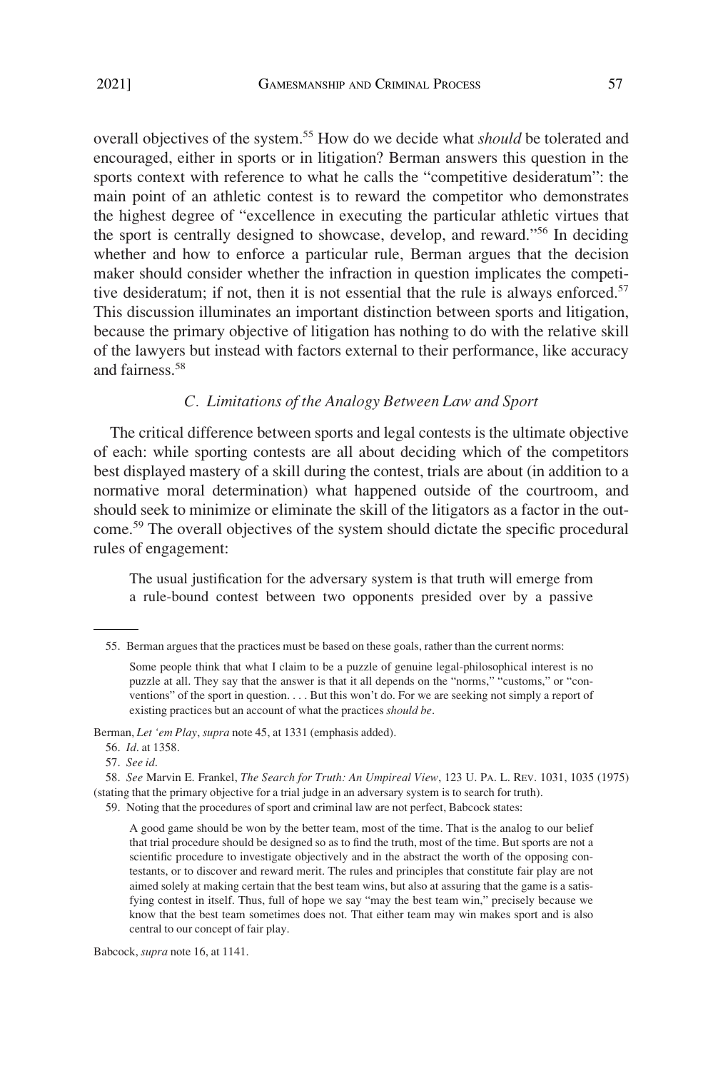overall objectives of the system.[55] How do we decide what *should* be tolerated and encouraged, either in sports or in litigation? Berman answers this question in the sports context with reference to what he calls the "competitive desideratum": the main point of an athletic contest is to reward the competitor who demonstrates the highest degree of "excellence in executing the particular athletic virtues that the sport is centrally designed to showcase, develop, and reward."[56] In deciding whether and how to enforce a particular rule, Berman argues that the decision maker should consider whether the infraction in question implicates the competitive desideratum; if not, then it is not essential that the rule is always enforced.[57] This discussion illuminates an important distinction between sports and litigation, because the primary objective of litigation has nothing to do with the relative skill of the lawyers but instead with factors external to their performance, like accuracy and fairness.[58]

### *C. Limitations of the Analogy Between Law and Sport*

The critical difference between sports and legal contests is the ultimate objective of each: while sporting contests are all about deciding which of the competitors best displayed mastery of a skill during the contest, trials are about (in addition to a normative moral determination) what happened outside of the courtroom, and should seek to minimize or eliminate the skill of the litigators as a factor in the outcome.[59] The overall objectives of the system should dictate the specific procedural rules of engagement:

> The usual justification for the adversary system is that truth will emerge from a rule-bound contest between two opponents presided over by a passive

---

55. Berman argues that the practices must be based on these goals, rather than the current norms:

> Some people think that what I claim to be a puzzle of genuine legal-philosophical interest is no puzzle at all. They say that the answer is that it all depends on the "norms," "customs," or "conventions" of the sport in question. . . . But this won't do. For we are seeking not simply a report of existing practices but an account of what the practices *should be*.

Berman, *Let 'em Play*, *supra* note 45, at 1331 (emphasis added).

56. *Id*. at 1358.

57. *See id*.

58. *See* Marvin E. Frankel, *The Search for Truth: An Umpireal View*, 123 U. PA. L. REV. 1031, 1035 (1975) (stating that the primary objective for a trial judge in an adversary system is to search for truth).

59. Noting that the procedures of sport and criminal law are not perfect, Babcock states:

> A good game should be won by the better team, most of the time. That is the analog to our belief that trial procedure should be designed so as to find the truth, most of the time. But sports are not a scientific procedure to investigate objectively and in the abstract the worth of the opposing contestants, or to discover and reward merit. The rules and principles that constitute fair play are not aimed solely at making certain that the best team wins, but also at assuring that the game is a satisfying contest in itself. Thus, full of hope we say "may the best team win," precisely because we know that the best team sometimes does not. That either team may win makes sport and is also central to our concept of fair play.

Babcock, *supra* note 16, at 1141.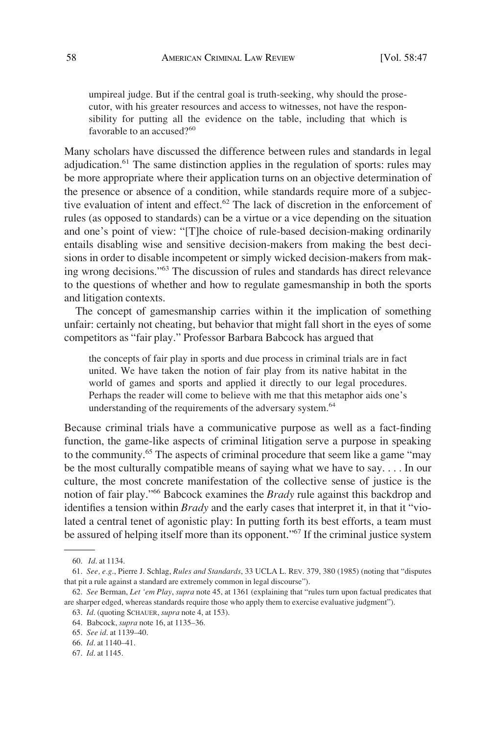umpireal judge. But if the central goal is truth-seeking, why should the prosecutor, with his greater resources and access to witnesses, not have the responsibility for putting all the evidence on the table, including that which is favorable to an accused?[60]

Many scholars have discussed the difference between rules and standards in legal adjudication.[61] The same distinction applies in the regulation of sports: rules may be more appropriate where their application turns on an objective determination of the presence or absence of a condition, while standards require more of a subjective evaluation of intent and effect.[62] The lack of discretion in the enforcement of rules (as opposed to standards) can be a virtue or a vice depending on the situation and one's point of view: "[T]he choice of rule-based decision-making ordinarily entails disabling wise and sensitive decision-makers from making the best decisions in order to disable incompetent or simply wicked decision-makers from making wrong decisions."[63] The discussion of rules and standards has direct relevance to the questions of whether and how to regulate gamesmanship in both the sports and litigation contexts.

The concept of gamesmanship carries within it the implication of something unfair: certainly not cheating, but behavior that might fall short in the eyes of some competitors as "fair play." Professor Barbara Babcock has argued that

> the concepts of fair play in sports and due process in criminal trials are in fact united. We have taken the notion of fair play from its native habitat in the world of games and sports and applied it directly to our legal procedures. Perhaps the reader will come to believe with me that this metaphor aids one's understanding of the requirements of the adversary system.[64]

Because criminal trials have a communicative purpose as well as a fact-finding function, the game-like aspects of criminal litigation serve a purpose in speaking to the community.[65] The aspects of criminal procedure that seem like a game "may be the most culturally compatible means of saying what we have to say. . . . In our culture, the most concrete manifestation of the collective sense of justice is the notion of fair play."[66] Babcock examines the *Brady* rule against this backdrop and identifies a tension within *Brady* and the early cases that interpret it, in that it "violated a central tenet of agonistic play: In putting forth its best efforts, a team must be assured of helping itself more than its opponent."[67] If the criminal justice system

---

60. *Id*. at 1134.

61. *See, e.g*., Pierre J. Schlag, *Rules and Standards*, 33 UCLA L. REV. 379, 380 (1985) (noting that "disputes that pit a rule against a standard are extremely common in legal discourse").

62. *See* Berman, *Let 'em Play*, *supra* note 45, at 1361 (explaining that "rules turn upon factual predicates that are sharper edged, whereas standards require those who apply them to exercise evaluative judgment").

63. *Id*. (quoting SCHAUER, *supra* note 4, at 153).

64. Babcock, *supra* note 16, at 1135–36.

65. *See id*. at 1139–40.

66. *Id*. at 1140–41.

67. *Id*. at 1145.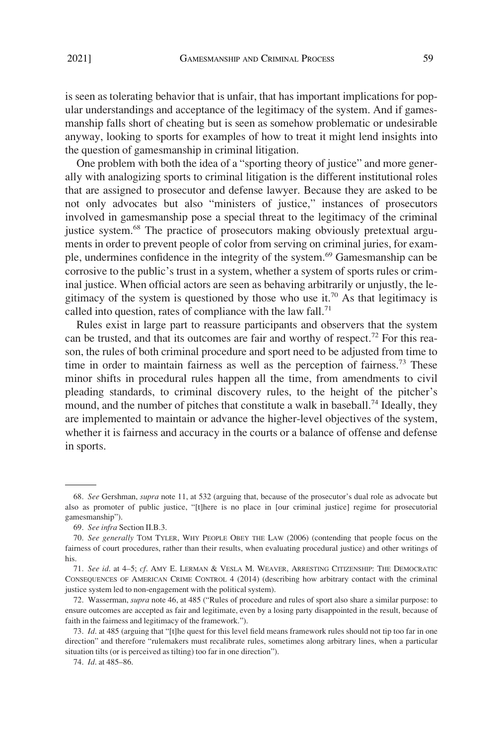is seen as tolerating behavior that is unfair, that has important implications for popular understandings and acceptance of the legitimacy of the system. And if gamesmanship falls short of cheating but is seen as somehow problematic or undesirable anyway, looking to sports for examples of how to treat it might lend insights into the question of gamesmanship in criminal litigation.

One problem with both the idea of a "sporting theory of justice" and more generally with analogizing sports to criminal litigation is the different institutional roles that are assigned to prosecutor and defense lawyer. Because they are asked to be not only advocates but also "ministers of justice," instances of prosecutors involved in gamesmanship pose a special threat to the legitimacy of the criminal justice system.[68] The practice of prosecutors making obviously pretextual arguments in order to prevent people of color from serving on criminal juries, for example, undermines confidence in the integrity of the system.[69] Gamesmanship can be corrosive to the public's trust in a system, whether a system of sports rules or criminal justice. When official actors are seen as behaving arbitrarily or unjustly, the legitimacy of the system is questioned by those who use it.[70] As that legitimacy is called into question, rates of compliance with the law fall.[71]

Rules exist in large part to reassure participants and observers that the system can be trusted, and that its outcomes are fair and worthy of respect.[72] For this reason, the rules of both criminal procedure and sport need to be adjusted from time to time in order to maintain fairness as well as the perception of fairness.[73] These minor shifts in procedural rules happen all the time, from amendments to civil pleading standards, to criminal discovery rules, to the height of the pitcher's mound, and the number of pitches that constitute a walk in baseball.[74] Ideally, they are implemented to maintain or advance the higher-level objectives of the system, whether it is fairness and accuracy in the courts or a balance of offense and defense in sports.

---

68. *See* Gershman, *supra* note 11, at 532 (arguing that, because of the prosecutor's dual role as advocate but also as promoter of public justice, "[t]here is no place in [our criminal justice] regime for prosecutorial gamesmanship").

69. *See infra* Section II.B.3.

70. *See generally* TOM TYLER, WHY PEOPLE OBEY THE LAW (2006) (contending that people focus on the fairness of court procedures, rather than their results, when evaluating procedural justice) and other writings of his.

71. *See id.* at 4–5; *cf.* AMY E. LERMAN & VESLA M. WEAVER, ARRESTING CITIZENSHIP: THE DEMOCRATIC CONSEQUENCES OF AMERICAN CRIME CONTROL 4 (2014) (describing how arbitrary contact with the criminal justice system led to non-engagement with the political system).

72. Wasserman, *supra* note 46, at 485 ("Rules of procedure and rules of sport also share a similar purpose: to ensure outcomes are accepted as fair and legitimate, even by a losing party disappointed in the result, because of faith in the fairness and legitimacy of the framework.").

73. *Id.* at 485 (arguing that "[t]he quest for this level field means framework rules should not tip too far in one direction" and therefore "rulemakers must recalibrate rules, sometimes along arbitrary lines, when a particular situation tilts (or is perceived as tilting) too far in one direction").

74. *Id.* at 485–86.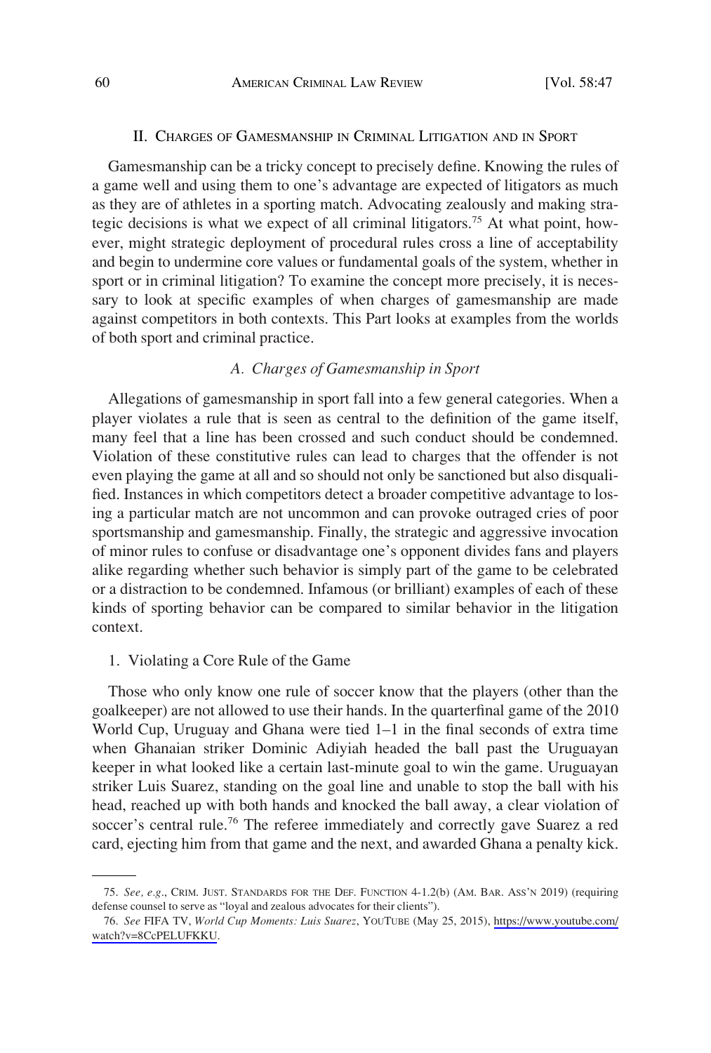## II. Charges of Gamesmanship in Criminal Litigation and in Sport

Gamesmanship can be a tricky concept to precisely define. Knowing the rules of a game well and using them to one's advantage are expected of litigators as much as they are of athletes in a sporting match. Advocating zealously and making strategic decisions is what we expect of all criminal litigators.[75] At what point, however, might strategic deployment of procedural rules cross a line of acceptability and begin to undermine core values or fundamental goals of the system, whether in sport or in criminal litigation? To examine the concept more precisely, it is necessary to look at specific examples of when charges of gamesmanship are made against competitors in both contexts. This Part looks at examples from the worlds of both sport and criminal practice.

### *A. Charges of Gamesmanship in Sport*

Allegations of gamesmanship in sport fall into a few general categories. When a player violates a rule that is seen as central to the definition of the game itself, many feel that a line has been crossed and such conduct should be condemned. Violation of these constitutive rules can lead to charges that the offender is not even playing the game at all and so should not only be sanctioned but also disqualified. Instances in which competitors detect a broader competitive advantage to losing a particular match are not uncommon and can provoke outraged cries of poor sportsmanship and gamesmanship. Finally, the strategic and aggressive invocation of minor rules to confuse or disadvantage one's opponent divides fans and players alike regarding whether such behavior is simply part of the game to be celebrated or a distraction to be condemned. Infamous (or brilliant) examples of each of these kinds of sporting behavior can be compared to similar behavior in the litigation context.

#### 1. Violating a Core Rule of the Game

Those who only know one rule of soccer know that the players (other than the goalkeeper) are not allowed to use their hands. In the quarterfinal game of the 2010 World Cup, Uruguay and Ghana were tied 1–1 in the final seconds of extra time when Ghanaian striker Dominic Adiyiah headed the ball past the Uruguayan keeper in what looked like a certain last-minute goal to win the game. Uruguayan striker Luis Suarez, standing on the goal line and unable to stop the ball with his head, reached up with both hands and knocked the ball away, a clear violation of soccer's central rule.[76] The referee immediately and correctly gave Suarez a red card, ejecting him from that game and the next, and awarded Ghana a penalty kick.

---

75. *See, e.g.*, CRIM. JUST. STANDARDS FOR THE DEF. FUNCTION 4-1.2(b) (AM. BAR. ASS'N 2019) (requiring defense counsel to serve as "loyal and zealous advocates for their clients").

76. *See* FIFA TV, *World Cup Moments: Luis Suarez*, YOUTUBE (May 25, 2015), https://www.youtube.com/watch?v=8CcPELUFKKU.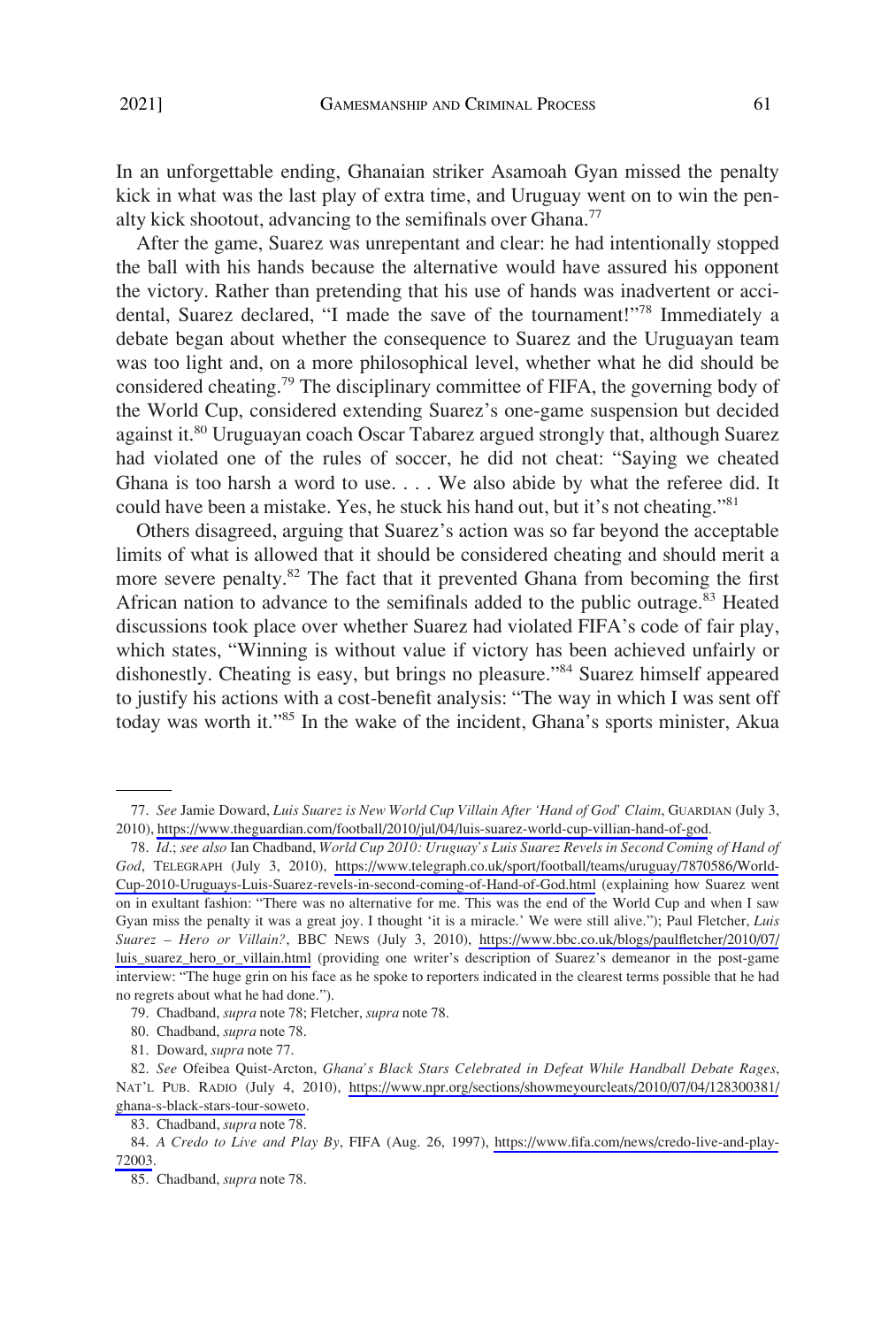In an unforgettable ending, Ghanaian striker Asamoah Gyan missed the penalty kick in what was the last play of extra time, and Uruguay went on to win the penalty kick shootout, advancing to the semifinals over Ghana.[77]

After the game, Suarez was unrepentant and clear: he had intentionally stopped the ball with his hands because the alternative would have assured his opponent the victory. Rather than pretending that his use of hands was inadvertent or accidental, Suarez declared, "I made the save of the tournament!"[78] Immediately a debate began about whether the consequence to Suarez and the Uruguayan team was too light and, on a more philosophical level, whether what he did should be considered cheating.[79] The disciplinary committee of FIFA, the governing body of the World Cup, considered extending Suarez's one-game suspension but decided against it.[80] Uruguayan coach Oscar Tabarez argued strongly that, although Suarez had violated one of the rules of soccer, he did not cheat: "Saying we cheated Ghana is too harsh a word to use. . . . We also abide by what the referee did. It could have been a mistake. Yes, he stuck his hand out, but it's not cheating."[81]

Others disagreed, arguing that Suarez's action was so far beyond the acceptable limits of what is allowed that it should be considered cheating and should merit a more severe penalty.[82] The fact that it prevented Ghana from becoming the first African nation to advance to the semifinals added to the public outrage.[83] Heated discussions took place over whether Suarez had violated FIFA's code of fair play, which states, "Winning is without value if victory has been achieved unfairly or dishonestly. Cheating is easy, but brings no pleasure."[84] Suarez himself appeared to justify his actions with a cost-benefit analysis: "The way in which I was sent off today was worth it."[85] In the wake of the incident, Ghana's sports minister, Akua

---

77. *See* Jamie Doward, *Luis Suarez is New World Cup Villain After 'Hand of God' Claim*, GUARDIAN (July 3, 2010), https://www.theguardian.com/football/2010/jul/04/luis-suarez-world-cup-villian-hand-of-god.

78. *Id.*; *see also* Ian Chadband, *World Cup 2010: Uruguay's Luis Suarez Revels in Second Coming of Hand of God*, TELEGRAPH (July 3, 2010), https://www.telegraph.co.uk/sport/football/teams/uruguay/7870586/World-Cup-2010-Uruguays-Luis-Suarez-revels-in-second-coming-of-Hand-of-God.html (explaining how Suarez went on in exultant fashion: "There was no alternative for me. This was the end of the World Cup and when I saw Gyan miss the penalty it was a great joy. I thought 'it is a miracle.' We were still alive."); Paul Fletcher, *Luis Suarez – Hero or Villain?*, BBC NEWS (July 3, 2010), https://www.bbc.co.uk/blogs/paulfletcher/2010/07/luis_suarez_hero_or_villain.html (providing one writer's description of Suarez's demeanor in the post-game interview: "The huge grin on his face as he spoke to reporters indicated in the clearest terms possible that he had no regrets about what he had done.").

79. Chadband, *supra* note 78; Fletcher, *supra* note 78.

80. Chadband, *supra* note 78.

81. Doward, *supra* note 77.

82. *See* Ofeibea Quist-Arcton, *Ghana's Black Stars Celebrated in Defeat While Handball Debate Rages*, NAT'L PUB. RADIO (July 4, 2010), https://www.npr.org/sections/showmeyourcleats/2010/07/04/128300381/ghana-s-black-stars-tour-soweto.

83. Chadband, *supra* note 78.

84. *A Credo to Live and Play By*, FIFA (Aug. 26, 1997), https://www.fifa.com/news/credo-live-and-play-72003.

85. Chadband, *supra* note 78.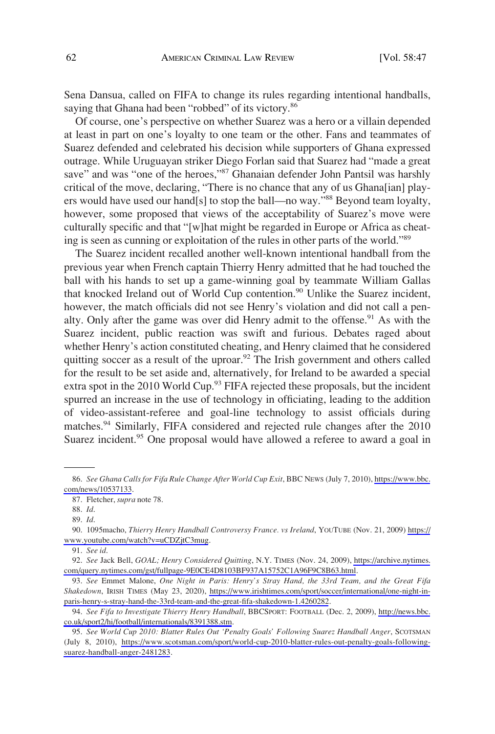Sena Dansua, called on FIFA to change its rules regarding intentional handballs, saying that Ghana had been "robbed" of its victory.[86]

Of course, one's perspective on whether Suarez was a hero or a villain depended at least in part on one's loyalty to one team or the other. Fans and teammates of Suarez defended and celebrated his decision while supporters of Ghana expressed outrage. While Uruguayan striker Diego Forlan said that Suarez had "made a great save" and was "one of the heroes,"[87] Ghanaian defender John Pantsil was harshly critical of the move, declaring, "There is no chance that any of us Ghana[ian] players would have used our hand[s] to stop the ball—no way."[88] Beyond team loyalty, however, some proposed that views of the acceptability of Suarez's move were culturally specific and that "[w]hat might be regarded in Europe or Africa as cheating is seen as cunning or exploitation of the rules in other parts of the world."[89]

The Suarez incident recalled another well-known intentional handball from the previous year when French captain Thierry Henry admitted that he had touched the ball with his hands to set up a game-winning goal by teammate William Gallas that knocked Ireland out of World Cup contention.[90] Unlike the Suarez incident, however, the match officials did not see Henry's violation and did not call a penalty. Only after the game was over did Henry admit to the offense.[91] As with the Suarez incident, public reaction was swift and furious. Debates raged about whether Henry's action constituted cheating, and Henry claimed that he considered quitting soccer as a result of the uproar.[92] The Irish government and others called for the result to be set aside and, alternatively, for Ireland to be awarded a special extra spot in the 2010 World Cup.[93] FIFA rejected these proposals, but the incident spurred an increase in the use of technology in officiating, leading to the addition of video-assistant-referee and goal-line technology to assist officials during matches.[94] Similarly, FIFA considered and rejected rule changes after the 2010 Suarez incident.[95] One proposal would have allowed a referee to award a goal in

---

86. *See Ghana Calls for Fifa Rule Change After World Cup Exit*, BBC NEWS (July 7, 2010), https://www.bbc.com/news/10537133.

87. Fletcher, *supra* note 78.

88. *Id*.

89. *Id*.

90. 1095macho, *Thierry Henry Handball Controversy France. vs Ireland*, YOUTUBE (Nov. 21, 2009) https://www.youtube.com/watch?v=uCDZjtC3mug.

91. *See id*.

92. *See* Jack Bell, *GOAL; Henry Considered Quitting*, N.Y. TIMES (Nov. 24, 2009), https://archive.nytimes.com/query.nytimes.com/gst/fullpage-9E0CE4D8103BF937A15752C1A96F9C8B63.html.

93. *See* Emmet Malone, *One Night in Paris: Henry's Stray Hand, the 33rd Team, and the Great Fifa Shakedown*, IRISH TIMES (May 23, 2020), https://www.irishtimes.com/sport/soccer/international/one-night-in-paris-henry-s-stray-hand-the-33rd-team-and-the-great-fifa-shakedown-1.4260282.

94. *See Fifa to Investigate Thierry Henry Handball*, BBCSPORT: FOOTBALL (Dec. 2, 2009), http://news.bbc.co.uk/sport2/hi/football/internationals/8391388.stm.

95. *See World Cup 2010: Blatter Rules Out 'Penalty Goals' Following Suarez Handball Anger*, SCOTSMAN (July 8, 2010), https://www.scotsman.com/sport/world-cup-2010-blatter-rules-out-penalty-goals-following-suarez-handball-anger-2481283.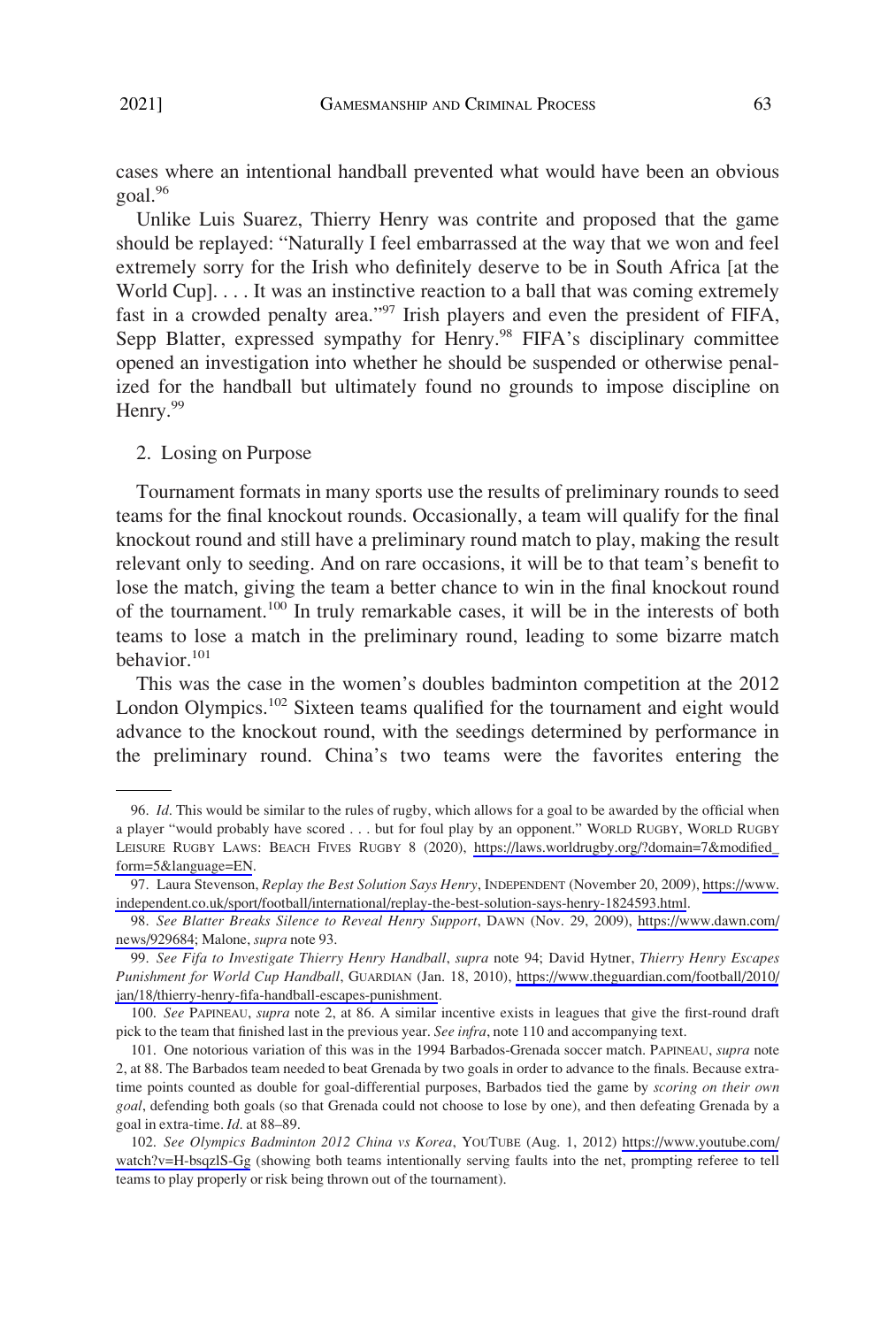cases where an intentional handball prevented what would have been an obvious goal.[96]

Unlike Luis Suarez, Thierry Henry was contrite and proposed that the game should be replayed: "Naturally I feel embarrassed at the way that we won and feel extremely sorry for the Irish who definitely deserve to be in South Africa [at the World Cup]. . . . It was an instinctive reaction to a ball that was coming extremely fast in a crowded penalty area."[97] Irish players and even the president of FIFA, Sepp Blatter, expressed sympathy for Henry.[98] FIFA's disciplinary committee opened an investigation into whether he should be suspended or otherwise penalized for the handball but ultimately found no grounds to impose discipline on Henry.[99]

### 2. Losing on Purpose

Tournament formats in many sports use the results of preliminary rounds to seed teams for the final knockout rounds. Occasionally, a team will qualify for the final knockout round and still have a preliminary round match to play, making the result relevant only to seeding. And on rare occasions, it will be to that team's benefit to lose the match, giving the team a better chance to win in the final knockout round of the tournament.[100] In truly remarkable cases, it will be in the interests of both teams to lose a match in the preliminary round, leading to some bizarre match behavior.[101]

This was the case in the women's doubles badminton competition at the 2012 London Olympics.[102] Sixteen teams qualified for the tournament and eight would advance to the knockout round, with the seedings determined by performance in the preliminary round. China's two teams were the favorites entering the

---

96. *Id*. This would be similar to the rules of rugby, which allows for a goal to be awarded by the official when a player "would probably have scored . . . but for foul play by an opponent." WORLD RUGBY, WORLD RUGBY LEISURE RUGBY LAWS: BEACH FIVES RUGBY 8 (2020), https://laws.worldrugby.org/?domain=7&modified_form=5&language=EN.

97. Laura Stevenson, *Replay the Best Solution Says Henry*, INDEPENDENT (November 20, 2009), https://www.independent.co.uk/sport/football/international/replay-the-best-solution-says-henry-1824593.html.

98. *See Blatter Breaks Silence to Reveal Henry Support*, DAWN (Nov. 29, 2009), https://www.dawn.com/news/929684; Malone, *supra* note 93.

99. *See Fifa to Investigate Thierry Henry Handball*, *supra* note 94; David Hytner, *Thierry Henry Escapes Punishment for World Cup Handball*, GUARDIAN (Jan. 18, 2010), https://www.theguardian.com/football/2010/jan/18/thierry-henry-fifa-handball-escapes-punishment.

100. *See* PAPINEAU, *supra* note 2, at 86. A similar incentive exists in leagues that give the first-round draft pick to the team that finished last in the previous year. *See infra*, note 110 and accompanying text.

101. One notorious variation of this was in the 1994 Barbados-Grenada soccer match. PAPINEAU, *supra* note 2, at 88. The Barbados team needed to beat Grenada by two goals in order to advance to the finals. Because extra-time points counted as double for goal-differential purposes, Barbados tied the game by *scoring on their own goal*, defending both goals (so that Grenada could not choose to lose by one), and then defeating Grenada by a goal in extra-time. *Id*. at 88–89.

102. *See Olympics Badminton 2012 China vs Korea*, YOUTUBE (Aug. 1, 2012) https://www.youtube.com/watch?v=H-bsqzlS-Gg (showing both teams intentionally serving faults into the net, prompting referee to tell teams to play properly or risk being thrown out of the tournament).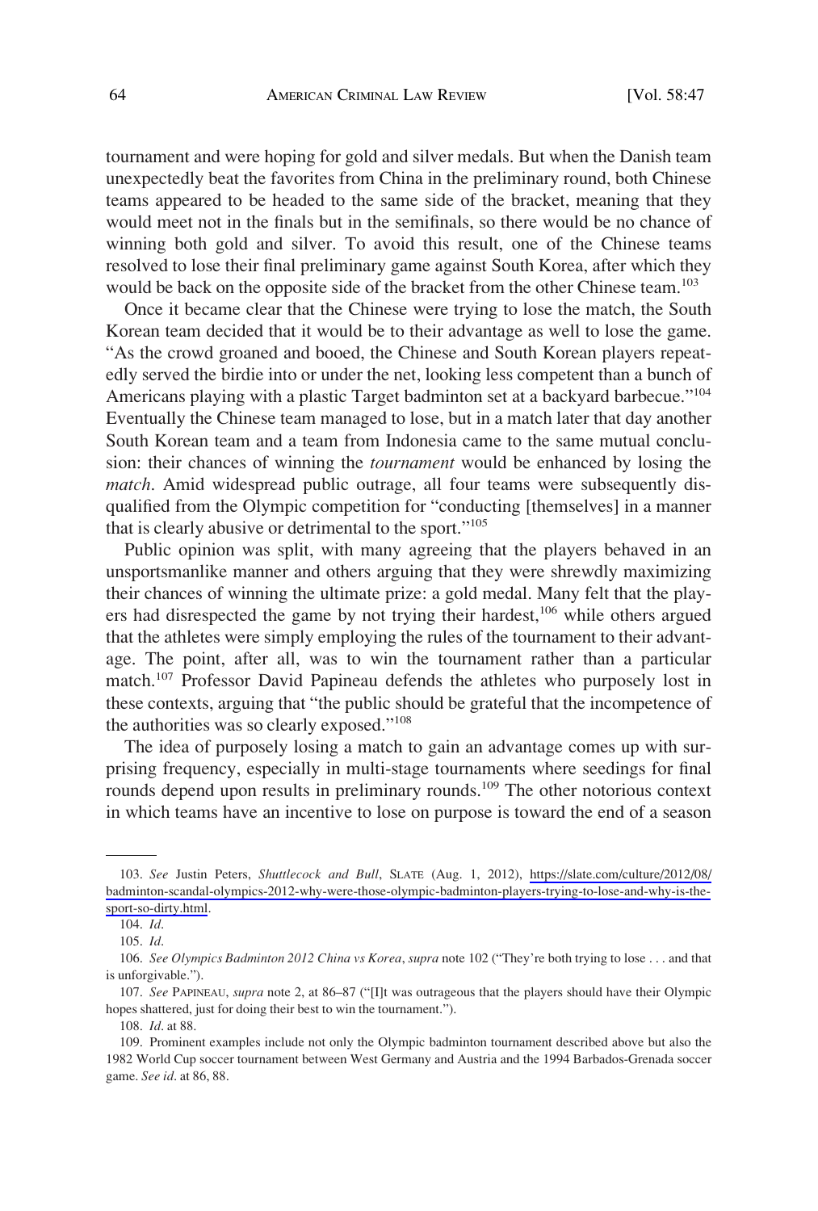tournament and were hoping for gold and silver medals. But when the Danish team unexpectedly beat the favorites from China in the preliminary round, both Chinese teams appeared to be headed to the same side of the bracket, meaning that they would meet not in the finals but in the semifinals, so there would be no chance of winning both gold and silver. To avoid this result, one of the Chinese teams resolved to lose their final preliminary game against South Korea, after which they would be back on the opposite side of the bracket from the other Chinese team.[103]

Once it became clear that the Chinese were trying to lose the match, the South Korean team decided that it would be to their advantage as well to lose the game. "As the crowd groaned and booed, the Chinese and South Korean players repeatedly served the birdie into or under the net, looking less competent than a bunch of Americans playing with a plastic Target badminton set at a backyard barbecue."[104] Eventually the Chinese team managed to lose, but in a match later that day another South Korean team and a team from Indonesia came to the same mutual conclusion: their chances of winning the *tournament* would be enhanced by losing the *match*. Amid widespread public outrage, all four teams were subsequently disqualified from the Olympic competition for "conducting [themselves] in a manner that is clearly abusive or detrimental to the sport."[105]

Public opinion was split, with many agreeing that the players behaved in an unsportsmanlike manner and others arguing that they were shrewdly maximizing their chances of winning the ultimate prize: a gold medal. Many felt that the players had disrespected the game by not trying their hardest,[106] while others argued that the athletes were simply employing the rules of the tournament to their advantage. The point, after all, was to win the tournament rather than a particular match.[107] Professor David Papineau defends the athletes who purposely lost in these contexts, arguing that "the public should be grateful that the incompetence of the authorities was so clearly exposed."[108]

The idea of purposely losing a match to gain an advantage comes up with surprising frequency, especially in multi-stage tournaments where seedings for final rounds depend upon results in preliminary rounds.[109] The other notorious context in which teams have an incentive to lose on purpose is toward the end of a season

---

103. *See* Justin Peters, *Shuttlecock and Bull*, SLATE (Aug. 1, 2012), https://slate.com/culture/2012/08/badminton-scandal-olympics-2012-why-were-those-olympic-badminton-players-trying-to-lose-and-why-is-the-sport-so-dirty.html.

104. *Id.*

105. *Id.*

106. *See Olympics Badminton 2012 China vs Korea*, *supra* note 102 ("They're both trying to lose . . . and that is unforgivable.").

107. *See* PAPINEAU, *supra* note 2, at 86–87 ("[I]t was outrageous that the players should have their Olympic hopes shattered, just for doing their best to win the tournament.").

108. *Id.* at 88.

109. Prominent examples include not only the Olympic badminton tournament described above but also the 1982 World Cup soccer tournament between West Germany and Austria and the 1994 Barbados-Grenada soccer game. *See id.* at 86, 88.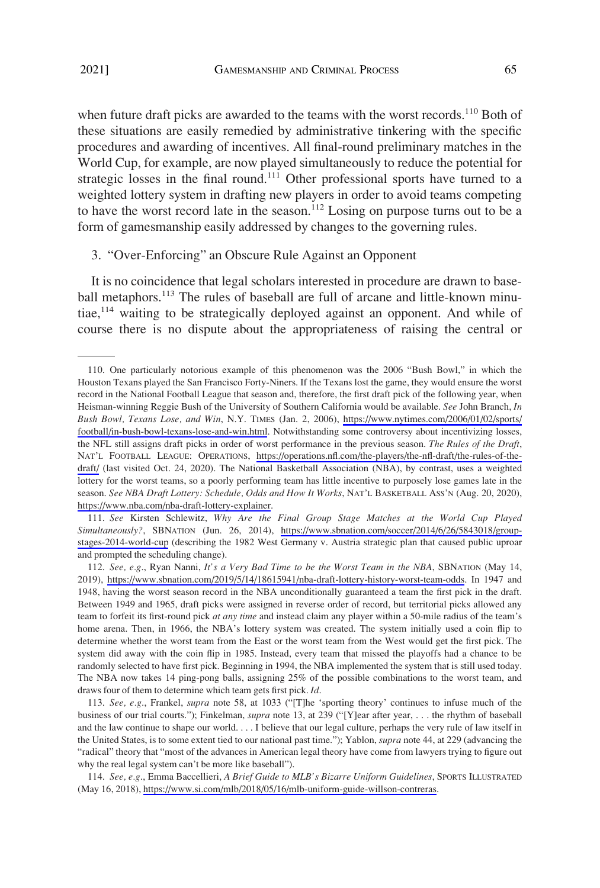when future draft picks are awarded to the teams with the worst records.[110] Both of these situations are easily remedied by administrative tinkering with the specific procedures and awarding of incentives. All final-round preliminary matches in the World Cup, for example, are now played simultaneously to reduce the potential for strategic losses in the final round.[111] Other professional sports have turned to a weighted lottery system in drafting new players in order to avoid teams competing to have the worst record late in the season.[112] Losing on purpose turns out to be a form of gamesmanship easily addressed by changes to the governing rules.

### 3. "Over-Enforcing" an Obscure Rule Against an Opponent

It is no coincidence that legal scholars interested in procedure are drawn to baseball metaphors.[113] The rules of baseball are full of arcane and little-known minutiae,[114] waiting to be strategically deployed against an opponent. And while of course there is no dispute about the appropriateness of raising the central or

---

110. One particularly notorious example of this phenomenon was the 2006 "Bush Bowl," in which the Houston Texans played the San Francisco Forty-Niners. If the Texans lost the game, they would ensure the worst record in the National Football League that season and, therefore, the first draft pick of the following year, when Heisman-winning Reggie Bush of the University of Southern California would be available. *See* John Branch, *In Bush Bowl, Texans Lose, and Win*, N.Y. TIMES (Jan. 2, 2006), https://www.nytimes.com/2006/01/02/sports/football/in-bush-bowl-texans-lose-and-win.html. Notwithstanding some controversy about incentivizing losses, the NFL still assigns draft picks in order of worst performance in the previous season. *The Rules of the Draft*, NAT'L FOOTBALL LEAGUE: OPERATIONS, https://operations.nfl.com/the-players/the-nfl-draft/the-rules-of-the-draft/ (last visited Oct. 24, 2020). The National Basketball Association (NBA), by contrast, uses a weighted lottery for the worst teams, so a poorly performing team has little incentive to purposely lose games late in the season. *See NBA Draft Lottery: Schedule, Odds and How It Works*, NAT'L BASKETBALL ASS'N (Aug. 20, 2020), https://www.nba.com/nba-draft-lottery-explainer.

111. *See* Kirsten Schlewitz, *Why Are the Final Group Stage Matches at the World Cup Played Simultaneously?*, SBNATION (Jun. 26, 2014), https://www.sbnation.com/soccer/2014/6/26/5843018/group-stages-2014-world-cup (describing the 1982 West Germany v. Austria strategic plan that caused public uproar and prompted the scheduling change).

112. *See, e.g.*, Ryan Nanni, *It's a Very Bad Time to be the Worst Team in the NBA*, SBNATION (May 14, 2019), https://www.sbnation.com/2019/5/14/18615941/nba-draft-lottery-history-worst-team-odds. In 1947 and 1948, having the worst season record in the NBA unconditionally guaranteed a team the first pick in the draft. Between 1949 and 1965, draft picks were assigned in reverse order of record, but territorial picks allowed any team to forfeit its first-round pick *at any time* and instead claim any player within a 50-mile radius of the team's home arena. Then, in 1966, the NBA's lottery system was created. The system initially used a coin flip to determine whether the worst team from the East or the worst team from the West would get the first pick. The system did away with the coin flip in 1985. Instead, every team that missed the playoffs had a chance to be randomly selected to have first pick. Beginning in 1994, the NBA implemented the system that is still used today. The NBA now takes 14 ping-pong balls, assigning 25% of the possible combinations to the worst team, and draws four of them to determine which team gets first pick. *Id*.

113. *See, e.g.*, Frankel, *supra* note 58, at 1033 ("[T]he 'sporting theory' continues to infuse much of the business of our trial courts."); Finkelman, *supra* note 13, at 239 ("[Y]ear after year, . . . the rhythm of baseball and the law continue to shape our world. . . . I believe that our legal culture, perhaps the very rule of law itself in the United States, is to some extent tied to our national past time."); Yablon, *supra* note 44, at 229 (advancing the "radical" theory that "most of the advances in American legal theory have come from lawyers trying to figure out why the real legal system can't be more like baseball").

114. *See, e.g.*, Emma Baccellieri, *A Brief Guide to MLB's Bizarre Uniform Guidelines*, SPORTS ILLUSTRATED (May 16, 2018), https://www.si.com/mlb/2018/05/16/mlb-uniform-guide-willson-contreras.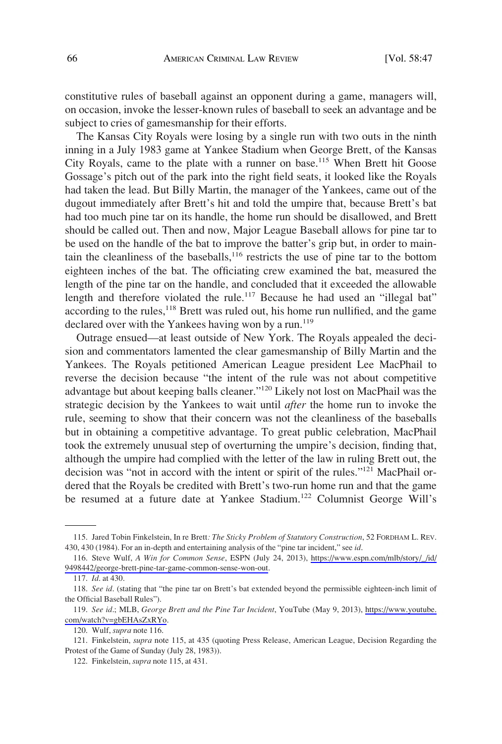constitutive rules of baseball against an opponent during a game, managers will, on occasion, invoke the lesser-known rules of baseball to seek an advantage and be subject to cries of gamesmanship for their efforts.

The Kansas City Royals were losing by a single run with two outs in the ninth inning in a July 1983 game at Yankee Stadium when George Brett, of the Kansas City Royals, came to the plate with a runner on base.[115] When Brett hit Goose Gossage's pitch out of the park into the right field seats, it looked like the Royals had taken the lead. But Billy Martin, the manager of the Yankees, came out of the dugout immediately after Brett's hit and told the umpire that, because Brett's bat had too much pine tar on its handle, the home run should be disallowed, and Brett should be called out. Then and now, Major League Baseball allows for pine tar to be used on the handle of the bat to improve the batter's grip but, in order to maintain the cleanliness of the baseballs,[116] restricts the use of pine tar to the bottom eighteen inches of the bat. The officiating crew examined the bat, measured the length of the pine tar on the handle, and concluded that it exceeded the allowable length and therefore violated the rule.[117] Because he had used an "illegal bat" according to the rules,[118] Brett was ruled out, his home run nullified, and the game declared over with the Yankees having won by a run.[119]

Outrage ensued—at least outside of New York. The Royals appealed the decision and commentators lamented the clear gamesmanship of Billy Martin and the Yankees. The Royals petitioned American League president Lee MacPhail to reverse the decision because "the intent of the rule was not about competitive advantage but about keeping balls cleaner."[120] Likely not lost on MacPhail was the strategic decision by the Yankees to wait until *after* the home run to invoke the rule, seeming to show that their concern was not the cleanliness of the baseballs but in obtaining a competitive advantage. To great public celebration, MacPhail took the extremely unusual step of overturning the umpire's decision, finding that, although the umpire had complied with the letter of the law in ruling Brett out, the decision was "not in accord with the intent or spirit of the rules."[121] MacPhail ordered that the Royals be credited with Brett's two-run home run and that the game be resumed at a future date at Yankee Stadium.[122] Columnist George Will's

---

115. Jared Tobin Finkelstein, In re Brett*: The Sticky Problem of Statutory Construction*, 52 FORDHAM L. REV. 430, 430 (1984). For an in-depth and entertaining analysis of the "pine tar incident," see *id*.

116. Steve Wulf, *A Win for Common Sense*, ESPN (July 24, 2013), https://www.espn.com/mlb/story/_/id/9498442/george-brett-pine-tar-game-common-sense-won-out.

117. *Id*. at 430.

118. *See id*. (stating that "the pine tar on Brett's bat extended beyond the permissible eighteen-inch limit of the Official Baseball Rules").

119. *See id*.; MLB, *George Brett and the Pine Tar Incident*, YouTube (May 9, 2013), https://www.youtube.com/watch?v=gbEHAsZxRYo.

120. Wulf, *supra* note 116.

121. Finkelstein, *supra* note 115, at 435 (quoting Press Release, American League, Decision Regarding the Protest of the Game of Sunday (July 28, 1983)).

122. Finkelstein, *supra* note 115, at 431.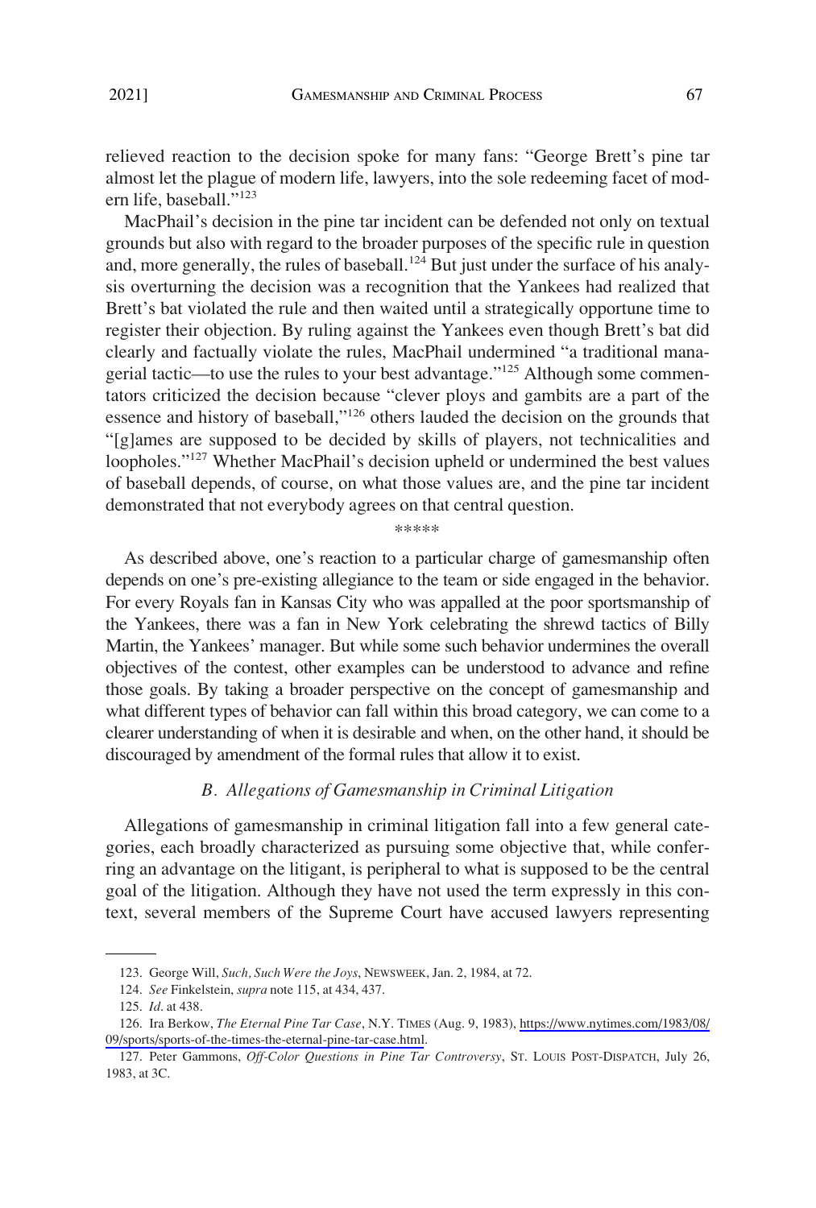relieved reaction to the decision spoke for many fans: "George Brett's pine tar almost let the plague of modern life, lawyers, into the sole redeeming facet of modern life, baseball."[123]

MacPhail's decision in the pine tar incident can be defended not only on textual grounds but also with regard to the broader purposes of the specific rule in question and, more generally, the rules of baseball.[124] But just under the surface of his analysis overturning the decision was a recognition that the Yankees had realized that Brett's bat violated the rule and then waited until a strategically opportune time to register their objection. By ruling against the Yankees even though Brett's bat did clearly and factually violate the rules, MacPhail undermined "a traditional managerial tactic—to use the rules to your best advantage."[125] Although some commentators criticized the decision because "clever ploys and gambits are a part of the essence and history of baseball,"[126] others lauded the decision on the grounds that "[g]ames are supposed to be decided by skills of players, not technicalities and loopholes."[127] Whether MacPhail's decision upheld or undermined the best values of baseball depends, of course, on what those values are, and the pine tar incident demonstrated that not everybody agrees on that central question.

*****

As described above, one's reaction to a particular charge of gamesmanship often depends on one's pre-existing allegiance to the team or side engaged in the behavior. For every Royals fan in Kansas City who was appalled at the poor sportsmanship of the Yankees, there was a fan in New York celebrating the shrewd tactics of Billy Martin, the Yankees' manager. But while some such behavior undermines the overall objectives of the contest, other examples can be understood to advance and refine those goals. By taking a broader perspective on the concept of gamesmanship and what different types of behavior can fall within this broad category, we can come to a clearer understanding of when it is desirable and when, on the other hand, it should be discouraged by amendment of the formal rules that allow it to exist.

### *B. Allegations of Gamesmanship in Criminal Litigation*

Allegations of gamesmanship in criminal litigation fall into a few general categories, each broadly characterized as pursuing some objective that, while conferring an advantage on the litigant, is peripheral to what is supposed to be the central goal of the litigation. Although they have not used the term expressly in this context, several members of the Supreme Court have accused lawyers representing

---

123. George Will, *Such, Such Were the Joys*, NEWSWEEK, Jan. 2, 1984, at 72.

124. *See* Finkelstein, *supra* note 115, at 434, 437.

125. *Id*. at 438.

126. Ira Berkow, *The Eternal Pine Tar Case*, N.Y. TIMES (Aug. 9, 1983), https://www.nytimes.com/1983/08/09/sports/sports-of-the-times-the-eternal-pine-tar-case.html.

127. Peter Gammons, *Off-Color Questions in Pine Tar Controversy*, ST. LOUIS POST-DISPATCH, July 26, 1983, at 3C.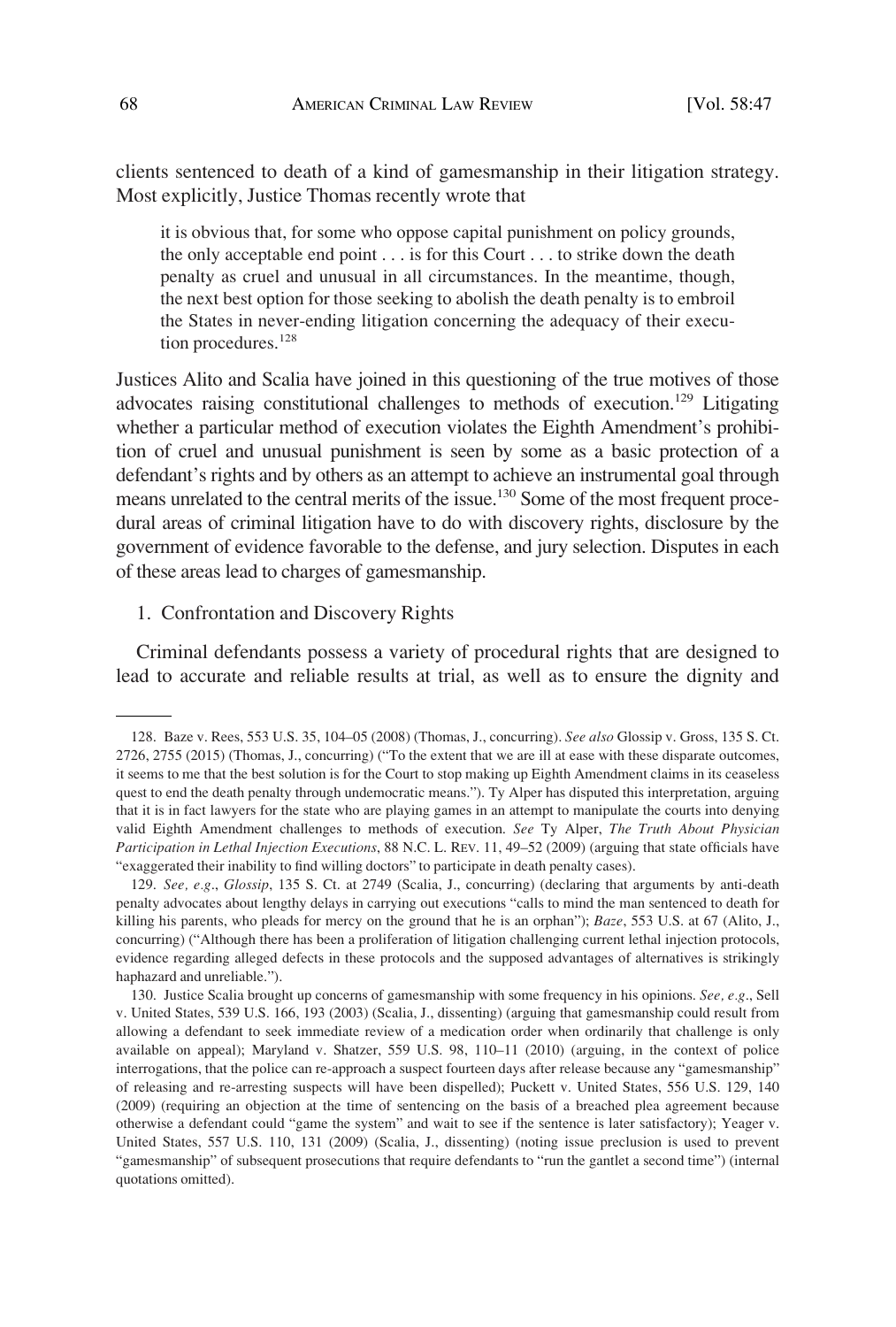clients sentenced to death of a kind of gamesmanship in their litigation strategy. Most explicitly, Justice Thomas recently wrote that

> it is obvious that, for some who oppose capital punishment on policy grounds, the only acceptable end point . . . is for this Court . . . to strike down the death penalty as cruel and unusual in all circumstances. In the meantime, though, the next best option for those seeking to abolish the death penalty is to embroil the States in never-ending litigation concerning the adequacy of their execution procedures.[128]

Justices Alito and Scalia have joined in this questioning of the true motives of those advocates raising constitutional challenges to methods of execution.[129] Litigating whether a particular method of execution violates the Eighth Amendment's prohibition of cruel and unusual punishment is seen by some as a basic protection of a defendant's rights and by others as an attempt to achieve an instrumental goal through means unrelated to the central merits of the issue.[130] Some of the most frequent procedural areas of criminal litigation have to do with discovery rights, disclosure by the government of evidence favorable to the defense, and jury selection. Disputes in each of these areas lead to charges of gamesmanship.

1. Confrontation and Discovery Rights

Criminal defendants possess a variety of procedural rights that are designed to lead to accurate and reliable results at trial, as well as to ensure the dignity and

---

128. Baze v. Rees, 553 U.S. 35, 104–05 (2008) (Thomas, J., concurring). *See also* Glossip v. Gross, 135 S. Ct. 2726, 2755 (2015) (Thomas, J., concurring) ("To the extent that we are ill at ease with these disparate outcomes, it seems to me that the best solution is for the Court to stop making up Eighth Amendment claims in its ceaseless quest to end the death penalty through undemocratic means."). Ty Alper has disputed this interpretation, arguing that it is in fact lawyers for the state who are playing games in an attempt to manipulate the courts into denying valid Eighth Amendment challenges to methods of execution. *See* Ty Alper, *The Truth About Physician Participation in Lethal Injection Executions*, 88 N.C. L. REV. 11, 49–52 (2009) (arguing that state officials have "exaggerated their inability to find willing doctors" to participate in death penalty cases).

129. *See, e.g.*, *Glossip*, 135 S. Ct. at 2749 (Scalia, J., concurring) (declaring that arguments by anti-death penalty advocates about lengthy delays in carrying out executions "calls to mind the man sentenced to death for killing his parents, who pleads for mercy on the ground that he is an orphan"); *Baze*, 553 U.S. at 67 (Alito, J., concurring) ("Although there has been a proliferation of litigation challenging current lethal injection protocols, evidence regarding alleged defects in these protocols and the supposed advantages of alternatives is strikingly haphazard and unreliable.").

130. Justice Scalia brought up concerns of gamesmanship with some frequency in his opinions. *See, e.g.*, Sell v. United States, 539 U.S. 166, 193 (2003) (Scalia, J., dissenting) (arguing that gamesmanship could result from allowing a defendant to seek immediate review of a medication order when ordinarily that challenge is only available on appeal); Maryland v. Shatzer, 559 U.S. 98, 110–11 (2010) (arguing, in the context of police interrogations, that the police can re-approach a suspect fourteen days after release because any "gamesmanship" of releasing and re-arresting suspects will have been dispelled); Puckett v. United States, 556 U.S. 129, 140 (2009) (requiring an objection at the time of sentencing on the basis of a breached plea agreement because otherwise a defendant could "game the system" and wait to see if the sentence is later satisfactory); Yeager v. United States, 557 U.S. 110, 131 (2009) (Scalia, J., dissenting) (noting issue preclusion is used to prevent "gamesmanship" of subsequent prosecutions that require defendants to "run the gantlet a second time") (internal quotations omitted).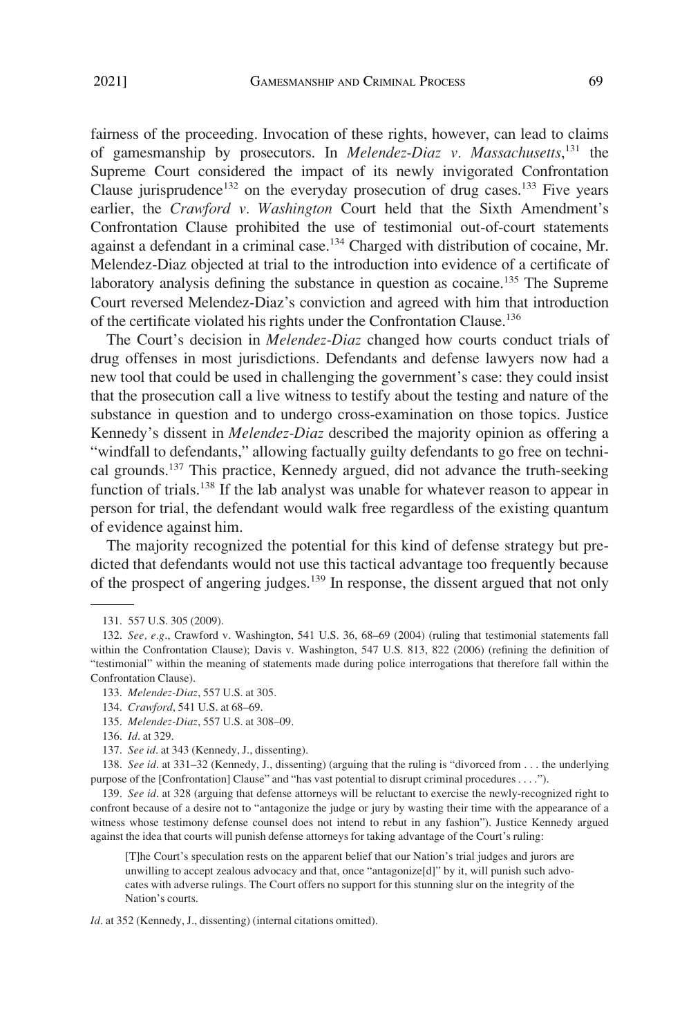fairness of the proceeding. Invocation of these rights, however, can lead to claims of gamesmanship by prosecutors. In *Melendez-Diaz v. Massachusetts*,[131] the Supreme Court considered the impact of its newly invigorated Confrontation Clause jurisprudence[132] on the everyday prosecution of drug cases.[133] Five years earlier, the *Crawford v. Washington* Court held that the Sixth Amendment's Confrontation Clause prohibited the use of testimonial out-of-court statements against a defendant in a criminal case.[134] Charged with distribution of cocaine, Mr. Melendez-Diaz objected at trial to the introduction into evidence of a certificate of laboratory analysis defining the substance in question as cocaine.[135] The Supreme Court reversed Melendez-Diaz's conviction and agreed with him that introduction of the certificate violated his rights under the Confrontation Clause.[136]

The Court's decision in *Melendez-Diaz* changed how courts conduct trials of drug offenses in most jurisdictions. Defendants and defense lawyers now had a new tool that could be used in challenging the government's case: they could insist that the prosecution call a live witness to testify about the testing and nature of the substance in question and to undergo cross-examination on those topics. Justice Kennedy's dissent in *Melendez-Diaz* described the majority opinion as offering a "windfall to defendants," allowing factually guilty defendants to go free on technical grounds.[137] This practice, Kennedy argued, did not advance the truth-seeking function of trials.[138] If the lab analyst was unable for whatever reason to appear in person for trial, the defendant would walk free regardless of the existing quantum of evidence against him.

The majority recognized the potential for this kind of defense strategy but predicted that defendants would not use this tactical advantage too frequently because of the prospect of angering judges.[139] In response, the dissent argued that not only

---

131. 557 U.S. 305 (2009).

132. *See, e.g.*, Crawford v. Washington, 541 U.S. 36, 68–69 (2004) (ruling that testimonial statements fall within the Confrontation Clause); Davis v. Washington, 547 U.S. 813, 822 (2006) (refining the definition of "testimonial" within the meaning of statements made during police interrogations that therefore fall within the Confrontation Clause).

133. *Melendez-Diaz*, 557 U.S. at 305.

134. *Crawford*, 541 U.S. at 68–69.

135. *Melendez-Diaz*, 557 U.S. at 308–09.

136. *Id*. at 329.

137. *See id*. at 343 (Kennedy, J., dissenting).

138. *See id*. at 331–32 (Kennedy, J., dissenting) (arguing that the ruling is "divorced from . . . the underlying purpose of the [Confrontation] Clause" and "has vast potential to disrupt criminal procedures . . . .").

139. *See id*. at 328 (arguing that defense attorneys will be reluctant to exercise the newly-recognized right to confront because of a desire not to "antagonize the judge or jury by wasting their time with the appearance of a witness whose testimony defense counsel does not intend to rebut in any fashion"). Justice Kennedy argued against the idea that courts will punish defense attorneys for taking advantage of the Court's ruling:

> [T]he Court's speculation rests on the apparent belief that our Nation's trial judges and jurors are unwilling to accept zealous advocacy and that, once "antagonize[d]" by it, will punish such advocates with adverse rulings. The Court offers no support for this stunning slur on the integrity of the Nation's courts.

*Id*. at 352 (Kennedy, J., dissenting) (internal citations omitted).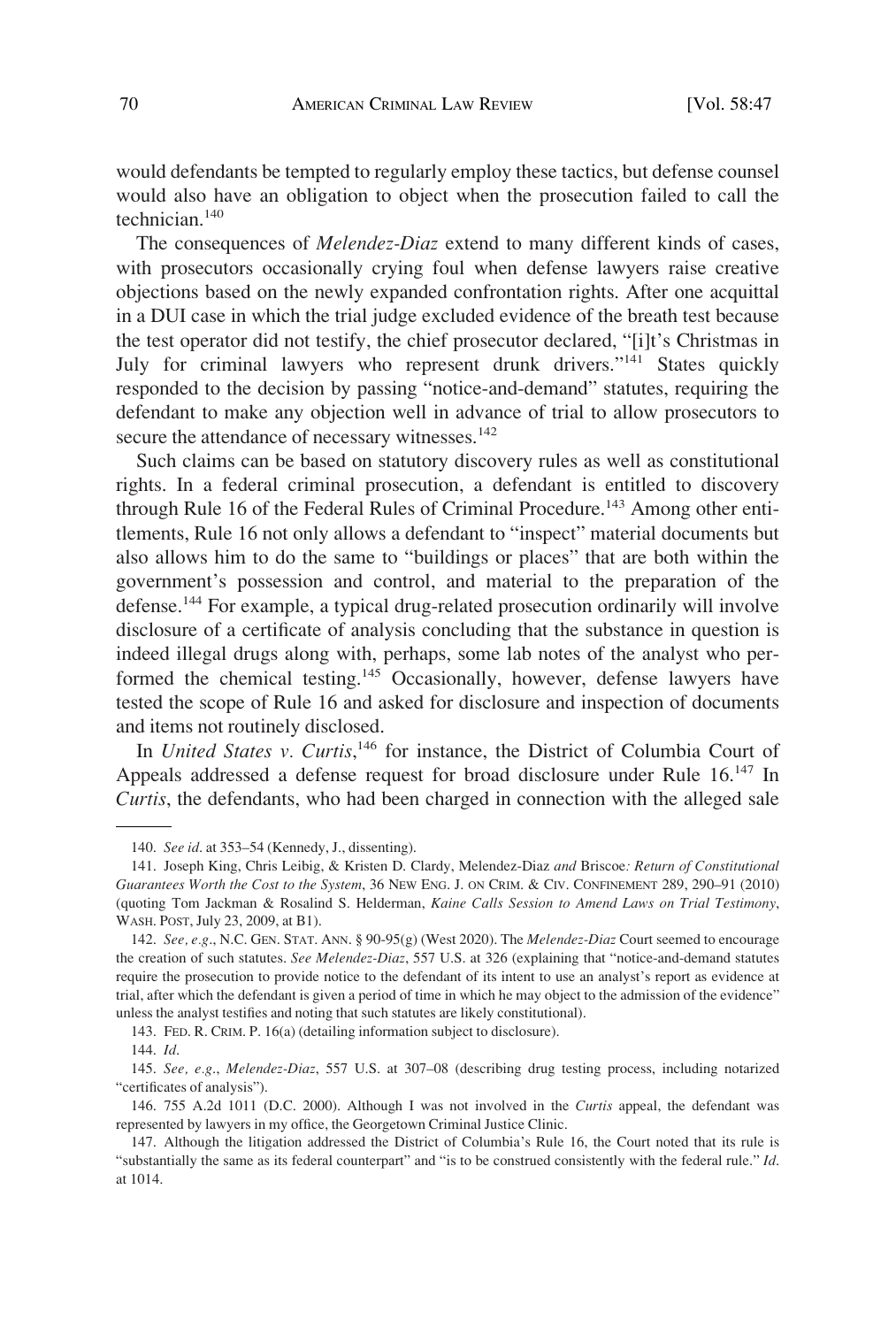would defendants be tempted to regularly employ these tactics, but defense counsel would also have an obligation to object when the prosecution failed to call the technician.[140]

The consequences of *Melendez-Diaz* extend to many different kinds of cases, with prosecutors occasionally crying foul when defense lawyers raise creative objections based on the newly expanded confrontation rights. After one acquittal in a DUI case in which the trial judge excluded evidence of the breath test because the test operator did not testify, the chief prosecutor declared, "[i]t's Christmas in July for criminal lawyers who represent drunk drivers."[141] States quickly responded to the decision by passing "notice-and-demand" statutes, requiring the defendant to make any objection well in advance of trial to allow prosecutors to secure the attendance of necessary witnesses.[142]

Such claims can be based on statutory discovery rules as well as constitutional rights. In a federal criminal prosecution, a defendant is entitled to discovery through Rule 16 of the Federal Rules of Criminal Procedure.[143] Among other entitlements, Rule 16 not only allows a defendant to "inspect" material documents but also allows him to do the same to "buildings or places" that are both within the government's possession and control, and material to the preparation of the defense.[144] For example, a typical drug-related prosecution ordinarily will involve disclosure of a certificate of analysis concluding that the substance in question is indeed illegal drugs along with, perhaps, some lab notes of the analyst who performed the chemical testing.[145] Occasionally, however, defense lawyers have tested the scope of Rule 16 and asked for disclosure and inspection of documents and items not routinely disclosed.

In *United States v. Curtis*,[146] for instance, the District of Columbia Court of Appeals addressed a defense request for broad disclosure under Rule 16.[147] In *Curtis*, the defendants, who had been charged in connection with the alleged sale

---

140. *See id*. at 353–54 (Kennedy, J., dissenting).

141. Joseph King, Chris Leibig, & Kristen D. Clardy, Melendez-Diaz *and* Briscoe*: Return of Constitutional Guarantees Worth the Cost to the System*, 36 NEW ENG. J. ON CRIM. & CIV. CONFINEMENT 289, 290–91 (2010) (quoting Tom Jackman & Rosalind S. Helderman, *Kaine Calls Session to Amend Laws on Trial Testimony*, WASH. POST, July 23, 2009, at B1).

142. *See, e.g*., N.C. GEN. STAT. ANN. § 90-95(g) (West 2020). The *Melendez-Diaz* Court seemed to encourage the creation of such statutes. *See Melendez-Diaz*, 557 U.S. at 326 (explaining that "notice-and-demand statutes require the prosecution to provide notice to the defendant of its intent to use an analyst's report as evidence at trial, after which the defendant is given a period of time in which he may object to the admission of the evidence" unless the analyst testifies and noting that such statutes are likely constitutional).

143. FED. R. CRIM. P. 16(a) (detailing information subject to disclosure).

144. *Id*.

145. *See, e.g*., *Melendez-Diaz*, 557 U.S. at 307–08 (describing drug testing process, including notarized "certificates of analysis").

146. 755 A.2d 1011 (D.C. 2000). Although I was not involved in the *Curtis* appeal, the defendant was represented by lawyers in my office, the Georgetown Criminal Justice Clinic.

147. Although the litigation addressed the District of Columbia's Rule 16, the Court noted that its rule is "substantially the same as its federal counterpart" and "is to be construed consistently with the federal rule." *Id*. at 1014.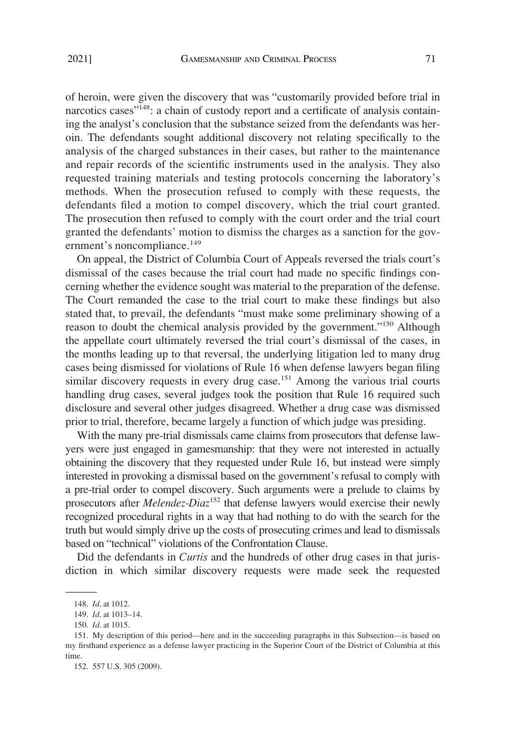of heroin, were given the discovery that was "customarily provided before trial in narcotics cases"[148]: a chain of custody report and a certificate of analysis containing the analyst's conclusion that the substance seized from the defendants was heroin. The defendants sought additional discovery not relating specifically to the analysis of the charged substances in their cases, but rather to the maintenance and repair records of the scientific instruments used in the analysis. They also requested training materials and testing protocols concerning the laboratory's methods. When the prosecution refused to comply with these requests, the defendants filed a motion to compel discovery, which the trial court granted. The prosecution then refused to comply with the court order and the trial court granted the defendants' motion to dismiss the charges as a sanction for the government's noncompliance.[149]

On appeal, the District of Columbia Court of Appeals reversed the trials court's dismissal of the cases because the trial court had made no specific findings concerning whether the evidence sought was material to the preparation of the defense. The Court remanded the case to the trial court to make these findings but also stated that, to prevail, the defendants "must make some preliminary showing of a reason to doubt the chemical analysis provided by the government."[150] Although the appellate court ultimately reversed the trial court's dismissal of the cases, in the months leading up to that reversal, the underlying litigation led to many drug cases being dismissed for violations of Rule 16 when defense lawyers began filing similar discovery requests in every drug case.[151] Among the various trial courts handling drug cases, several judges took the position that Rule 16 required such disclosure and several other judges disagreed. Whether a drug case was dismissed prior to trial, therefore, became largely a function of which judge was presiding.

With the many pre-trial dismissals came claims from prosecutors that defense lawyers were just engaged in gamesmanship: that they were not interested in actually obtaining the discovery that they requested under Rule 16, but instead were simply interested in provoking a dismissal based on the government's refusal to comply with a pre-trial order to compel discovery. Such arguments were a prelude to claims by prosecutors after *Melendez-Diaz*[152] that defense lawyers would exercise their newly recognized procedural rights in a way that had nothing to do with the search for the truth but would simply drive up the costs of prosecuting crimes and lead to dismissals based on "technical" violations of the Confrontation Clause.

Did the defendants in *Curtis* and the hundreds of other drug cases in that jurisdiction in which similar discovery requests were made seek the requested

---

148. *Id*. at 1012.

149. *Id*. at 1013–14.

150. *Id*. at 1015.

151. My description of this period—here and in the succeeding paragraphs in this Subsection—is based on my firsthand experience as a defense lawyer practicing in the Superior Court of the District of Columbia at this time.

152. 557 U.S. 305 (2009).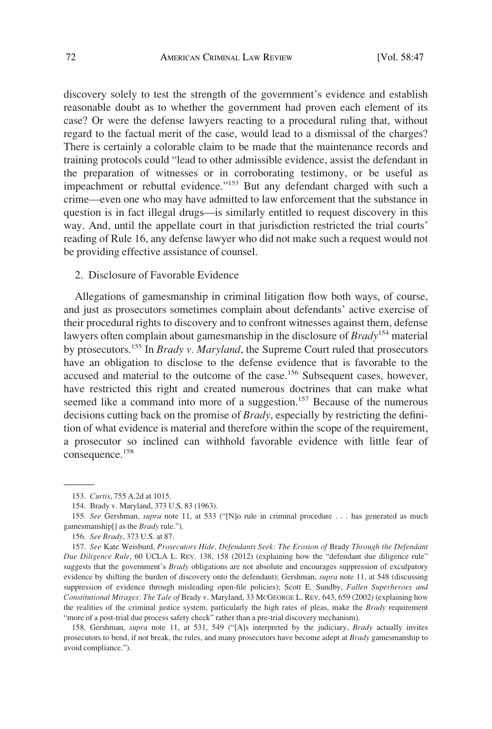discovery solely to test the strength of the government's evidence and establish reasonable doubt as to whether the government had proven each element of its case? Or were the defense lawyers reacting to a procedural ruling that, without regard to the factual merit of the case, would lead to a dismissal of the charges? There is certainly a colorable claim to be made that the maintenance records and training protocols could "lead to other admissible evidence, assist the defendant in the preparation of witnesses or in corroborating testimony, or be useful as impeachment or rebuttal evidence."[153] But any defendant charged with such a crime—even one who may have admitted to law enforcement that the substance in question is in fact illegal drugs—is similarly entitled to request discovery in this way. And, until the appellate court in that jurisdiction restricted the trial courts' reading of Rule 16, any defense lawyer who did not make such a request would not be providing effective assistance of counsel.

2. Disclosure of Favorable Evidence

Allegations of gamesmanship in criminal litigation flow both ways, of course, and just as prosecutors sometimes complain about defendants' active exercise of their procedural rights to discovery and to confront witnesses against them, defense lawyers often complain about gamesmanship in the disclosure of *Brady*[154] material by prosecutors.[155] In *Brady v. Maryland*, the Supreme Court ruled that prosecutors have an obligation to disclose to the defense evidence that is favorable to the accused and material to the outcome of the case.[156] Subsequent cases, however, have restricted this right and created numerous doctrines that can make what seemed like a command into more of a suggestion.[157] Because of the numerous decisions cutting back on the promise of *Brady*, especially by restricting the definition of what evidence is material and therefore within the scope of the requirement, a prosecutor so inclined can withhold favorable evidence with little fear of consequence.[158]

---

153. *Curtis*, 755 A.2d at 1015.

154. Brady v. Maryland, 373 U.S. 83 (1963).

155. *See* Gershman, *supra* note 11, at 533 ("[N]o rule in criminal procedure . . . has generated as much gamesmanship[] as the *Brady* rule.").

156. *See Brady*, 373 U.S. at 87.

157. *See* Kate Weisburd, *Prosecutors Hide, Defendants Seek: The Erosion of* Brady *Through the Defendant Due Diligence Rule*, 60 UCLA L. REV. 138, 158 (2012) (explaining how the "defendant due diligence rule" suggests that the government's *Brady* obligations are not absolute and encourages suppression of exculpatory evidence by shifting the burden of discovery onto the defendant); Gershman, *supra* note 11, at 548 (discussing suppression of evidence through misleading open-file policies); Scott E. Sundby, *Fallen Superheroes and Constitutional Mirages: The Tale of* Brady v. Maryland, 33 MCGEORGE L. REV. 643, 659 (2002) (explaining how the realities of the criminal justice system, particularly the high rates of pleas, make the *Brady* requirement "more of a post-trial due process safety check" rather than a pre-trial discovery mechanism).

158. Gershman, *supra* note 11, at 531, 549 ("[A]s interpreted by the judiciary, *Brady* actually invites prosecutors to bend, if not break, the rules, and many prosecutors have become adept at *Brady* gamesmanship to avoid compliance.").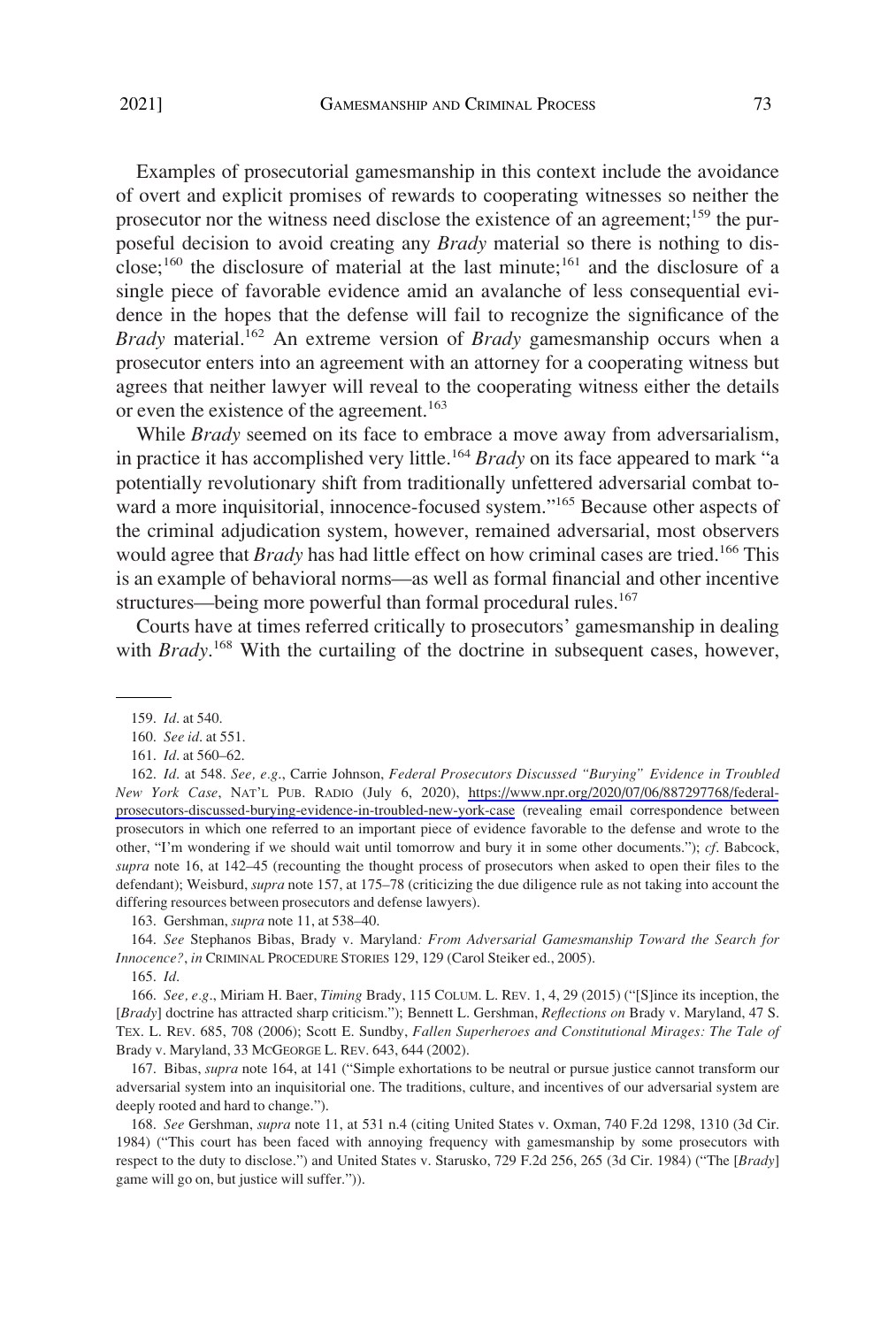Examples of prosecutorial gamesmanship in this context include the avoidance of overt and explicit promises of rewards to cooperating witnesses so neither the prosecutor nor the witness need disclose the existence of an agreement;[159] the purposeful decision to avoid creating any *Brady* material so there is nothing to disclose;[160] the disclosure of material at the last minute;[161] and the disclosure of a single piece of favorable evidence amid an avalanche of less consequential evidence in the hopes that the defense will fail to recognize the significance of the *Brady* material.[162] An extreme version of *Brady* gamesmanship occurs when a prosecutor enters into an agreement with an attorney for a cooperating witness but agrees that neither lawyer will reveal to the cooperating witness either the details or even the existence of the agreement.[163]

While *Brady* seemed on its face to embrace a move away from adversarialism, in practice it has accomplished very little.[164] *Brady* on its face appeared to mark "a potentially revolutionary shift from traditionally unfettered adversarial combat toward a more inquisitorial, innocence-focused system."[165] Because other aspects of the criminal adjudication system, however, remained adversarial, most observers would agree that *Brady* has had little effect on how criminal cases are tried.[166] This is an example of behavioral norms—as well as formal financial and other incentive structures—being more powerful than formal procedural rules.[167]

Courts have at times referred critically to prosecutors' gamesmanship in dealing with *Brady*.[168] With the curtailing of the doctrine in subsequent cases, however,

---

159. *Id*. at 540.

160. *See id*. at 551.

161. *Id*. at 560–62.

162. *Id*. at 548. *See, e.g*., Carrie Johnson, *Federal Prosecutors Discussed "Burying" Evidence in Troubled New York Case*, NAT'L PUB. RADIO (July 6, 2020), https://www.npr.org/2020/07/06/887297768/federal-prosecutors-discussed-burying-evidence-in-troubled-new-york-case (revealing email correspondence between prosecutors in which one referred to an important piece of evidence favorable to the defense and wrote to the other, "I'm wondering if we should wait until tomorrow and bury it in some other documents."); *cf*. Babcock, *supra* note 16, at 142–45 (recounting the thought process of prosecutors when asked to open their files to the defendant); Weisburd, *supra* note 157, at 175–78 (criticizing the due diligence rule as not taking into account the differing resources between prosecutors and defense lawyers).

163. Gershman, *supra* note 11, at 538–40.

164. *See* Stephanos Bibas, Brady v. Maryland*: From Adversarial Gamesmanship Toward the Search for Innocence?*, *in* CRIMINAL PROCEDURE STORIES 129, 129 (Carol Steiker ed., 2005).

165. *Id*.

166. *See, e.g*., Miriam H. Baer, *Timing* Brady, 115 COLUM. L. REV. 1, 4, 29 (2015) ("[S]ince its inception, the [*Brady*] doctrine has attracted sharp criticism."); Bennett L. Gershman, *Reflections on* Brady v. Maryland, 47 S. TEX. L. REV. 685, 708 (2006); Scott E. Sundby, *Fallen Superheroes and Constitutional Mirages: The Tale of* Brady v. Maryland, 33 MCGEORGE L. REV. 643, 644 (2002).

167. Bibas, *supra* note 164, at 141 ("Simple exhortations to be neutral or pursue justice cannot transform our adversarial system into an inquisitorial one. The traditions, culture, and incentives of our adversarial system are deeply rooted and hard to change.").

168. *See* Gershman, *supra* note 11, at 531 n.4 (citing United States v. Oxman, 740 F.2d 1298, 1310 (3d Cir. 1984) ("This court has been faced with annoying frequency with gamesmanship by some prosecutors with respect to the duty to disclose.") and United States v. Starusko, 729 F.2d 256, 265 (3d Cir. 1984) ("The [*Brady*] game will go on, but justice will suffer.")).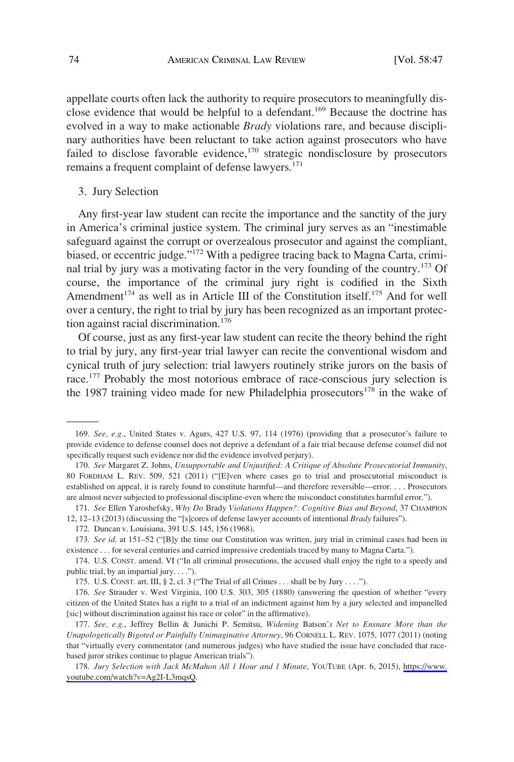appellate courts often lack the authority to require prosecutors to meaningfully disclose evidence that would be helpful to a defendant.[169] Because the doctrine has evolved in a way to make actionable *Brady* violations rare, and because disciplinary authorities have been reluctant to take action against prosecutors who have failed to disclose favorable evidence,[170] strategic nondisclosure by prosecutors remains a frequent complaint of defense lawyers.[171]

### 3. Jury Selection

Any first-year law student can recite the importance and the sanctity of the jury in America's criminal justice system. The criminal jury serves as an "inestimable safeguard against the corrupt or overzealous prosecutor and against the compliant, biased, or eccentric judge."[172] With a pedigree tracing back to Magna Carta, criminal trial by jury was a motivating factor in the very founding of the country.[173] Of course, the importance of the criminal jury right is codified in the Sixth Amendment[174] as well as in Article III of the Constitution itself.[175] And for well over a century, the right to trial by jury has been recognized as an important protection against racial discrimination.[176]

Of course, just as any first-year law student can recite the theory behind the right to trial by jury, any first-year trial lawyer can recite the conventional wisdom and cynical truth of jury selection: trial lawyers routinely strike jurors on the basis of race.[177] Probably the most notorious embrace of race-conscious jury selection is the 1987 training video made for new Philadelphia prosecutors[178] in the wake of

---

169. *See, e.g.*, United States v. Agurs, 427 U.S. 97, 114 (1976) (providing that a prosecutor's failure to provide evidence to defense counsel does not deprive a defendant of a fair trial because defense counsel did not specifically request such evidence nor did the evidence involved perjury).

170. *See* Margaret Z. Johns, *Unsupportable and Unjustified: A Critique of Absolute Prosecutorial Immunity*, 80 FORDHAM L. REV. 509, 521 (2011) ("[E]ven where cases go to trial and prosecutorial misconduct is established on appeal, it is rarely found to constitute harmful—and therefore reversible—error. . . . Prosecutors are almost never subjected to professional discipline-even where the misconduct constitutes harmful error.").

171. *See* Ellen Yaroshefsky, *Why Do* Brady *Violations Happen?: Cognitive Bias and Beyond*, 37 CHAMPION 12, 12–13 (2013) (discussing the "[s]cores of defense lawyer accounts of intentional *Brady* failures").

172. Duncan v. Louisiana, 391 U.S. 145, 156 (1968).

173. *See id.* at 151–52 ("[B]y the time our Constitution was written, jury trial in criminal cases had been in existence . . . for several centuries and carried impressive credentials traced by many to Magna Carta.").

174. U.S. CONST. amend. VI ("In all criminal prosecutions, the accused shall enjoy the right to a speedy and public trial, by an impartial jury. . . .").

175. U.S. CONST. art. III, § 2, cl. 3 ("The Trial of all Crimes . . . shall be by Jury . . . .").

176. *See* Strauder v. West Virginia, 100 U.S. 303, 305 (1880) (answering the question of whether "every citizen of the United States has a right to a trial of an indictment against him by a jury selected and impanelled [sic] without discrimination against his race or color" in the affirmative).

177. *See, e.g.*, Jeffrey Bellin & Junichi P. Semitsu, *Widening* Batson*'s Net to Ensnare More than the Unapologetically Bigoted or Painfully Unimaginative Attorney*, 96 CORNELL L. REV. 1075, 1077 (2011) (noting that "virtually every commentator (and numerous judges) who have studied the issue have concluded that race-based juror strikes continue to plague American trials").

178. *Jury Selection with Jack McMahon All 1 Hour and 1 Minute*, YOUTUBE (Apr. 6, 2015), https://www.youtube.com/watch?v=Ag2I-L3mqsQ.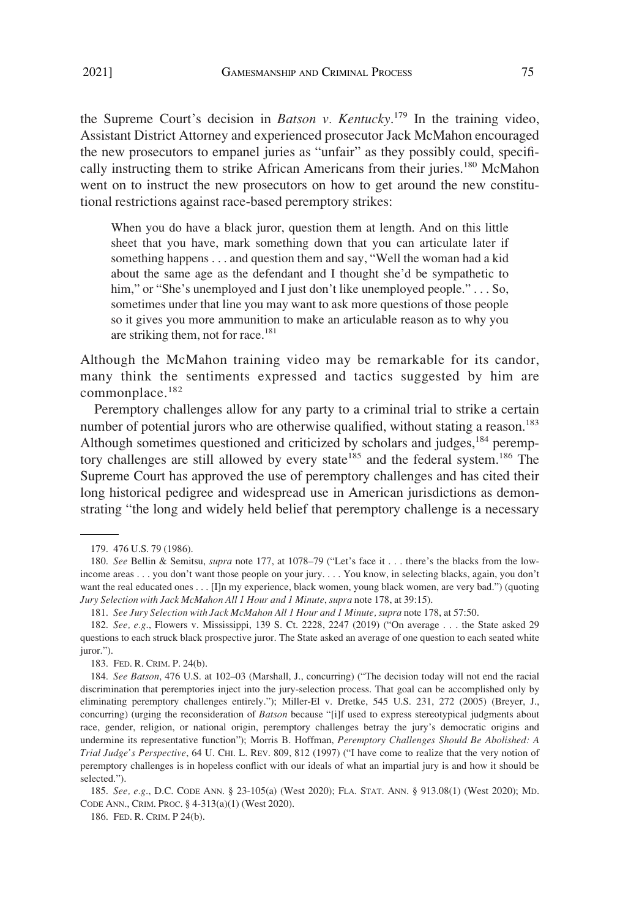the Supreme Court's decision in *Batson v. Kentucky*.[179] In the training video, Assistant District Attorney and experienced prosecutor Jack McMahon encouraged the new prosecutors to empanel juries as "unfair" as they possibly could, specifically instructing them to strike African Americans from their juries.[180] McMahon went on to instruct the new prosecutors on how to get around the new constitutional restrictions against race-based peremptory strikes:

> When you do have a black juror, question them at length. And on this little sheet that you have, mark something down that you can articulate later if something happens . . . and question them and say, "Well the woman had a kid about the same age as the defendant and I thought she'd be sympathetic to him," or "She's unemployed and I just don't like unemployed people." . . . So, sometimes under that line you may want to ask more questions of those people so it gives you more ammunition to make an articulable reason as to why you are striking them, not for race.[181]

Although the McMahon training video may be remarkable for its candor, many think the sentiments expressed and tactics suggested by him are commonplace.[182]

Peremptory challenges allow for any party to a criminal trial to strike a certain number of potential jurors who are otherwise qualified, without stating a reason.[183] Although sometimes questioned and criticized by scholars and judges,[184] peremptory challenges are still allowed by every state[185] and the federal system.[186] The Supreme Court has approved the use of peremptory challenges and has cited their long historical pedigree and widespread use in American jurisdictions as demonstrating "the long and widely held belief that peremptory challenge is a necessary

---

179. 476 U.S. 79 (1986).

180. *See* Bellin & Semitsu, *supra* note 177, at 1078–79 ("Let's face it . . . there's the blacks from the low-income areas . . . you don't want those people on your jury. . . . You know, in selecting blacks, again, you don't want the real educated ones . . . [I]n my experience, black women, young black women, are very bad.") (quoting *Jury Selection with Jack McMahon All 1 Hour and 1 Minute*, *supra* note 178, at 39:15).

181. *See Jury Selection with Jack McMahon All 1 Hour and 1 Minute, supra* note 178, at 57:50.

182. *See, e.g.*, Flowers v. Mississippi, 139 S. Ct. 2228, 2247 (2019) ("On average . . . the State asked 29 questions to each struck black prospective juror. The State asked an average of one question to each seated white juror.").

183. FED. R. CRIM. P. 24(b).

184. *See Batson*, 476 U.S. at 102–03 (Marshall, J., concurring) ("The decision today will not end the racial discrimination that peremptories inject into the jury-selection process. That goal can be accomplished only by eliminating peremptory challenges entirely."); Miller-El v. Dretke, 545 U.S. 231, 272 (2005) (Breyer, J., concurring) (urging the reconsideration of *Batson* because "[i]f used to express stereotypical judgments about race, gender, religion, or national origin, peremptory challenges betray the jury's democratic origins and undermine its representative function"); Morris B. Hoffman, *Peremptory Challenges Should Be Abolished: A Trial Judge's Perspective*, 64 U. CHI. L. REV. 809, 812 (1997) ("I have come to realize that the very notion of peremptory challenges is in hopeless conflict with our ideals of what an impartial jury is and how it should be selected.").

185. *See, e.g.*, D.C. CODE ANN. § 23-105(a) (West 2020); FLA. STAT. ANN. § 913.08(1) (West 2020); MD. CODE ANN., CRIM. PROC. § 4-313(a)(1) (West 2020).

186. FED. R. CRIM. P 24(b).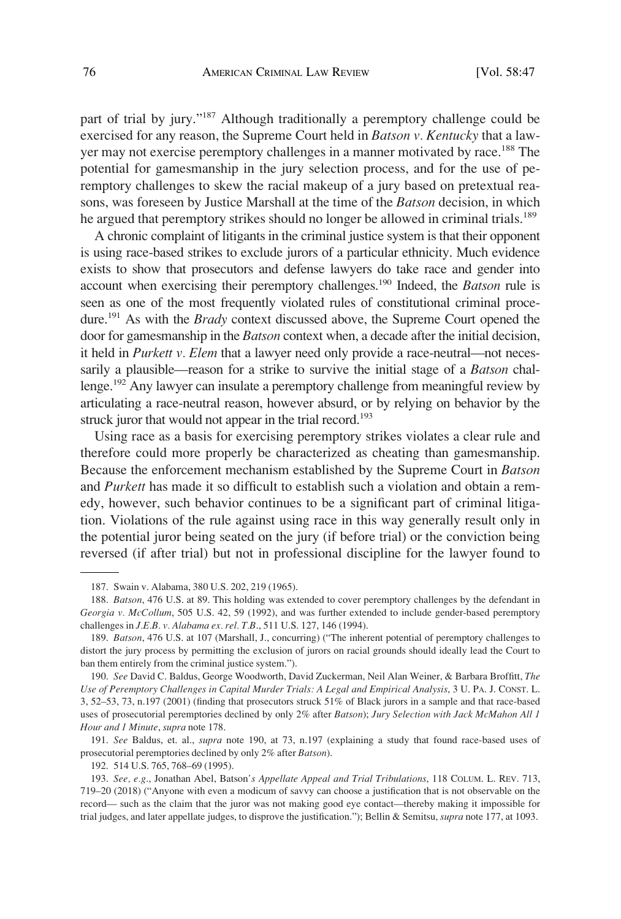part of trial by jury."[187] Although traditionally a peremptory challenge could be exercised for any reason, the Supreme Court held in *Batson v. Kentucky* that a lawyer may not exercise peremptory challenges in a manner motivated by race.[188] The potential for gamesmanship in the jury selection process, and for the use of peremptory challenges to skew the racial makeup of a jury based on pretextual reasons, was foreseen by Justice Marshall at the time of the *Batson* decision, in which he argued that peremptory strikes should no longer be allowed in criminal trials.[189]

A chronic complaint of litigants in the criminal justice system is that their opponent is using race-based strikes to exclude jurors of a particular ethnicity. Much evidence exists to show that prosecutors and defense lawyers do take race and gender into account when exercising their peremptory challenges.[190] Indeed, the *Batson* rule is seen as one of the most frequently violated rules of constitutional criminal procedure.[191] As with the *Brady* context discussed above, the Supreme Court opened the door for gamesmanship in the *Batson* context when, a decade after the initial decision, it held in *Purkett v. Elem* that a lawyer need only provide a race-neutral—not necessarily a plausible—reason for a strike to survive the initial stage of a *Batson* challenge.[192] Any lawyer can insulate a peremptory challenge from meaningful review by articulating a race-neutral reason, however absurd, or by relying on behavior by the struck juror that would not appear in the trial record.[193]

Using race as a basis for exercising peremptory strikes violates a clear rule and therefore could more properly be characterized as cheating than gamesmanship. Because the enforcement mechanism established by the Supreme Court in *Batson* and *Purkett* has made it so difficult to establish such a violation and obtain a remedy, however, such behavior continues to be a significant part of criminal litigation. Violations of the rule against using race in this way generally result only in the potential juror being seated on the jury (if before trial) or the conviction being reversed (if after trial) but not in professional discipline for the lawyer found to

---

187. Swain v. Alabama, 380 U.S. 202, 219 (1965).

188. *Batson*, 476 U.S. at 89. This holding was extended to cover peremptory challenges by the defendant in *Georgia v. McCollum*, 505 U.S. 42, 59 (1992), and was further extended to include gender-based peremptory challenges in *J.E.B. v. Alabama ex. rel. T.B.*, 511 U.S. 127, 146 (1994).

189. *Batson*, 476 U.S. at 107 (Marshall, J., concurring) ("The inherent potential of peremptory challenges to distort the jury process by permitting the exclusion of jurors on racial grounds should ideally lead the Court to ban them entirely from the criminal justice system.").

190. *See* David C. Baldus, George Woodworth, David Zuckerman, Neil Alan Weiner, & Barbara Broffitt, *The Use of Peremptory Challenges in Capital Murder Trials: A Legal and Empirical Analysis*, 3 U. PA. J. CONST. L. 3, 52–53, 73, n.197 (2001) (finding that prosecutors struck 51% of Black jurors in a sample and that race-based uses of prosecutorial peremptories declined by only 2% after *Batson*); *Jury Selection with Jack McMahon All 1 Hour and 1 Minute*, *supra* note 178.

191. *See* Baldus, et. al., *supra* note 190, at 73, n.197 (explaining a study that found race-based uses of prosecutorial peremptories declined by only 2% after *Batson*).

192. 514 U.S. 765, 768–69 (1995).

193. *See, e.g.*, Jonathan Abel, Batson*'s Appellate Appeal and Trial Tribulations*, 118 COLUM. L. REV. 713, 719–20 (2018) ("Anyone with even a modicum of savvy can choose a justification that is not observable on the record— such as the claim that the juror was not making good eye contact—thereby making it impossible for trial judges, and later appellate judges, to disprove the justification."); Bellin & Semitsu, *supra* note 177, at 1093.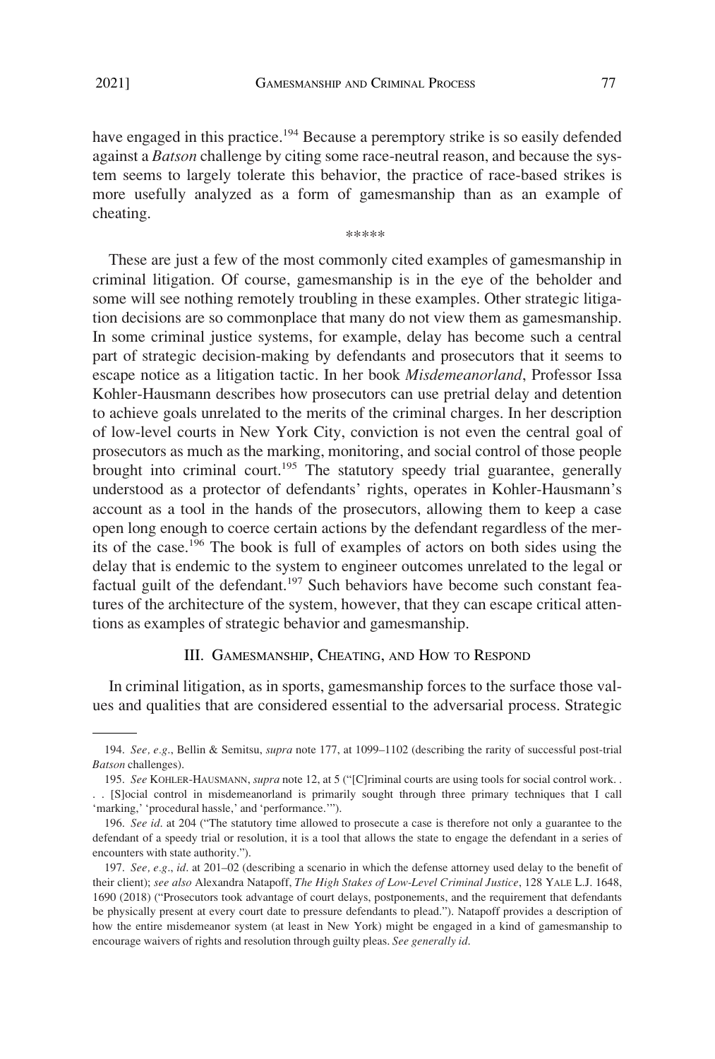have engaged in this practice.[194] Because a peremptory strike is so easily defended against a *Batson* challenge by citing some race-neutral reason, and because the system seems to largely tolerate this behavior, the practice of race-based strikes is more usefully analyzed as a form of gamesmanship than as an example of cheating.

*****

These are just a few of the most commonly cited examples of gamesmanship in criminal litigation. Of course, gamesmanship is in the eye of the beholder and some will see nothing remotely troubling in these examples. Other strategic litigation decisions are so commonplace that many do not view them as gamesmanship. In some criminal justice systems, for example, delay has become such a central part of strategic decision-making by defendants and prosecutors that it seems to escape notice as a litigation tactic. In her book *Misdemeanorland*, Professor Issa Kohler-Hausmann describes how prosecutors can use pretrial delay and detention to achieve goals unrelated to the merits of the criminal charges. In her description of low-level courts in New York City, conviction is not even the central goal of prosecutors as much as the marking, monitoring, and social control of those people brought into criminal court.[195] The statutory speedy trial guarantee, generally understood as a protector of defendants' rights, operates in Kohler-Hausmann's account as a tool in the hands of the prosecutors, allowing them to keep a case open long enough to coerce certain actions by the defendant regardless of the merits of the case.[196] The book is full of examples of actors on both sides using the delay that is endemic to the system to engineer outcomes unrelated to the legal or factual guilt of the defendant.[197] Such behaviors have become such constant features of the architecture of the system, however, that they can escape critical attentions as examples of strategic behavior and gamesmanship.

## III. Gamesmanship, Cheating, and How to Respond

In criminal litigation, as in sports, gamesmanship forces to the surface those values and qualities that are considered essential to the adversarial process. Strategic

---

194. *See, e.g.*, Bellin & Semitsu, *supra* note 177, at 1099–1102 (describing the rarity of successful post-trial *Batson* challenges).

195. *See* Kohler-Hausmann, *supra* note 12, at 5 ("[C]riminal courts are using tools for social control work. . . . [S]ocial control in misdemeanorland is primarily sought through three primary techniques that I call 'marking,' 'procedural hassle,' and 'performance.'").

196. *See id.* at 204 ("The statutory time allowed to prosecute a case is therefore not only a guarantee to the defendant of a speedy trial or resolution, it is a tool that allows the state to engage the defendant in a series of encounters with state authority.").

197. *See, e.g.*, *id.* at 201–02 (describing a scenario in which the defense attorney used delay to the benefit of their client); *see also* Alexandra Natapoff, *The High Stakes of Low-Level Criminal Justice*, 128 Yale L.J. 1648, 1690 (2018) ("Prosecutors took advantage of court delays, postponements, and the requirement that defendants be physically present at every court date to pressure defendants to plead."). Natapoff provides a description of how the entire misdemeanor system (at least in New York) might be engaged in a kind of gamesmanship to encourage waivers of rights and resolution through guilty pleas. *See generally id.*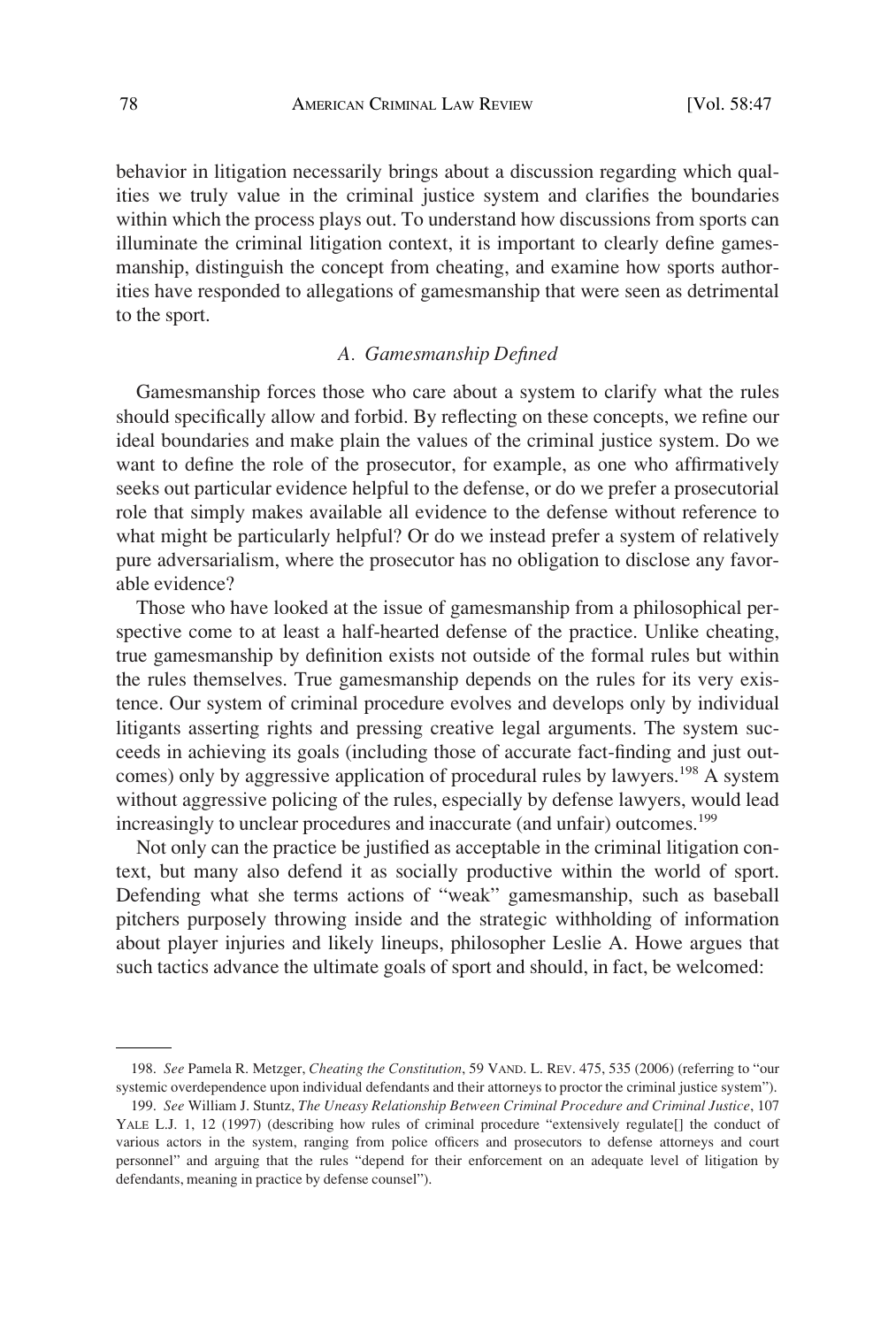behavior in litigation necessarily brings about a discussion regarding which qualities we truly value in the criminal justice system and clarifies the boundaries within which the process plays out. To understand how discussions from sports can illuminate the criminal litigation context, it is important to clearly define gamesmanship, distinguish the concept from cheating, and examine how sports authorities have responded to allegations of gamesmanship that were seen as detrimental to the sport.

### *A. Gamesmanship Defined*

Gamesmanship forces those who care about a system to clarify what the rules should specifically allow and forbid. By reflecting on these concepts, we refine our ideal boundaries and make plain the values of the criminal justice system. Do we want to define the role of the prosecutor, for example, as one who affirmatively seeks out particular evidence helpful to the defense, or do we prefer a prosecutorial role that simply makes available all evidence to the defense without reference to what might be particularly helpful? Or do we instead prefer a system of relatively pure adversarialism, where the prosecutor has no obligation to disclose any favorable evidence?

Those who have looked at the issue of gamesmanship from a philosophical perspective come to at least a half-hearted defense of the practice. Unlike cheating, true gamesmanship by definition exists not outside of the formal rules but within the rules themselves. True gamesmanship depends on the rules for its very existence. Our system of criminal procedure evolves and develops only by individual litigants asserting rights and pressing creative legal arguments. The system succeeds in achieving its goals (including those of accurate fact-finding and just outcomes) only by aggressive application of procedural rules by lawyers.[198] A system without aggressive policing of the rules, especially by defense lawyers, would lead increasingly to unclear procedures and inaccurate (and unfair) outcomes.[199]

Not only can the practice be justified as acceptable in the criminal litigation context, but many also defend it as socially productive within the world of sport. Defending what she terms actions of "weak" gamesmanship, such as baseball pitchers purposely throwing inside and the strategic withholding of information about player injuries and likely lineups, philosopher Leslie A. Howe argues that such tactics advance the ultimate goals of sport and should, in fact, be welcomed:

---

198. *See* Pamela R. Metzger, *Cheating the Constitution*, 59 VAND. L. REV. 475, 535 (2006) (referring to "our systemic overdependence upon individual defendants and their attorneys to proctor the criminal justice system").

199. *See* William J. Stuntz, *The Uneasy Relationship Between Criminal Procedure and Criminal Justice*, 107 YALE L.J. 1, 12 (1997) (describing how rules of criminal procedure "extensively regulate[] the conduct of various actors in the system, ranging from police officers and prosecutors to defense attorneys and court personnel" and arguing that the rules "depend for their enforcement on an adequate level of litigation by defendants, meaning in practice by defense counsel").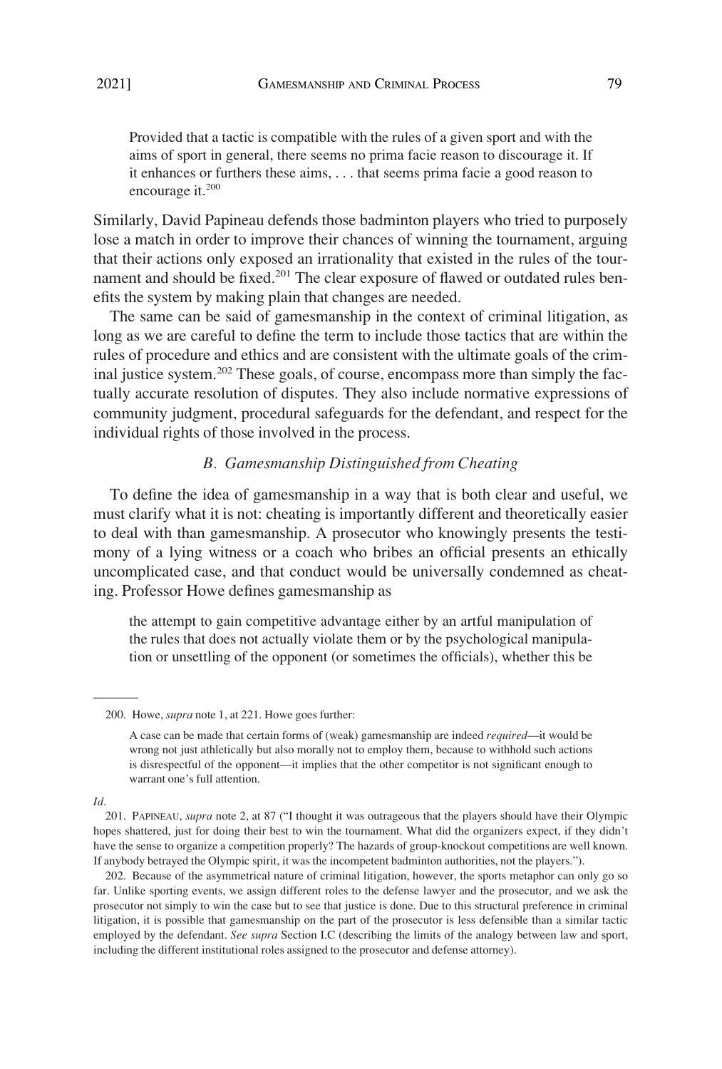> Provided that a tactic is compatible with the rules of a given sport and with the aims of sport in general, there seems no prima facie reason to discourage it. If it enhances or furthers these aims, . . . that seems prima facie a good reason to encourage it.[200]

Similarly, David Papineau defends those badminton players who tried to purposely lose a match in order to improve their chances of winning the tournament, arguing that their actions only exposed an irrationality that existed in the rules of the tournament and should be fixed.[201] The clear exposure of flawed or outdated rules benefits the system by making plain that changes are needed.

The same can be said of gamesmanship in the context of criminal litigation, as long as we are careful to define the term to include those tactics that are within the rules of procedure and ethics and are consistent with the ultimate goals of the criminal justice system.[202] These goals, of course, encompass more than simply the factually accurate resolution of disputes. They also include normative expressions of community judgment, procedural safeguards for the defendant, and respect for the individual rights of those involved in the process.

### *B. Gamesmanship Distinguished from Cheating*

To define the idea of gamesmanship in a way that is both clear and useful, we must clarify what it is not: cheating is importantly different and theoretically easier to deal with than gamesmanship. A prosecutor who knowingly presents the testimony of a lying witness or a coach who bribes an official presents an ethically uncomplicated case, and that conduct would be universally condemned as cheating. Professor Howe defines gamesmanship as

> the attempt to gain competitive advantage either by an artful manipulation of the rules that does not actually violate them or by the psychological manipulation or unsettling of the opponent (or sometimes the officials), whether this be

---

200. Howe, *supra* note 1, at 221. Howe goes further:

> A case can be made that certain forms of (weak) gamesmanship are indeed *required*—it would be wrong not just athletically but also morally not to employ them, because to withhold such actions is disrespectful of the opponent—it implies that the other competitor is not significant enough to warrant one's full attention.

*Id.*

201. PAPINEAU, *supra* note 2, at 87 ("I thought it was outrageous that the players should have their Olympic hopes shattered, just for doing their best to win the tournament. What did the organizers expect, if they didn't have the sense to organize a competition properly? The hazards of group-knockout competitions are well known. If anybody betrayed the Olympic spirit, it was the incompetent badminton authorities, not the players.").

202. Because of the asymmetrical nature of criminal litigation, however, the sports metaphor can only go so far. Unlike sporting events, we assign different roles to the defense lawyer and the prosecutor, and we ask the prosecutor not simply to win the case but to see that justice is done. Due to this structural preference in criminal litigation, it is possible that gamesmanship on the part of the prosecutor is less defensible than a similar tactic employed by the defendant. *See supra* Section I.C (describing the limits of the analogy between law and sport, including the different institutional roles assigned to the prosecutor and defense attorney).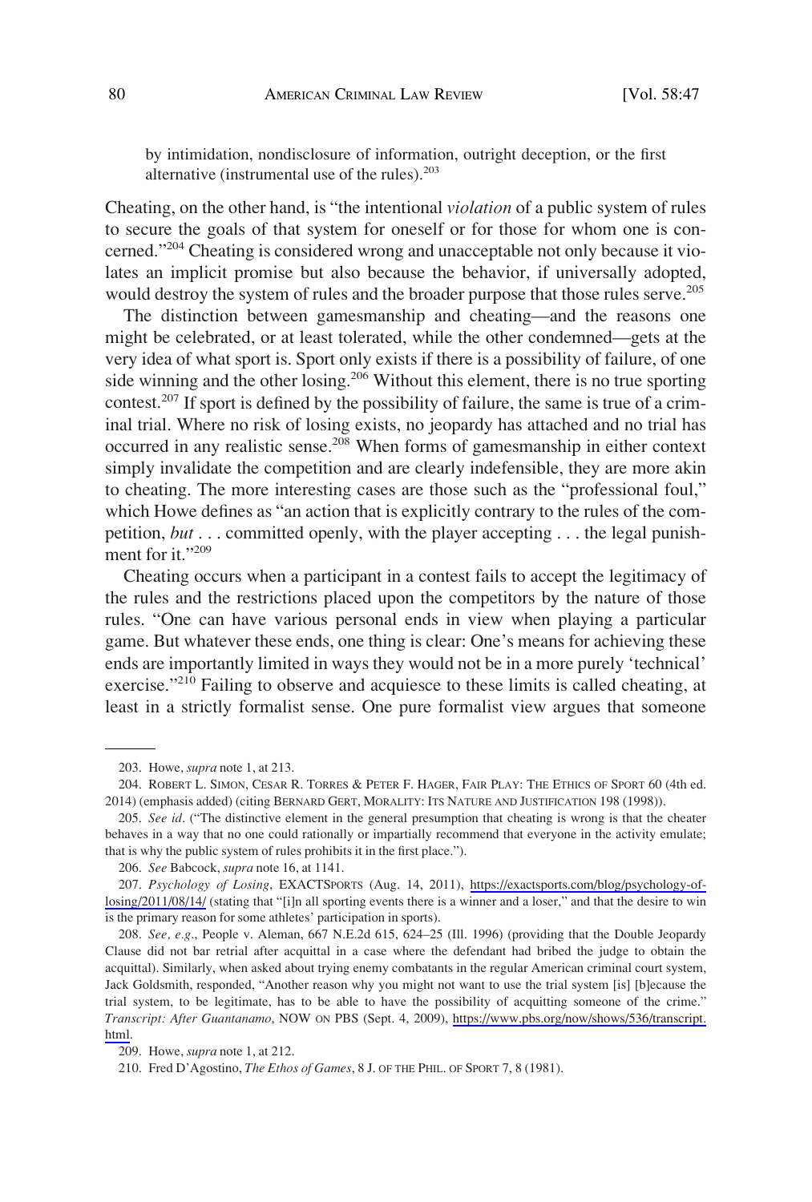by intimidation, nondisclosure of information, outright deception, or the first alternative (instrumental use of the rules).[203]

Cheating, on the other hand, is "the intentional *violation* of a public system of rules to secure the goals of that system for oneself or for those for whom one is concerned."[204] Cheating is considered wrong and unacceptable not only because it violates an implicit promise but also because the behavior, if universally adopted, would destroy the system of rules and the broader purpose that those rules serve.[205]

The distinction between gamesmanship and cheating—and the reasons one might be celebrated, or at least tolerated, while the other condemned—gets at the very idea of what sport is. Sport only exists if there is a possibility of failure, of one side winning and the other losing.[206] Without this element, there is no true sporting contest.[207] If sport is defined by the possibility of failure, the same is true of a criminal trial. Where no risk of losing exists, no jeopardy has attached and no trial has occurred in any realistic sense.[208] When forms of gamesmanship in either context simply invalidate the competition and are clearly indefensible, they are more akin to cheating. The more interesting cases are those such as the "professional foul," which Howe defines as "an action that is explicitly contrary to the rules of the competition, *but* . . . committed openly, with the player accepting . . . the legal punishment for it."[209]

Cheating occurs when a participant in a contest fails to accept the legitimacy of the rules and the restrictions placed upon the competitors by the nature of those rules. "One can have various personal ends in view when playing a particular game. But whatever these ends, one thing is clear: One's means for achieving these ends are importantly limited in ways they would not be in a more purely 'technical' exercise."[210] Failing to observe and acquiesce to these limits is called cheating, at least in a strictly formalist sense. One pure formalist view argues that someone

---

203. Howe, *supra* note 1, at 213.

204. ROBERT L. SIMON, CESAR R. TORRES & PETER F. HAGER, FAIR PLAY: THE ETHICS OF SPORT 60 (4th ed. 2014) (emphasis added) (citing BERNARD GERT, MORALITY: ITS NATURE AND JUSTIFICATION 198 (1998)).

205. *See id*. ("The distinctive element in the general presumption that cheating is wrong is that the cheater behaves in a way that no one could rationally or impartially recommend that everyone in the activity emulate; that is why the public system of rules prohibits it in the first place.").

206. *See* Babcock, *supra* note 16, at 1141.

207. *Psychology of Losing*, EXACTSPORTS (Aug. 14, 2011), https://exactsports.com/blog/psychology-of-losing/2011/08/14/ (stating that "[i]n all sporting events there is a winner and a loser," and that the desire to win is the primary reason for some athletes' participation in sports).

208. *See, e.g*., People v. Aleman, 667 N.E.2d 615, 624–25 (Ill. 1996) (providing that the Double Jeopardy Clause did not bar retrial after acquittal in a case where the defendant had bribed the judge to obtain the acquittal). Similarly, when asked about trying enemy combatants in the regular American criminal court system, Jack Goldsmith, responded, "Another reason why you might not want to use the trial system [is] [b]ecause the trial system, to be legitimate, has to be able to have the possibility of acquitting someone of the crime." *Transcript: After Guantanamo*, NOW ON PBS (Sept. 4, 2009), https://www.pbs.org/now/shows/536/transcript.html.

209. Howe, *supra* note 1, at 212.

210. Fred D'Agostino, *The Ethos of Games*, 8 J. OF THE PHIL. OF SPORT 7, 8 (1981).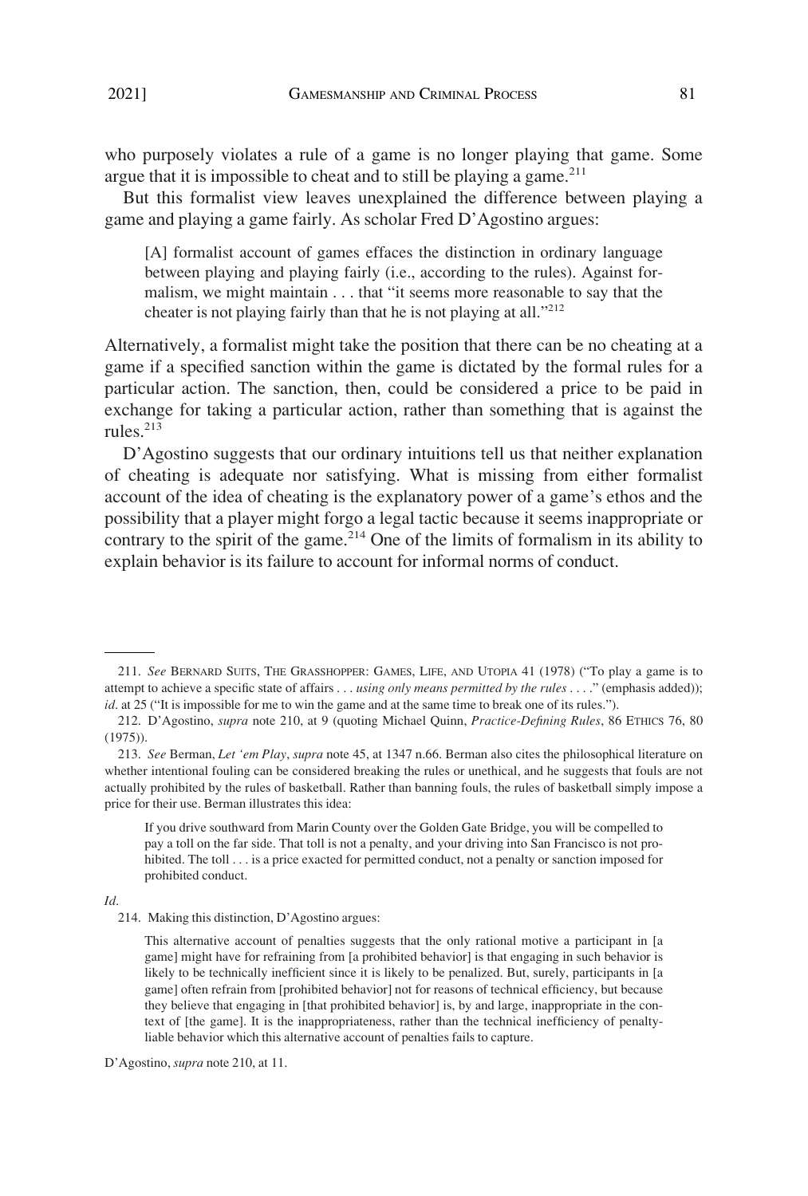who purposely violates a rule of a game is no longer playing that game. Some argue that it is impossible to cheat and to still be playing a game.[211]

But this formalist view leaves unexplained the difference between playing a game and playing a game fairly. As scholar Fred D'Agostino argues:

> [A] formalist account of games effaces the distinction in ordinary language between playing and playing fairly (i.e., according to the rules). Against formalism, we might maintain . . . that "it seems more reasonable to say that the cheater is not playing fairly than that he is not playing at all."[212]

Alternatively, a formalist might take the position that there can be no cheating at a game if a specified sanction within the game is dictated by the formal rules for a particular action. The sanction, then, could be considered a price to be paid in exchange for taking a particular action, rather than something that is against the rules.[213]

D'Agostino suggests that our ordinary intuitions tell us that neither explanation of cheating is adequate nor satisfying. What is missing from either formalist account of the idea of cheating is the explanatory power of a game's ethos and the possibility that a player might forgo a legal tactic because it seems inappropriate or contrary to the spirit of the game.[214] One of the limits of formalism in its ability to explain behavior is its failure to account for informal norms of conduct.

---

211. *See* BERNARD SUITS, THE GRASSHOPPER: GAMES, LIFE, AND UTOPIA 41 (1978) ("To play a game is to attempt to achieve a specific state of affairs . . . *using only means permitted by the rules* . . . ." (emphasis added)); *id*. at 25 ("It is impossible for me to win the game and at the same time to break one of its rules.").

212. D'Agostino, *supra* note 210, at 9 (quoting Michael Quinn, *Practice-Defining Rules*, 86 ETHICS 76, 80 (1975)).

213. *See* Berman, *Let 'em Play*, *supra* note 45, at 1347 n.66. Berman also cites the philosophical literature on whether intentional fouling can be considered breaking the rules or unethical, and he suggests that fouls are not actually prohibited by the rules of basketball. Rather than banning fouls, the rules of basketball simply impose a price for their use. Berman illustrates this idea:

> If you drive southward from Marin County over the Golden Gate Bridge, you will be compelled to pay a toll on the far side. That toll is not a penalty, and your driving into San Francisco is not prohibited. The toll . . . is a price exacted for permitted conduct, not a penalty or sanction imposed for prohibited conduct.

*Id*.

214. Making this distinction, D'Agostino argues:

> This alternative account of penalties suggests that the only rational motive a participant in [a game] might have for refraining from [a prohibited behavior] is that engaging in such behavior is likely to be technically inefficient since it is likely to be penalized. But, surely, participants in [a game] often refrain from [prohibited behavior] not for reasons of technical efficiency, but because they believe that engaging in [that prohibited behavior] is, by and large, inappropriate in the context of [the game]. It is the inappropriateness, rather than the technical inefficiency of penalty-liable behavior which this alternative account of penalties fails to capture.

D'Agostino, *supra* note 210, at 11.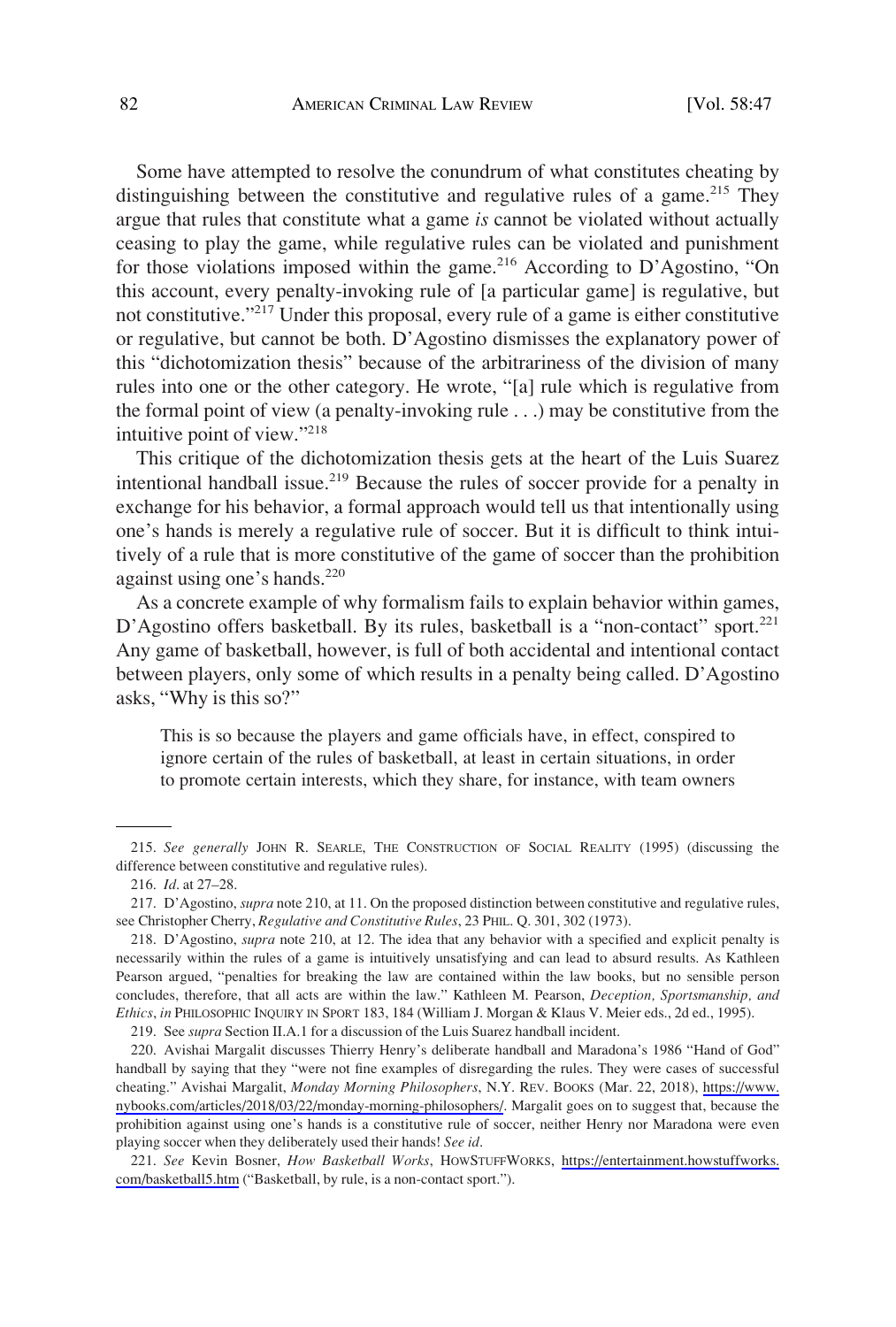Some have attempted to resolve the conundrum of what constitutes cheating by distinguishing between the constitutive and regulative rules of a game.[215] They argue that rules that constitute what a game *is* cannot be violated without actually ceasing to play the game, while regulative rules can be violated and punishment for those violations imposed within the game.[216] According to D'Agostino, "On this account, every penalty-invoking rule of [a particular game] is regulative, but not constitutive."[217] Under this proposal, every rule of a game is either constitutive or regulative, but cannot be both. D'Agostino dismisses the explanatory power of this "dichotomization thesis" because of the arbitrariness of the division of many rules into one or the other category. He wrote, "[a] rule which is regulative from the formal point of view (a penalty-invoking rule . . .) may be constitutive from the intuitive point of view."[218]

This critique of the dichotomization thesis gets at the heart of the Luis Suarez intentional handball issue.[219] Because the rules of soccer provide for a penalty in exchange for his behavior, a formal approach would tell us that intentionally using one's hands is merely a regulative rule of soccer. But it is difficult to think intuitively of a rule that is more constitutive of the game of soccer than the prohibition against using one's hands.[220]

As a concrete example of why formalism fails to explain behavior within games, D'Agostino offers basketball. By its rules, basketball is a "non-contact" sport.[221] Any game of basketball, however, is full of both accidental and intentional contact between players, only some of which results in a penalty being called. D'Agostino asks, "Why is this so?"

> This is so because the players and game officials have, in effect, conspired to ignore certain of the rules of basketball, at least in certain situations, in order to promote certain interests, which they share, for instance, with team owners

---

215. *See generally* JOHN R. SEARLE, THE CONSTRUCTION OF SOCIAL REALITY (1995) (discussing the difference between constitutive and regulative rules).

216. *Id*. at 27–28.

217. D'Agostino, *supra* note 210, at 11. On the proposed distinction between constitutive and regulative rules, see Christopher Cherry, *Regulative and Constitutive Rules*, 23 PHIL. Q. 301, 302 (1973).

218. D'Agostino, *supra* note 210, at 12. The idea that any behavior with a specified and explicit penalty is necessarily within the rules of a game is intuitively unsatisfying and can lead to absurd results. As Kathleen Pearson argued, "penalties for breaking the law are contained within the law books, but no sensible person concludes, therefore, that all acts are within the law." Kathleen M. Pearson, *Deception, Sportsmanship, and Ethics*, *in* PHILOSOPHIC INQUIRY IN SPORT 183, 184 (William J. Morgan & Klaus V. Meier eds., 2d ed., 1995).

219. See *supra* Section II.A.1 for a discussion of the Luis Suarez handball incident.

220. Avishai Margalit discusses Thierry Henry's deliberate handball and Maradona's 1986 "Hand of God" handball by saying that they "were not fine examples of disregarding the rules. They were cases of successful cheating." Avishai Margalit, *Monday Morning Philosophers*, N.Y. REV. BOOKS (Mar. 22, 2018), https://www.nybooks.com/articles/2018/03/22/monday-morning-philosophers/. Margalit goes on to suggest that, because the prohibition against using one's hands is a constitutive rule of soccer, neither Henry nor Maradona were even playing soccer when they deliberately used their hands! *See id*.

221. *See* Kevin Bosner, *How Basketball Works*, HOWSTUFFWORKS, https://entertainment.howstuffworks.com/basketball5.htm ("Basketball, by rule, is a non-contact sport.").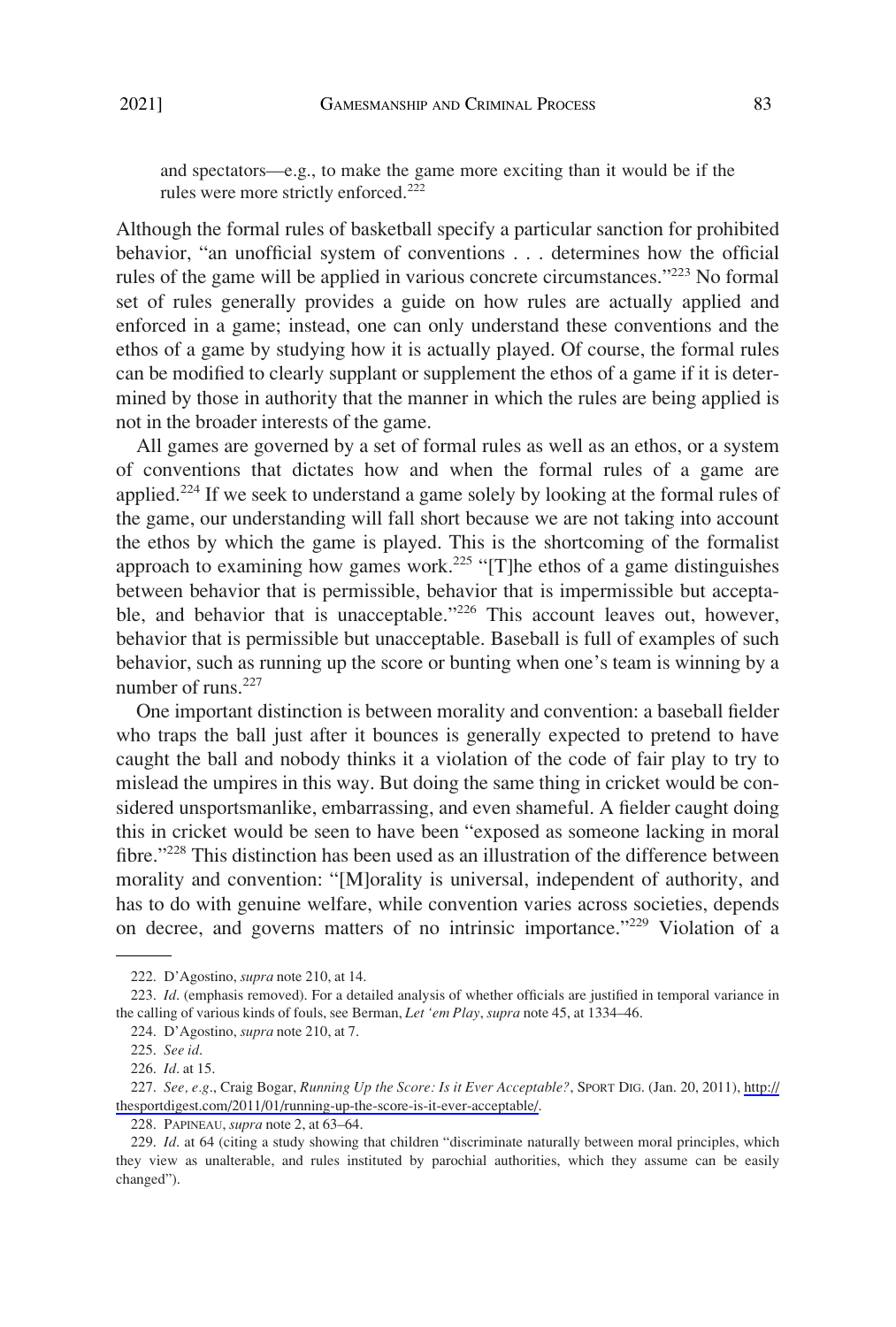and spectators—e.g., to make the game more exciting than it would be if the rules were more strictly enforced.[222]

Although the formal rules of basketball specify a particular sanction for prohibited behavior, "an unofficial system of conventions . . . determines how the official rules of the game will be applied in various concrete circumstances."[223] No formal set of rules generally provides a guide on how rules are actually applied and enforced in a game; instead, one can only understand these conventions and the ethos of a game by studying how it is actually played. Of course, the formal rules can be modified to clearly supplant or supplement the ethos of a game if it is determined by those in authority that the manner in which the rules are being applied is not in the broader interests of the game.

All games are governed by a set of formal rules as well as an ethos, or a system of conventions that dictates how and when the formal rules of a game are applied.[224] If we seek to understand a game solely by looking at the formal rules of the game, our understanding will fall short because we are not taking into account the ethos by which the game is played. This is the shortcoming of the formalist approach to examining how games work.[225] "[T]he ethos of a game distinguishes between behavior that is permissible, behavior that is impermissible but acceptable, and behavior that is unacceptable."[226] This account leaves out, however, behavior that is permissible but unacceptable. Baseball is full of examples of such behavior, such as running up the score or bunting when one's team is winning by a number of runs.[227]

One important distinction is between morality and convention: a baseball fielder who traps the ball just after it bounces is generally expected to pretend to have caught the ball and nobody thinks it a violation of the code of fair play to try to mislead the umpires in this way. But doing the same thing in cricket would be considered unsportsmanlike, embarrassing, and even shameful. A fielder caught doing this in cricket would be seen to have been "exposed as someone lacking in moral fibre."[228] This distinction has been used as an illustration of the difference between morality and convention: "[M]orality is universal, independent of authority, and has to do with genuine welfare, while convention varies across societies, depends on decree, and governs matters of no intrinsic importance."[229] Violation of a

---

222. D'Agostino, *supra* note 210, at 14.

223. *Id.* (emphasis removed). For a detailed analysis of whether officials are justified in temporal variance in the calling of various kinds of fouls, see Berman, *Let 'em Play*, *supra* note 45, at 1334–46.

224. D'Agostino, *supra* note 210, at 7.

225. *See id.*

226. *Id.* at 15.

227. *See, e.g.*, Craig Bogar, *Running Up the Score: Is it Ever Acceptable?*, SPORT DIG. (Jan. 20, 2011), http://thesportdigest.com/2011/01/running-up-the-score-is-it-ever-acceptable/.

228. PAPINEAU, *supra* note 2, at 63–64.

229. *Id.* at 64 (citing a study showing that children "discriminate naturally between moral principles, which they view as unalterable, and rules instituted by parochial authorities, which they assume can be easily changed").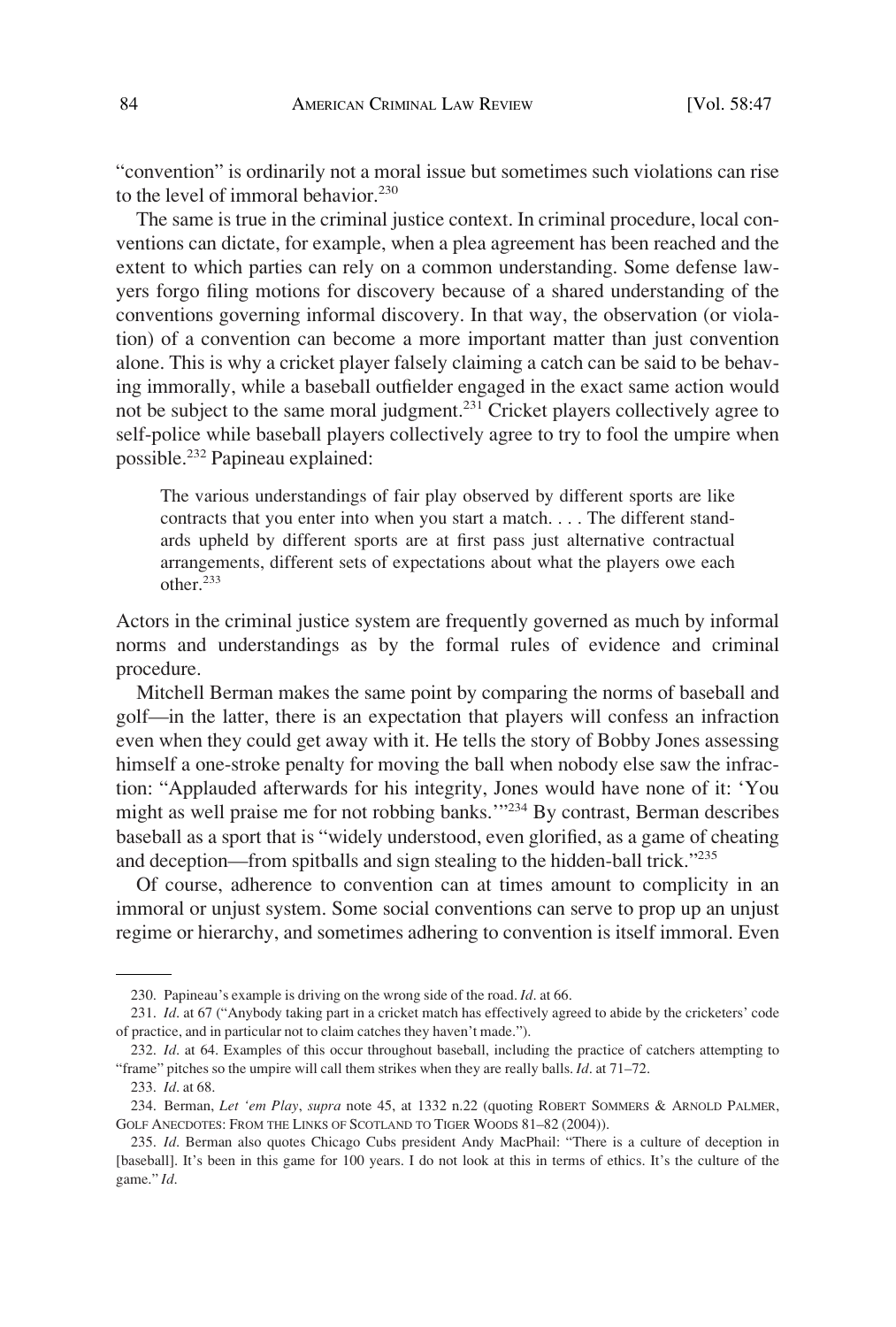"convention" is ordinarily not a moral issue but sometimes such violations can rise to the level of immoral behavior.[230]

The same is true in the criminal justice context. In criminal procedure, local conventions can dictate, for example, when a plea agreement has been reached and the extent to which parties can rely on a common understanding. Some defense lawyers forgo filing motions for discovery because of a shared understanding of the conventions governing informal discovery. In that way, the observation (or violation) of a convention can become a more important matter than just convention alone. This is why a cricket player falsely claiming a catch can be said to be behaving immorally, while a baseball outfielder engaged in the exact same action would not be subject to the same moral judgment.[231] Cricket players collectively agree to self-police while baseball players collectively agree to try to fool the umpire when possible.[232] Papineau explained:

> The various understandings of fair play observed by different sports are like contracts that you enter into when you start a match. . . . The different standards upheld by different sports are at first pass just alternative contractual arrangements, different sets of expectations about what the players owe each other.[233]

Actors in the criminal justice system are frequently governed as much by informal norms and understandings as by the formal rules of evidence and criminal procedure.

Mitchell Berman makes the same point by comparing the norms of baseball and golf—in the latter, there is an expectation that players will confess an infraction even when they could get away with it. He tells the story of Bobby Jones assessing himself a one-stroke penalty for moving the ball when nobody else saw the infraction: "Applauded afterwards for his integrity, Jones would have none of it: 'You might as well praise me for not robbing banks.'"[234] By contrast, Berman describes baseball as a sport that is "widely understood, even glorified, as a game of cheating and deception—from spitballs and sign stealing to the hidden-ball trick."[235]

Of course, adherence to convention can at times amount to complicity in an immoral or unjust system. Some social conventions can serve to prop up an unjust regime or hierarchy, and sometimes adhering to convention is itself immoral. Even

---

230. Papineau's example is driving on the wrong side of the road. *Id*. at 66.

231. *Id*. at 67 ("Anybody taking part in a cricket match has effectively agreed to abide by the cricketers' code of practice, and in particular not to claim catches they haven't made.").

232. *Id*. at 64. Examples of this occur throughout baseball, including the practice of catchers attempting to "frame" pitches so the umpire will call them strikes when they are really balls. *Id*. at 71–72.

233. *Id*. at 68.

234. Berman, *Let 'em Play*, *supra* note 45, at 1332 n.22 (quoting ROBERT SOMMERS & ARNOLD PALMER, GOLF ANECDOTES: FROM THE LINKS OF SCOTLAND TO TIGER WOODS 81–82 (2004)).

235. *Id*. Berman also quotes Chicago Cubs president Andy MacPhail: "There is a culture of deception in [baseball]. It's been in this game for 100 years. I do not look at this in terms of ethics. It's the culture of the game." *Id*.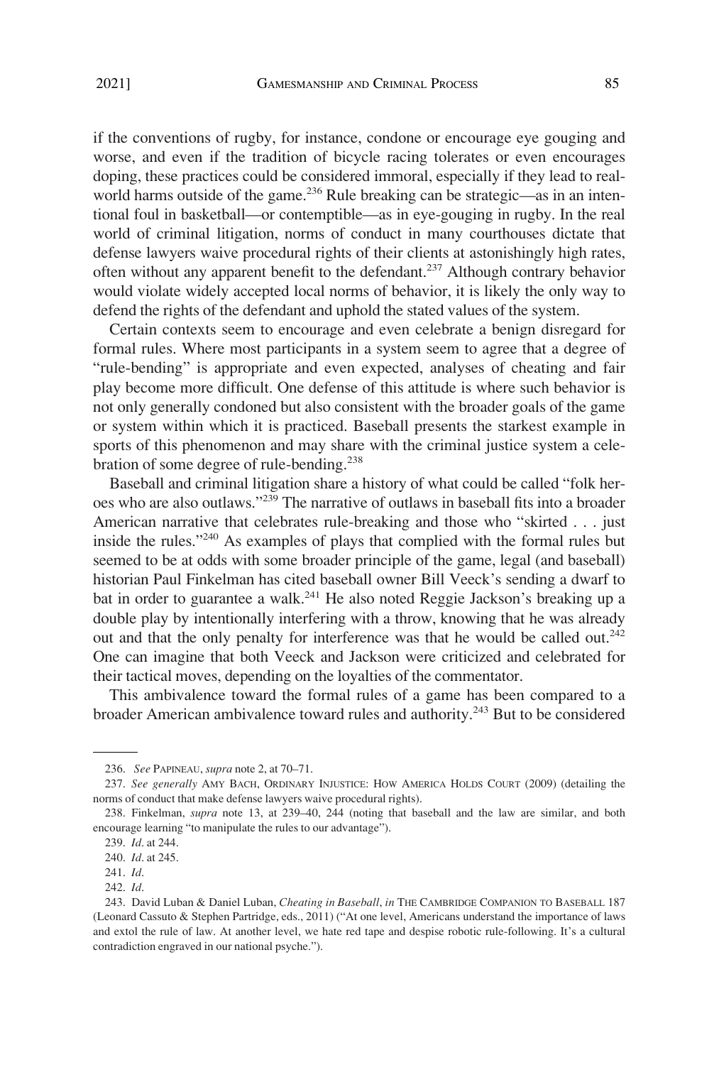if the conventions of rugby, for instance, condone or encourage eye gouging and worse, and even if the tradition of bicycle racing tolerates or even encourages doping, these practices could be considered immoral, especially if they lead to real-world harms outside of the game.[236] Rule breaking can be strategic—as in an intentional foul in basketball—or contemptible—as in eye-gouging in rugby. In the real world of criminal litigation, norms of conduct in many courthouses dictate that defense lawyers waive procedural rights of their clients at astonishingly high rates, often without any apparent benefit to the defendant.[237] Although contrary behavior would violate widely accepted local norms of behavior, it is likely the only way to defend the rights of the defendant and uphold the stated values of the system.

Certain contexts seem to encourage and even celebrate a benign disregard for formal rules. Where most participants in a system seem to agree that a degree of "rule-bending" is appropriate and even expected, analyses of cheating and fair play become more difficult. One defense of this attitude is where such behavior is not only generally condoned but also consistent with the broader goals of the game or system within which it is practiced. Baseball presents the starkest example in sports of this phenomenon and may share with the criminal justice system a celebration of some degree of rule-bending.[238]

Baseball and criminal litigation share a history of what could be called "folk heroes who are also outlaws."[239] The narrative of outlaws in baseball fits into a broader American narrative that celebrates rule-breaking and those who "skirted . . . just inside the rules."[240] As examples of plays that complied with the formal rules but seemed to be at odds with some broader principle of the game, legal (and baseball) historian Paul Finkelman has cited baseball owner Bill Veeck's sending a dwarf to bat in order to guarantee a walk.[241] He also noted Reggie Jackson's breaking up a double play by intentionally interfering with a throw, knowing that he was already out and that the only penalty for interference was that he would be called out.[242] One can imagine that both Veeck and Jackson were criticized and celebrated for their tactical moves, depending on the loyalties of the commentator.

This ambivalence toward the formal rules of a game has been compared to a broader American ambivalence toward rules and authority.[243] But to be considered

---

236. *See* PAPINEAU, *supra* note 2, at 70–71.

237. *See generally* AMY BACH, ORDINARY INJUSTICE: HOW AMERICA HOLDS COURT (2009) (detailing the norms of conduct that make defense lawyers waive procedural rights).

238. Finkelman, *supra* note 13, at 239–40, 244 (noting that baseball and the law are similar, and both encourage learning "to manipulate the rules to our advantage").

239. *Id.* at 244.

240. *Id.* at 245.

241. *Id.*

242. *Id.*

243. David Luban & Daniel Luban, *Cheating in Baseball*, *in* THE CAMBRIDGE COMPANION TO BASEBALL 187 (Leonard Cassuto & Stephen Partridge, eds., 2011) ("At one level, Americans understand the importance of laws and extol the rule of law. At another level, we hate red tape and despise robotic rule-following. It's a cultural contradiction engraved in our national psyche.").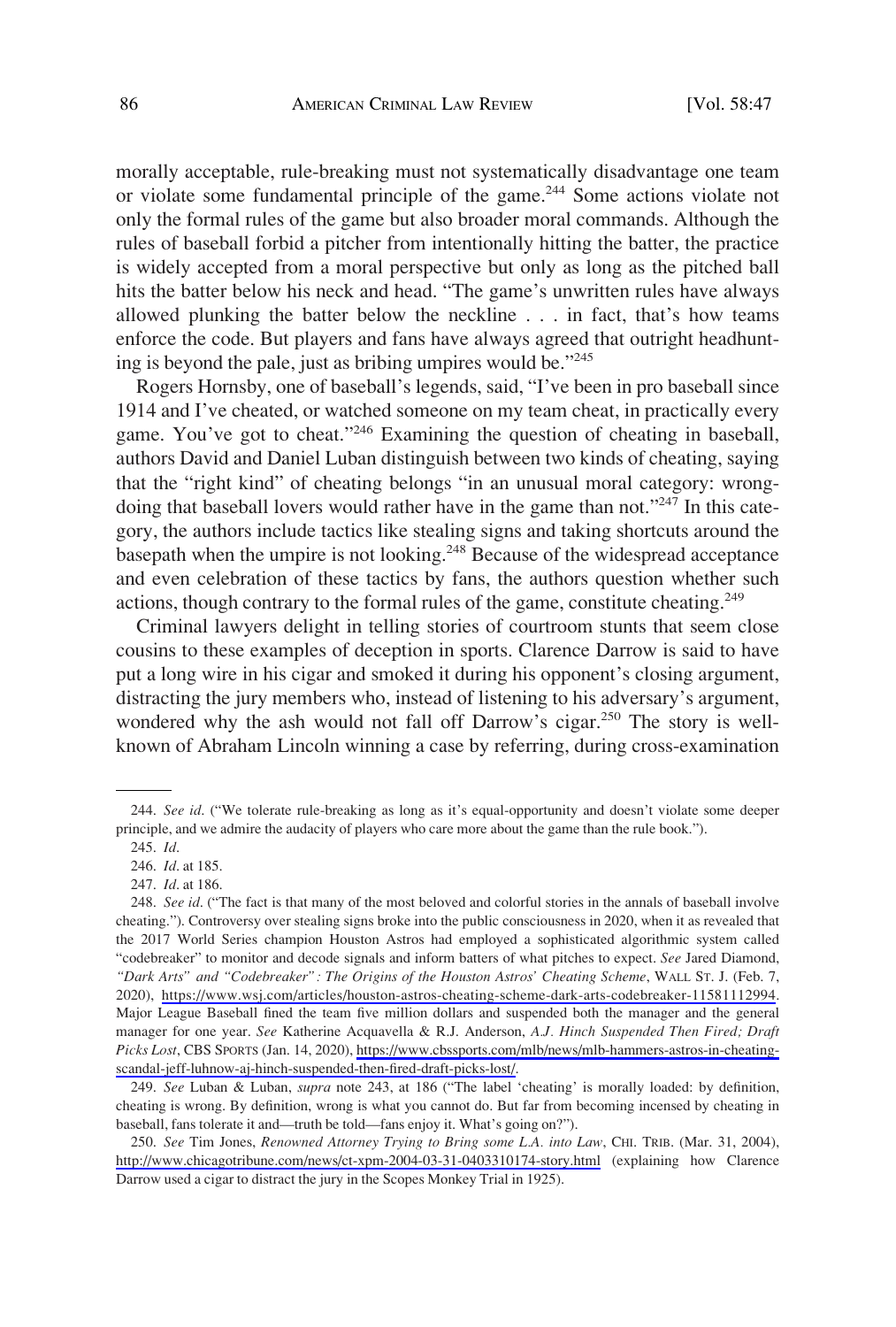morally acceptable, rule-breaking must not systematically disadvantage one team or violate some fundamental principle of the game.[244] Some actions violate not only the formal rules of the game but also broader moral commands. Although the rules of baseball forbid a pitcher from intentionally hitting the batter, the practice is widely accepted from a moral perspective but only as long as the pitched ball hits the batter below his neck and head. "The game's unwritten rules have always allowed plunking the batter below the neckline . . . in fact, that's how teams enforce the code. But players and fans have always agreed that outright headhunting is beyond the pale, just as bribing umpires would be."[245]

Rogers Hornsby, one of baseball's legends, said, "I've been in pro baseball since 1914 and I've cheated, or watched someone on my team cheat, in practically every game. You've got to cheat."[246] Examining the question of cheating in baseball, authors David and Daniel Luban distinguish between two kinds of cheating, saying that the "right kind" of cheating belongs "in an unusual moral category: wrongdoing that baseball lovers would rather have in the game than not."[247] In this category, the authors include tactics like stealing signs and taking shortcuts around the basepath when the umpire is not looking.[248] Because of the widespread acceptance and even celebration of these tactics by fans, the authors question whether such actions, though contrary to the formal rules of the game, constitute cheating.[249]

Criminal lawyers delight in telling stories of courtroom stunts that seem close cousins to these examples of deception in sports. Clarence Darrow is said to have put a long wire in his cigar and smoked it during his opponent's closing argument, distracting the jury members who, instead of listening to his adversary's argument, wondered why the ash would not fall off Darrow's cigar.[250] The story is well-known of Abraham Lincoln winning a case by referring, during cross-examination

---

244. *See id*. ("We tolerate rule-breaking as long as it's equal-opportunity and doesn't violate some deeper principle, and we admire the audacity of players who care more about the game than the rule book.").

245. *Id*.

246. *Id*. at 185.

247. *Id*. at 186.

248. *See id*. ("The fact is that many of the most beloved and colorful stories in the annals of baseball involve cheating."). Controversy over stealing signs broke into the public consciousness in 2020, when it was revealed that the 2017 World Series champion Houston Astros had employed a sophisticated algorithmic system called "codebreaker" to monitor and decode signals and inform batters of what pitches to expect. *See* Jared Diamond, *"Dark Arts" and "Codebreaker": The Origins of the Houston Astros' Cheating Scheme*, WALL ST. J. (Feb. 7, 2020), https://www.wsj.com/articles/houston-astros-cheating-scheme-dark-arts-codebreaker-11581112994. Major League Baseball fined the team five million dollars and suspended both the manager and the general manager for one year. *See* Katherine Acquavella & R.J. Anderson, *A.J. Hinch Suspended Then Fired; Draft Picks Lost*, CBS SPORTS (Jan. 14, 2020), https://www.cbssports.com/mlb/news/mlb-hammers-astros-in-cheating-scandal-jeff-luhnow-aj-hinch-suspended-then-fired-draft-picks-lost/.

249. *See* Luban & Luban, *supra* note 243, at 186 ("The label 'cheating' is morally loaded: by definition, cheating is wrong. By definition, wrong is what you cannot do. But far from becoming incensed by cheating in baseball, fans tolerate it and—truth be told—fans enjoy it. What's going on?").

250. *See* Tim Jones, *Renowned Attorney Trying to Bring some L.A. into Law*, CHI. TRIB. (Mar. 31, 2004), http://www.chicagotribune.com/news/ct-xpm-2004-03-31-0403310174-story.html (explaining how Clarence Darrow used a cigar to distract the jury in the Scopes Monkey Trial in 1925).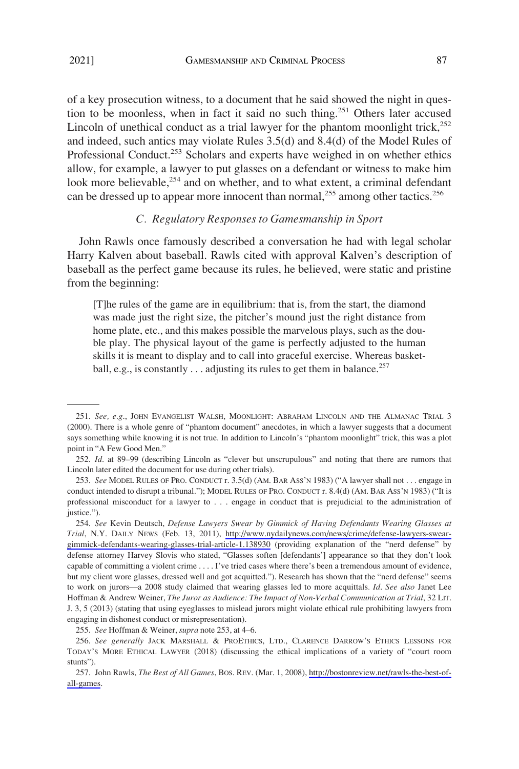of a key prosecution witness, to a document that he said showed the night in question to be moonless, when in fact it said no such thing.[251] Others later accused Lincoln of unethical conduct as a trial lawyer for the phantom moonlight trick,[252] and indeed, such antics may violate Rules 3.5(d) and 8.4(d) of the Model Rules of Professional Conduct.[253] Scholars and experts have weighed in on whether ethics allow, for example, a lawyer to put glasses on a defendant or witness to make him look more believable,[254] and on whether, and to what extent, a criminal defendant can be dressed up to appear more innocent than normal,[255] among other tactics.[256]

### *C. Regulatory Responses to Gamesmanship in Sport*

John Rawls once famously described a conversation he had with legal scholar Harry Kalven about baseball. Rawls cited with approval Kalven's description of baseball as the perfect game because its rules, he believed, were static and pristine from the beginning:

> [T]he rules of the game are in equilibrium: that is, from the start, the diamond was made just the right size, the pitcher's mound just the right distance from home plate, etc., and this makes possible the marvelous plays, such as the double play. The physical layout of the game is perfectly adjusted to the human skills it is meant to display and to call into graceful exercise. Whereas basketball, e.g., is constantly . . . adjusting its rules to get them in balance.[257]

---

251. *See, e.g.*, JOHN EVANGELIST WALSH, MOONLIGHT: ABRAHAM LINCOLN AND THE ALMANAC TRIAL 3 (2000). There is a whole genre of "phantom document" anecdotes, in which a lawyer suggests that a document says something while knowing it is not true. In addition to Lincoln's "phantom moonlight" trick, this was a plot point in "A Few Good Men."

252. *Id.* at 89–99 (describing Lincoln as "clever but unscrupulous" and noting that there are rumors that Lincoln later edited the document for use during other trials).

253. *See* MODEL RULES OF PRO. CONDUCT r. 3.5(d) (AM. BAR ASS'N 1983) ("A lawyer shall not . . . engage in conduct intended to disrupt a tribunal."); MODEL RULES OF PRO. CONDUCT r. 8.4(d) (AM. BAR ASS'N 1983) ("It is professional misconduct for a lawyer to . . . engage in conduct that is prejudicial to the administration of justice.").

254. *See* Kevin Deutsch, *Defense Lawyers Swear by Gimmick of Having Defendants Wearing Glasses at Trial*, N.Y. DAILY NEWS (Feb. 13, 2011), http://www.nydailynews.com/news/crime/defense-lawyers-swear-gimmick-defendants-wearing-glasses-trial-article-1.138930 (providing explanation of the "nerd defense" by defense attorney Harvey Slovis who stated, "Glasses soften [defendants'] appearance so that they don't look capable of committing a violent crime . . . . I've tried cases where there's been a tremendous amount of evidence, but my client wore glasses, dressed well and got acquitted."). Research has shown that the "nerd defense" seems to work on jurors—a 2008 study claimed that wearing glasses led to more acquittals. *Id*. *See also* Janet Lee Hoffman & Andrew Weiner, *The Juror as Audience: The Impact of Non-Verbal Communication at Trial*, 32 LIT. J. 3, 5 (2013) (stating that using eyeglasses to mislead jurors might violate ethical rule prohibiting lawyers from engaging in dishonest conduct or misrepresentation).

255. *See* Hoffman & Weiner, *supra* note 253, at 4–6.

256. *See generally* JACK MARSHALL & PROETHICS, LTD., CLARENCE DARROW'S ETHICS LESSONS FOR TODAY'S MORE ETHICAL LAWYER (2018) (discussing the ethical implications of a variety of "court room stunts").

257. John Rawls, *The Best of All Games*, BOS. REV. (Mar. 1, 2008), http://bostonreview.net/rawls-the-best-of-all-games.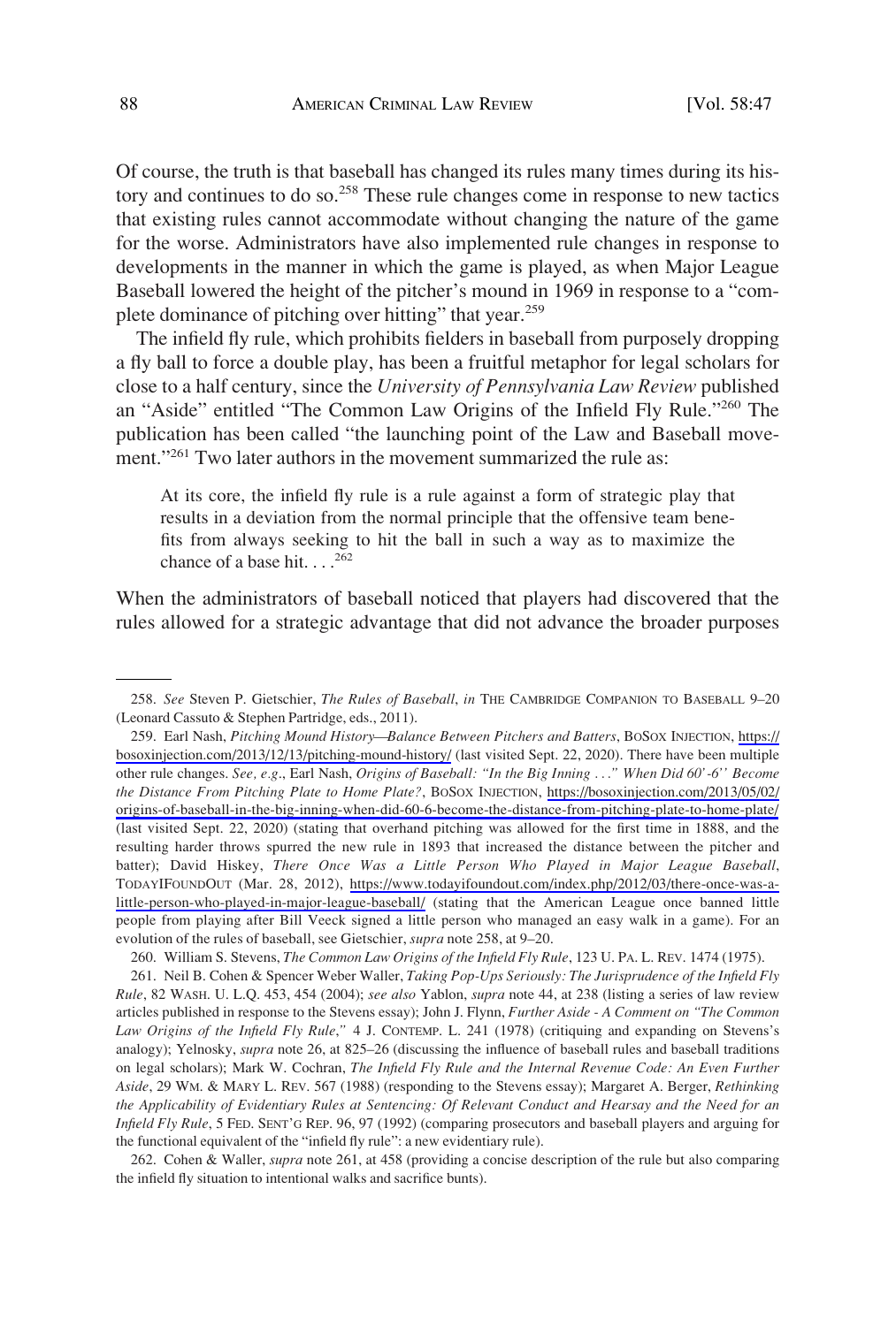Of course, the truth is that baseball has changed its rules many times during its history and continues to do so.[258] These rule changes come in response to new tactics that existing rules cannot accommodate without changing the nature of the game for the worse. Administrators have also implemented rule changes in response to developments in the manner in which the game is played, as when Major League Baseball lowered the height of the pitcher's mound in 1969 in response to a "complete dominance of pitching over hitting" that year.[259]

The infield fly rule, which prohibits fielders in baseball from purposely dropping a fly ball to force a double play, has been a fruitful metaphor for legal scholars for close to a half century, since the *University of Pennsylvania Law Review* published an "Aside" entitled "The Common Law Origins of the Infield Fly Rule."[260] The publication has been called "the launching point of the Law and Baseball movement."[261] Two later authors in the movement summarized the rule as:

> At its core, the infield fly rule is a rule against a form of strategic play that results in a deviation from the normal principle that the offensive team benefits from always seeking to hit the ball in such a way as to maximize the chance of a base hit. . . .[262]

When the administrators of baseball noticed that players had discovered that the rules allowed for a strategic advantage that did not advance the broader purposes

---

258. *See* Steven P. Gietschier, *The Rules of Baseball*, *in* THE CAMBRIDGE COMPANION TO BASEBALL 9–20 (Leonard Cassuto & Stephen Partridge, eds., 2011).

259. Earl Nash, *Pitching Mound History—Balance Between Pitchers and Batters*, BOSOX INJECTION, https://bosoxinjection.com/2013/12/13/pitching-mound-history/ (last visited Sept. 22, 2020). There have been multiple other rule changes. *See, e.g.*, Earl Nash, *Origins of Baseball: "In the Big Inning . . ." When Did 60'-6'' Become the Distance From Pitching Plate to Home Plate?*, BOSOX INJECTION, https://bosoxinjection.com/2013/05/02/origins-of-baseball-in-the-big-inning-when-did-60-6-become-the-distance-from-pitching-plate-to-home-plate/ (last visited Sept. 22, 2020) (stating that overhand pitching was allowed for the first time in 1888, and the resulting harder throws spurred the new rule in 1893 that increased the distance between the pitcher and batter); David Hiskey, *There Once Was a Little Person Who Played in Major League Baseball*, TODAYIFOUNDOUT (Mar. 28, 2012), https://www.todayifoundout.com/index.php/2012/03/there-once-was-a-little-person-who-played-in-major-league-baseball/ (stating that the American League once banned little people from playing after Bill Veeck signed a little person who managed an easy walk in a game). For an evolution of the rules of baseball, see Gietschier, *supra* note 258, at 9–20.

260. William S. Stevens, *The Common Law Origins of the Infield Fly Rule*, 123 U. PA. L. REV. 1474 (1975).

261. Neil B. Cohen & Spencer Weber Waller, *Taking Pop-Ups Seriously: The Jurisprudence of the Infield Fly Rule*, 82 WASH. U. L.Q. 453, 454 (2004); *see also* Yablon, *supra* note 44, at 238 (listing a series of law review articles published in response to the Stevens essay); John J. Flynn, *Further Aside - A Comment on "The Common Law Origins of the Infield Fly Rule,"* 4 J. CONTEMP. L. 241 (1978) (critiquing and expanding on Stevens's analogy); Yelnosky, *supra* note 26, at 825–26 (discussing the influence of baseball rules and baseball traditions on legal scholars); Mark W. Cochran, *The Infield Fly Rule and the Internal Revenue Code: An Even Further Aside*, 29 WM. & MARY L. REV. 567 (1988) (responding to the Stevens essay); Margaret A. Berger, *Rethinking the Applicability of Evidentiary Rules at Sentencing: Of Relevant Conduct and Hearsay and the Need for an Infield Fly Rule*, 5 FED. SENT'G REP. 96, 97 (1992) (comparing prosecutors and baseball players and arguing for the functional equivalent of the "infield fly rule": a new evidentiary rule).

262. Cohen & Waller, *supra* note 261, at 458 (providing a concise description of the rule but also comparing the infield fly situation to intentional walks and sacrifice bunts).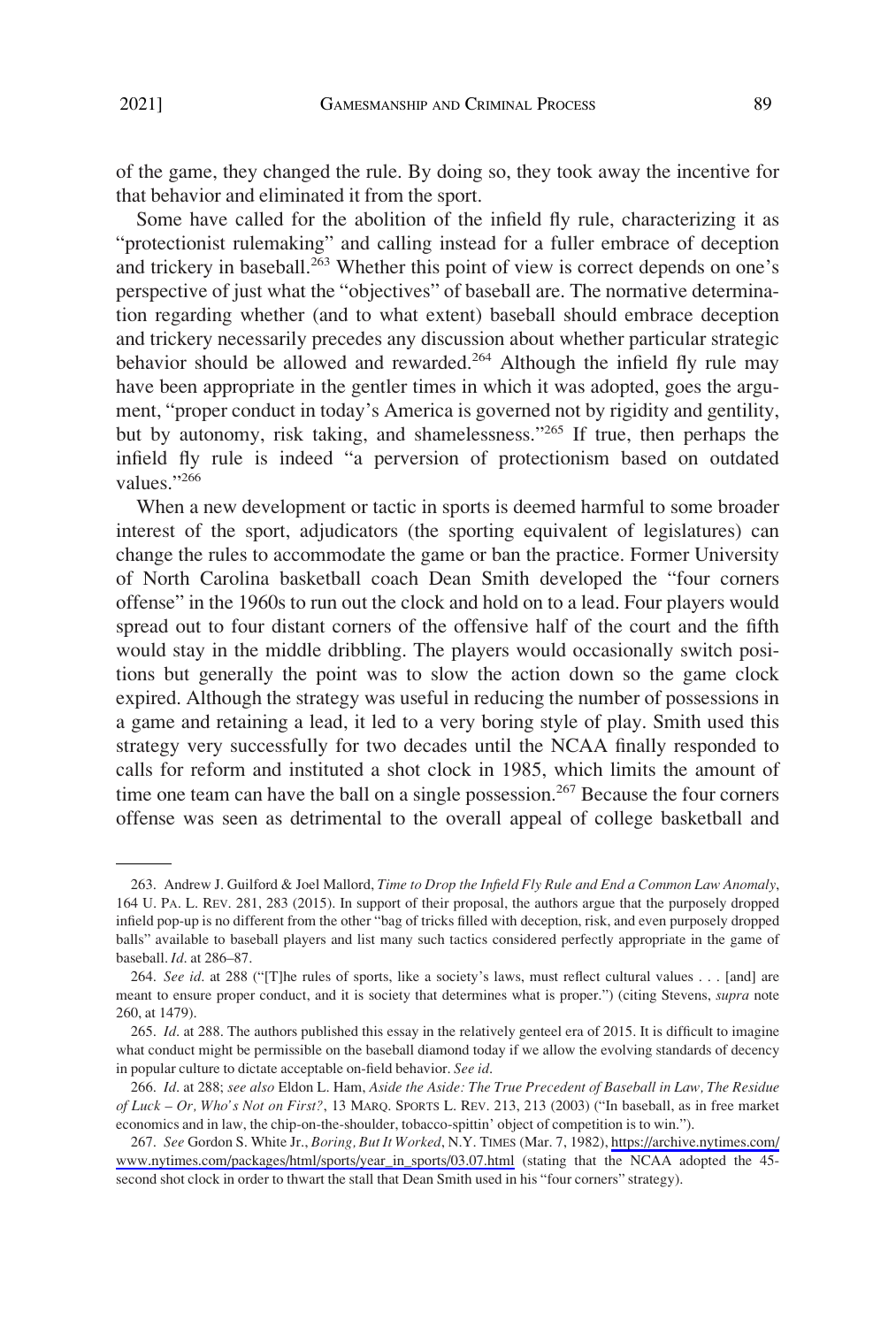of the game, they changed the rule. By doing so, they took away the incentive for that behavior and eliminated it from the sport.

Some have called for the abolition of the infield fly rule, characterizing it as "protectionist rulemaking" and calling instead for a fuller embrace of deception and trickery in baseball.[263] Whether this point of view is correct depends on one's perspective of just what the "objectives" of baseball are. The normative determination regarding whether (and to what extent) baseball should embrace deception and trickery necessarily precedes any discussion about whether particular strategic behavior should be allowed and rewarded.[264] Although the infield fly rule may have been appropriate in the gentler times in which it was adopted, goes the argument, "proper conduct in today's America is governed not by rigidity and gentility, but by autonomy, risk taking, and shamelessness."[265] If true, then perhaps the infield fly rule is indeed "a perversion of protectionism based on outdated values."[266]

When a new development or tactic in sports is deemed harmful to some broader interest of the sport, adjudicators (the sporting equivalent of legislatures) can change the rules to accommodate the game or ban the practice. Former University of North Carolina basketball coach Dean Smith developed the "four corners offense" in the 1960s to run out the clock and hold on to a lead. Four players would spread out to four distant corners of the offensive half of the court and the fifth would stay in the middle dribbling. The players would occasionally switch positions but generally the point was to slow the action down so the game clock expired. Although the strategy was useful in reducing the number of possessions in a game and retaining a lead, it led to a very boring style of play. Smith used this strategy very successfully for two decades until the NCAA finally responded to calls for reform and instituted a shot clock in 1985, which limits the amount of time one team can have the ball on a single possession.[267] Because the four corners offense was seen as detrimental to the overall appeal of college basketball and

---

263. Andrew J. Guilford & Joel Mallord, *Time to Drop the Infield Fly Rule and End a Common Law Anomaly*, 164 U. PA. L. REV. 281, 283 (2015). In support of their proposal, the authors argue that the purposely dropped infield pop-up is no different from the other "bag of tricks filled with deception, risk, and even purposely dropped balls" available to baseball players and list many such tactics considered perfectly appropriate in the game of baseball. *Id*. at 286–87.

264. *See id*. at 288 ("[T]he rules of sports, like a society's laws, must reflect cultural values . . . [and] are meant to ensure proper conduct, and it is society that determines what is proper.") (citing Stevens, *supra* note 260, at 1479).

265. *Id*. at 288. The authors published this essay in the relatively genteel era of 2015. It is difficult to imagine what conduct might be permissible on the baseball diamond today if we allow the evolving standards of decency in popular culture to dictate acceptable on-field behavior. *See id*.

266. *Id*. at 288; *see also* Eldon L. Ham, *Aside the Aside: The True Precedent of Baseball in Law, The Residue of Luck – Or, Who's Not on First?*, 13 MARQ. SPORTS L. REV. 213, 213 (2003) ("In baseball, as in free market economics and in law, the chip-on-the-shoulder, tobacco-spittin' object of competition is to win.").

267. *See* Gordon S. White Jr., *Boring, But It Worked*, N.Y. TIMES (Mar. 7, 1982), https://archive.nytimes.com/www.nytimes.com/packages/html/sports/year_in_sports/03.07.html (stating that the NCAA adopted the 45-second shot clock in order to thwart the stall that Dean Smith used in his "four corners" strategy).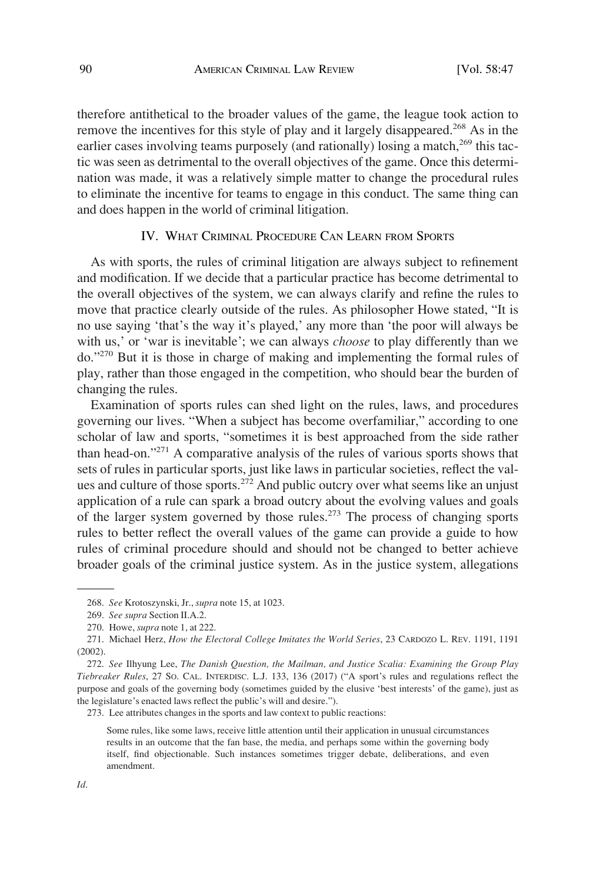therefore antithetical to the broader values of the game, the league took action to remove the incentives for this style of play and it largely disappeared.[268] As in the earlier cases involving teams purposely (and rationally) losing a match,[269] this tactic was seen as detrimental to the overall objectives of the game. Once this determination was made, it was a relatively simple matter to change the procedural rules to eliminate the incentive for teams to engage in this conduct. The same thing can and does happen in the world of criminal litigation.

## IV. What Criminal Procedure Can Learn from Sports

As with sports, the rules of criminal litigation are always subject to refinement and modification. If we decide that a particular practice has become detrimental to the overall objectives of the system, we can always clarify and refine the rules to move that practice clearly outside of the rules. As philosopher Howe stated, "It is no use saying 'that's the way it's played,' any more than 'the poor will always be with us,' or 'war is inevitable'; we can always *choose* to play differently than we do."[270] But it is those in charge of making and implementing the formal rules of play, rather than those engaged in the competition, who should bear the burden of changing the rules.

Examination of sports rules can shed light on the rules, laws, and procedures governing our lives. "When a subject has become overfamiliar," according to one scholar of law and sports, "sometimes it is best approached from the side rather than head-on."[271] A comparative analysis of the rules of various sports shows that sets of rules in particular sports, just like laws in particular societies, reflect the values and culture of those sports.[272] And public outcry over what seems like an unjust application of a rule can spark a broad outcry about the evolving values and goals of the larger system governed by those rules.[273] The process of changing sports rules to better reflect the overall values of the game can provide a guide to how rules of criminal procedure should and should not be changed to better achieve broader goals of the criminal justice system. As in the justice system, allegations

---

268. *See* Krotoszynski, Jr., *supra* note 15, at 1023.

269. *See supra* Section II.A.2.

270. Howe, *supra* note 1, at 222.

271. Michael Herz, *How the Electoral College Imitates the World Series*, 23 Cardozo L. Rev. 1191, 1191 (2002).

272. *See* Ilhyung Lee, *The Danish Question, the Mailman, and Justice Scalia: Examining the Group Play Tiebreaker Rules*, 27 So. Cal. Interdisc. L.J. 133, 136 (2017) ("A sport's rules and regulations reflect the purpose and goals of the governing body (sometimes guided by the elusive 'best interests' of the game), just as the legislature's enacted laws reflect the public's will and desire.").

273. Lee attributes changes in the sports and law context to public reactions:

> Some rules, like some laws, receive little attention until their application in unusual circumstances results in an outcome that the fan base, the media, and perhaps some within the governing body itself, find objectionable. Such instances sometimes trigger debate, deliberations, and even amendment.

*Id.*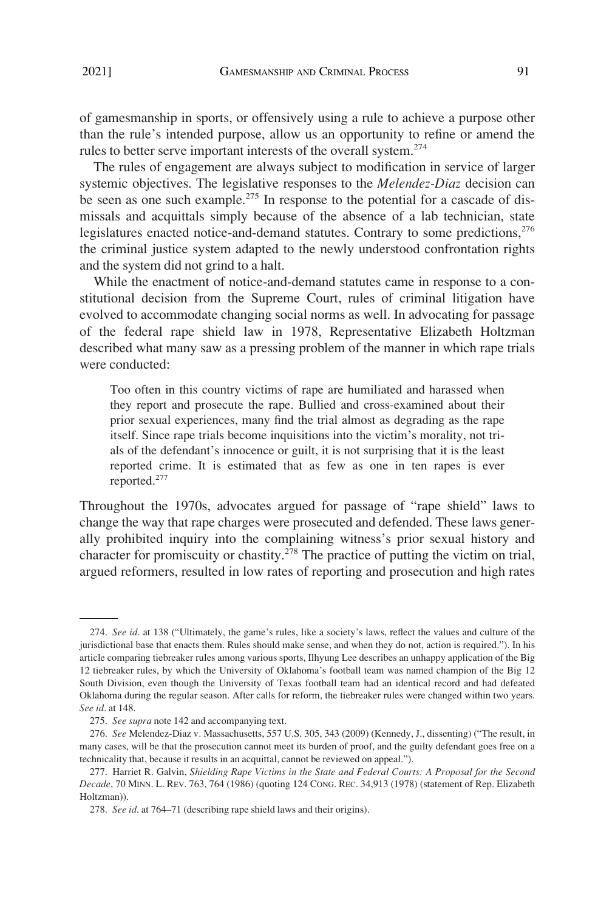of gamesmanship in sports, or offensively using a rule to achieve a purpose other than the rule's intended purpose, allow us an opportunity to refine or amend the rules to better serve important interests of the overall system.[274]

The rules of engagement are always subject to modification in service of larger systemic objectives. The legislative responses to the *Melendez-Diaz* decision can be seen as one such example.[275] In response to the potential for a cascade of dismissals and acquittals simply because of the absence of a lab technician, state legislatures enacted notice-and-demand statutes. Contrary to some predictions,[276] the criminal justice system adapted to the newly understood confrontation rights and the system did not grind to a halt.

While the enactment of notice-and-demand statutes came in response to a constitutional decision from the Supreme Court, rules of criminal litigation have evolved to accommodate changing social norms as well. In advocating for passage of the federal rape shield law in 1978, Representative Elizabeth Holtzman described what many saw as a pressing problem of the manner in which rape trials were conducted:

> Too often in this country victims of rape are humiliated and harassed when they report and prosecute the rape. Bullied and cross-examined about their prior sexual experiences, many find the trial almost as degrading as the rape itself. Since rape trials become inquisitions into the victim's morality, not trials of the defendant's innocence or guilt, it is not surprising that it is the least reported crime. It is estimated that as few as one in ten rapes is ever reported.[277]

Throughout the 1970s, advocates argued for passage of "rape shield" laws to change the way that rape charges were prosecuted and defended. These laws generally prohibited inquiry into the complaining witness's prior sexual history and character for promiscuity or chastity.[278] The practice of putting the victim on trial, argued reformers, resulted in low rates of reporting and prosecution and high rates

---

274. *See id*. at 138 ("Ultimately, the game's rules, like a society's laws, reflect the values and culture of the jurisdictional base that enacts them. Rules should make sense, and when they do not, action is required."). In his article comparing tiebreaker rules among various sports, Ilhyung Lee describes an unhappy application of the Big 12 tiebreaker rules, by which the University of Oklahoma's football team was named champion of the Big 12 South Division, even though the University of Texas football team had an identical record and had defeated Oklahoma during the regular season. After calls for reform, the tiebreaker rules were changed within two years. *See id*. at 148.

275. *See supra* note 142 and accompanying text.

276. *See* Melendez-Diaz v. Massachusetts, 557 U.S. 305, 343 (2009) (Kennedy, J., dissenting) ("The result, in many cases, will be that the prosecution cannot meet its burden of proof, and the guilty defendant goes free on a technicality that, because it results in an acquittal, cannot be reviewed on appeal.").

277. Harriet R. Galvin, *Shielding Rape Victims in the State and Federal Courts: A Proposal for the Second Decade*, 70 MINN. L. REV. 763, 764 (1986) (quoting 124 CONG. REC. 34,913 (1978) (statement of Rep. Elizabeth Holtzman)).

278. *See id*. at 764–71 (describing rape shield laws and their origins).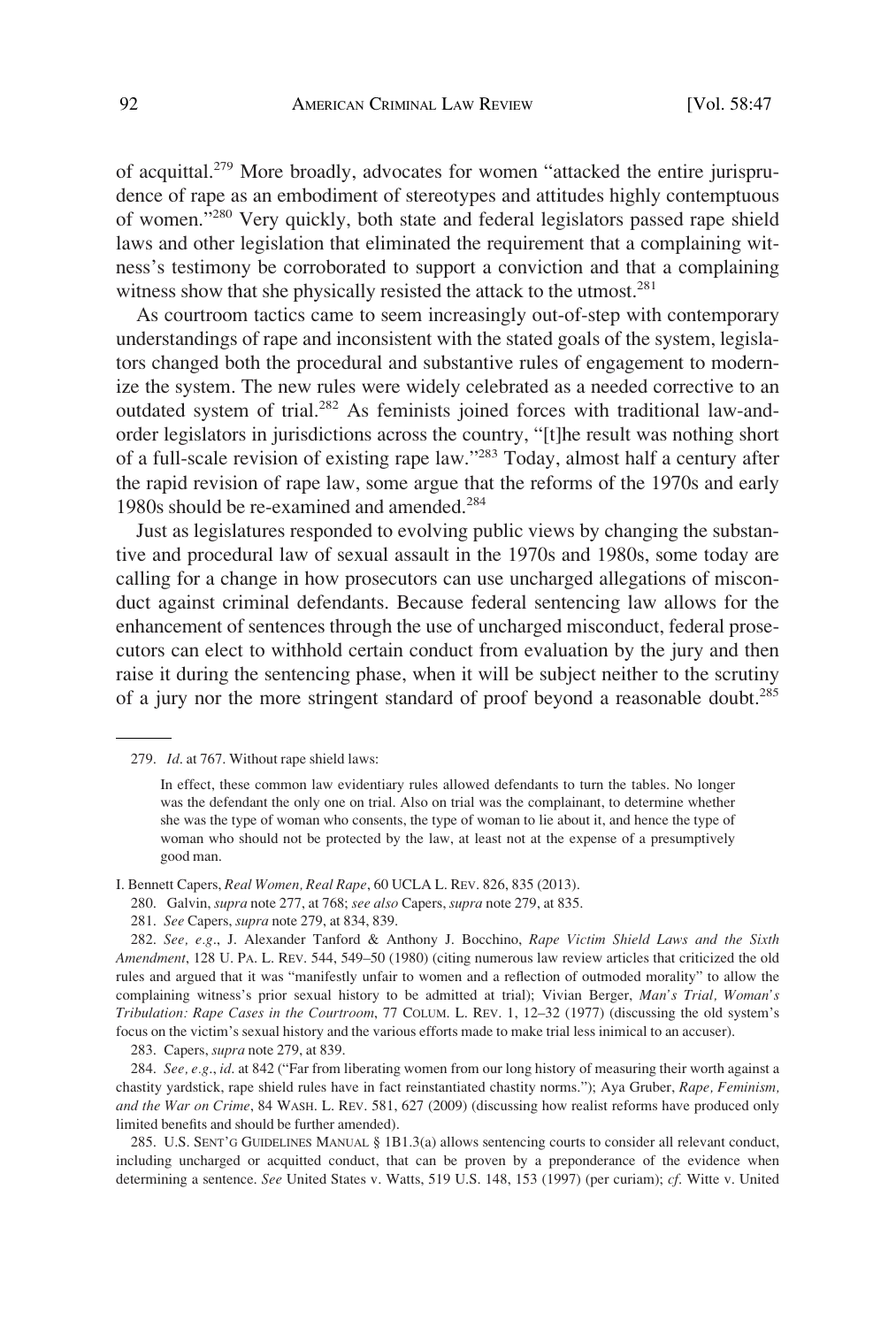of acquittal.[279] More broadly, advocates for women "attacked the entire jurisprudence of rape as an embodiment of stereotypes and attitudes highly contemptuous of women."[280] Very quickly, both state and federal legislators passed rape shield laws and other legislation that eliminated the requirement that a complaining witness's testimony be corroborated to support a conviction and that a complaining witness show that she physically resisted the attack to the utmost.[281]

As courtroom tactics came to seem increasingly out-of-step with contemporary understandings of rape and inconsistent with the stated goals of the system, legislators changed both the procedural and substantive rules of engagement to modernize the system. The new rules were widely celebrated as a needed corrective to an outdated system of trial.[282] As feminists joined forces with traditional law-and-order legislators in jurisdictions across the country, "[t]he result was nothing short of a full-scale revision of existing rape law."[283] Today, almost half a century after the rapid revision of rape law, some argue that the reforms of the 1970s and early 1980s should be re-examined and amended.[284]

Just as legislatures responded to evolving public views by changing the substantive and procedural law of sexual assault in the 1970s and 1980s, some today are calling for a change in how prosecutors can use uncharged allegations of misconduct against criminal defendants. Because federal sentencing law allows for the enhancement of sentences through the use of uncharged misconduct, federal prosecutors can elect to withhold certain conduct from evaluation by the jury and then raise it during the sentencing phase, when it will be subject neither to the scrutiny of a jury nor the more stringent standard of proof beyond a reasonable doubt.[285]

---

279. *Id*. at 767. Without rape shield laws:

> In effect, these common law evidentiary rules allowed defendants to turn the tables. No longer was the defendant the only one on trial. Also on trial was the complainant, to determine whether she was the type of woman who consents, the type of woman to lie about it, and hence the type of woman who should not be protected by the law, at least not at the expense of a presumptively good man.

I. Bennett Capers, *Real Women, Real Rape*, 60 UCLA L. REV. 826, 835 (2013).

280. Galvin, *supra* note 277, at 768; *see also* Capers, *supra* note 279, at 835.

281. *See* Capers, *supra* note 279, at 834, 839.

282. *See, e.g*., J. Alexander Tanford & Anthony J. Bocchino, *Rape Victim Shield Laws and the Sixth Amendment*, 128 U. PA. L. REV. 544, 549–50 (1980) (citing numerous law review articles that criticized the old rules and argued that it was "manifestly unfair to women and a reflection of outmoded morality" to allow the complaining witness's prior sexual history to be admitted at trial); Vivian Berger, *Man's Trial, Woman's Tribulation: Rape Cases in the Courtroom*, 77 COLUM. L. REV. 1, 12–32 (1977) (discussing the old system's focus on the victim's sexual history and the various efforts made to make trial less inimical to an accuser).

283. Capers, *supra* note 279, at 839.

284. *See, e.g*., *id*. at 842 ("Far from liberating women from our long history of measuring their worth against a chastity yardstick, rape shield rules have in fact reinstantiated chastity norms."); Aya Gruber, *Rape, Feminism, and the War on Crime*, 84 WASH. L. REV. 581, 627 (2009) (discussing how realist reforms have produced only limited benefits and should be further amended).

285. U.S. SENT'G GUIDELINES MANUAL § 1B1.3(a) allows sentencing courts to consider all relevant conduct, including uncharged or acquitted conduct, that can be proven by a preponderance of the evidence when determining a sentence. *See* United States v. Watts, 519 U.S. 148, 153 (1997) (per curiam); *cf*. Witte v. United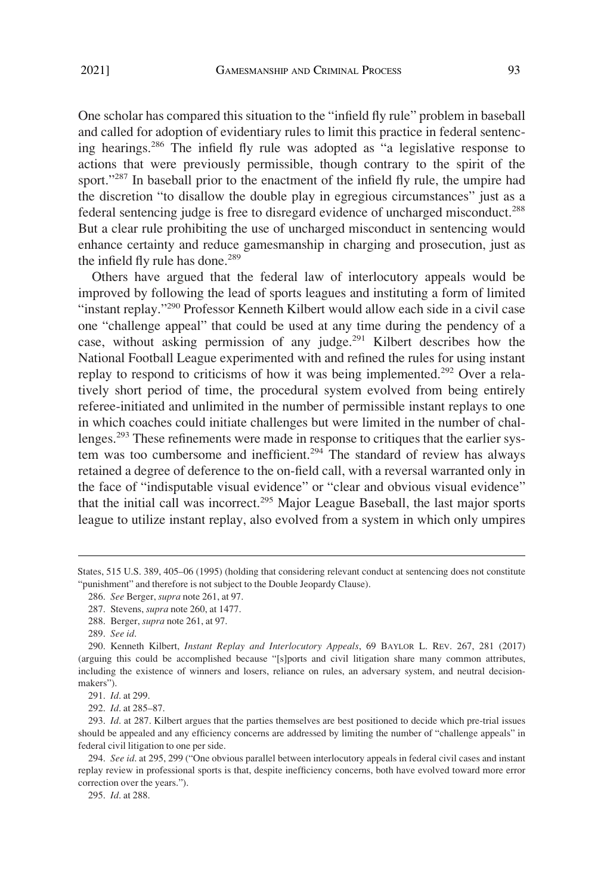One scholar has compared this situation to the "infield fly rule" problem in baseball and called for adoption of evidentiary rules to limit this practice in federal sentencing hearings.[286] The infield fly rule was adopted as "a legislative response to actions that were previously permissible, though contrary to the spirit of the sport."[287] In baseball prior to the enactment of the infield fly rule, the umpire had the discretion "to disallow the double play in egregious circumstances" just as a federal sentencing judge is free to disregard evidence of uncharged misconduct.[288] But a clear rule prohibiting the use of uncharged misconduct in sentencing would enhance certainty and reduce gamesmanship in charging and prosecution, just as the infield fly rule has done.[289]

Others have argued that the federal law of interlocutory appeals would be improved by following the lead of sports leagues and instituting a form of limited "instant replay."[290] Professor Kenneth Kilbert would allow each side in a civil case one "challenge appeal" that could be used at any time during the pendency of a case, without asking permission of any judge.[291] Kilbert describes how the National Football League experimented with and refined the rules for using instant replay to respond to criticisms of how it was being implemented.[292] Over a relatively short period of time, the procedural system evolved from being entirely referee-initiated and unlimited in the number of permissible instant replays to one in which coaches could initiate challenges but were limited in the number of challenges.[293] These refinements were made in response to critiques that the earlier system was too cumbersome and inefficient.[294] The standard of review has always retained a degree of deference to the on-field call, with a reversal warranted only in the face of "indisputable visual evidence" or "clear and obvious visual evidence" that the initial call was incorrect.[295] Major League Baseball, the last major sports league to utilize instant replay, also evolved from a system in which only umpires

---

States, 515 U.S. 389, 405–06 (1995) (holding that considering relevant conduct at sentencing does not constitute "punishment" and therefore is not subject to the Double Jeopardy Clause).

286. *See* Berger, *supra* note 261, at 97.

287. Stevens, *supra* note 260, at 1477.

288. Berger, *supra* note 261, at 97.

289. *See id*.

290. Kenneth Kilbert, *Instant Replay and Interlocutory Appeals*, 69 BAYLOR L. REV. 267, 281 (2017) (arguing this could be accomplished because "[s]ports and civil litigation share many common attributes, including the existence of winners and losers, reliance on rules, an adversary system, and neutral decision-makers").

291. *Id*. at 299.

292. *Id*. at 285–87.

293. *Id*. at 287. Kilbert argues that the parties themselves are best positioned to decide which pre-trial issues should be appealed and any efficiency concerns are addressed by limiting the number of "challenge appeals" in federal civil litigation to one per side.

294. *See id*. at 295, 299 ("One obvious parallel between interlocutory appeals in federal civil cases and instant replay review in professional sports is that, despite inefficiency concerns, both have evolved toward more error correction over the years.").

295. *Id*. at 288.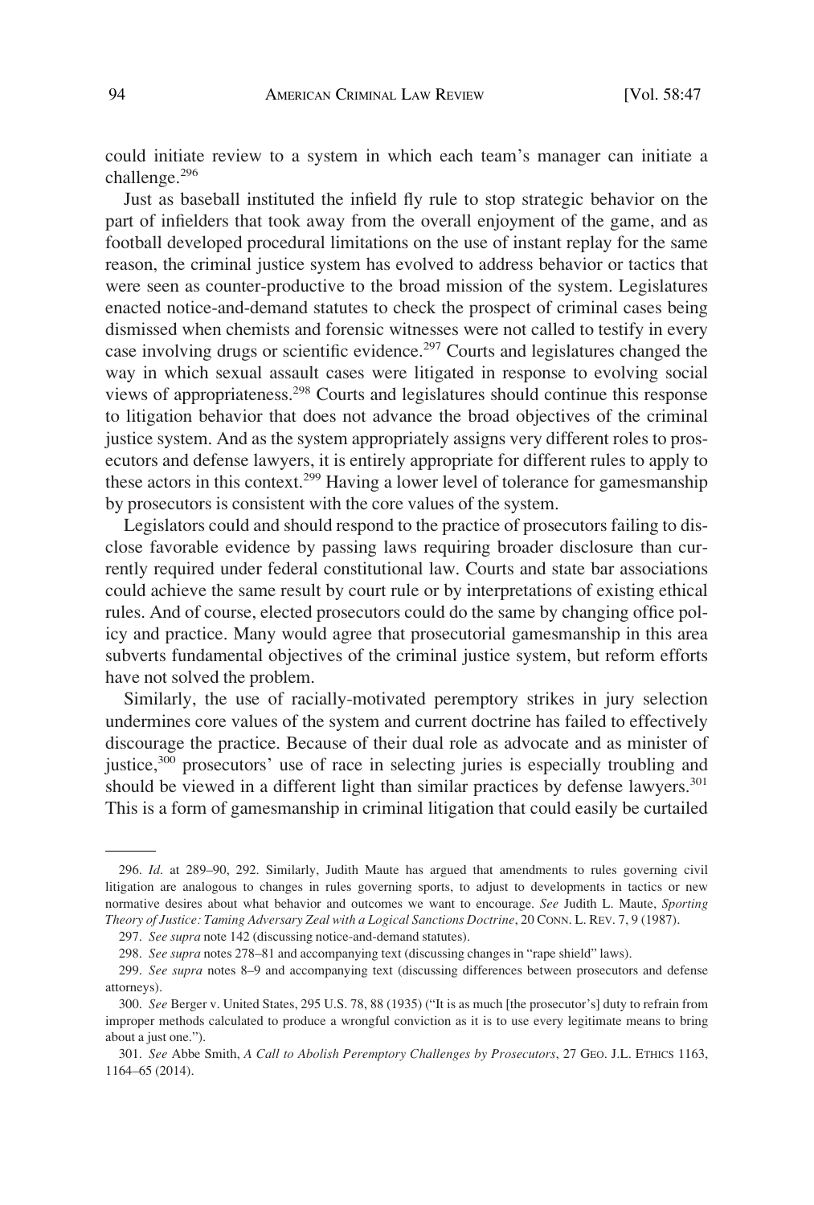could initiate review to a system in which each team's manager can initiate a challenge.[296]

Just as baseball instituted the infield fly rule to stop strategic behavior on the part of infielders that took away from the overall enjoyment of the game, and as football developed procedural limitations on the use of instant replay for the same reason, the criminal justice system has evolved to address behavior or tactics that were seen as counter-productive to the broad mission of the system. Legislatures enacted notice-and-demand statutes to check the prospect of criminal cases being dismissed when chemists and forensic witnesses were not called to testify in every case involving drugs or scientific evidence.[297] Courts and legislatures changed the way in which sexual assault cases were litigated in response to evolving social views of appropriateness.[298] Courts and legislatures should continue this response to litigation behavior that does not advance the broad objectives of the criminal justice system. And as the system appropriately assigns very different roles to prosecutors and defense lawyers, it is entirely appropriate for different rules to apply to these actors in this context.[299] Having a lower level of tolerance for gamesmanship by prosecutors is consistent with the core values of the system.

Legislators could and should respond to the practice of prosecutors failing to disclose favorable evidence by passing laws requiring broader disclosure than currently required under federal constitutional law. Courts and state bar associations could achieve the same result by court rule or by interpretations of existing ethical rules. And of course, elected prosecutors could do the same by changing office policy and practice. Many would agree that prosecutorial gamesmanship in this area subverts fundamental objectives of the criminal justice system, but reform efforts have not solved the problem.

Similarly, the use of racially-motivated peremptory strikes in jury selection undermines core values of the system and current doctrine has failed to effectively discourage the practice. Because of their dual role as advocate and as minister of justice,[300] prosecutors' use of race in selecting juries is especially troubling and should be viewed in a different light than similar practices by defense lawyers.[301] This is a form of gamesmanship in criminal litigation that could easily be curtailed

---

296. *Id.* at 289–90, 292. Similarly, Judith Maute has argued that amendments to rules governing civil litigation are analogous to changes in rules governing sports, to adjust to developments in tactics or new normative desires about what behavior and outcomes we want to encourage. *See* Judith L. Maute, *Sporting Theory of Justice: Taming Adversary Zeal with a Logical Sanctions Doctrine*, 20 CONN. L. REV. 7, 9 (1987).

297. *See supra* note 142 (discussing notice-and-demand statutes).

298. *See supra* notes 278–81 and accompanying text (discussing changes in "rape shield" laws).

299. *See supra* notes 8–9 and accompanying text (discussing differences between prosecutors and defense attorneys).

300. *See* Berger v. United States, 295 U.S. 78, 88 (1935) ("It is as much [the prosecutor's] duty to refrain from improper methods calculated to produce a wrongful conviction as it is to use every legitimate means to bring about a just one.").

301. *See* Abbe Smith, *A Call to Abolish Peremptory Challenges by Prosecutors*, 27 GEO. J.L. ETHICS 1163, 1164–65 (2014).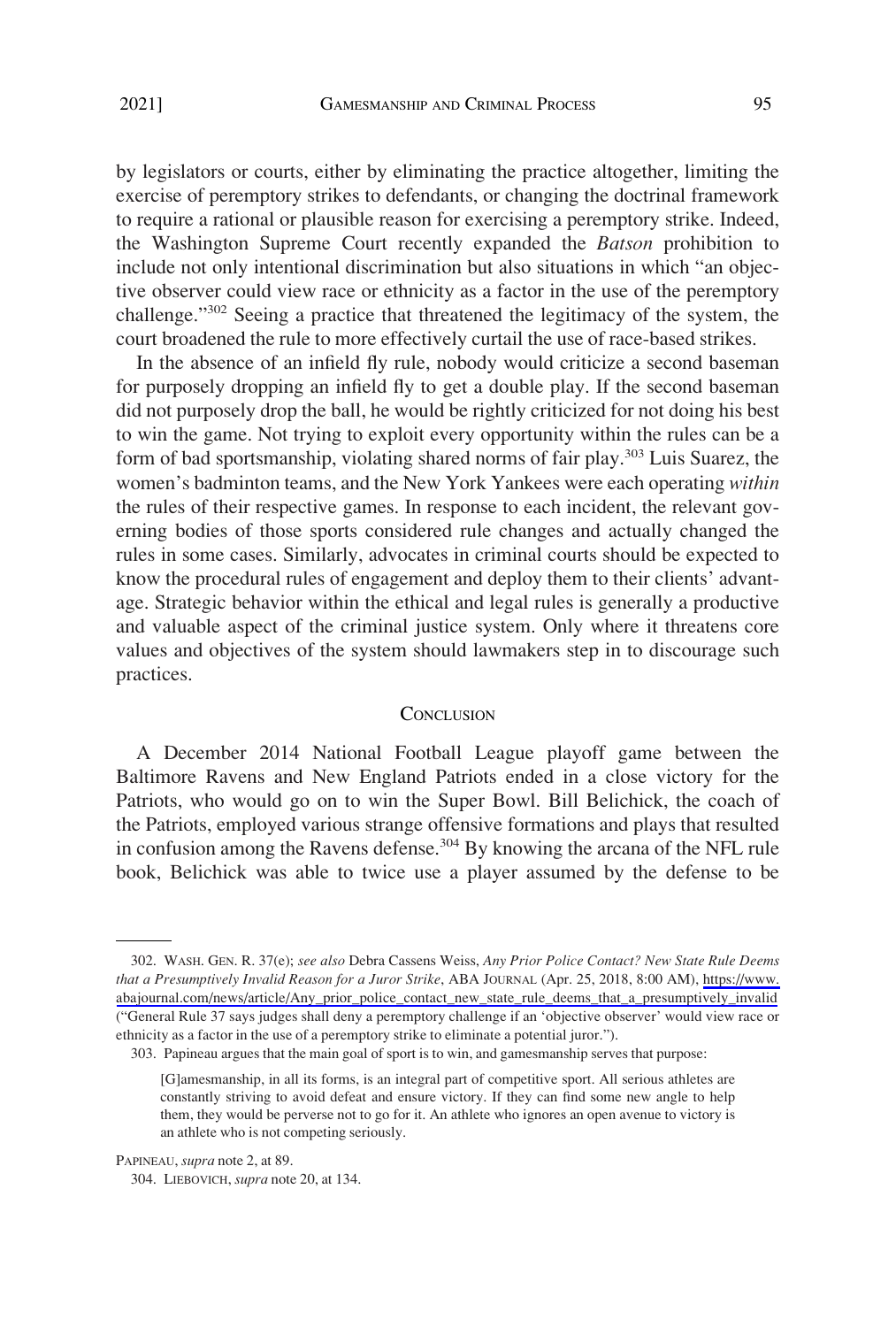by legislators or courts, either by eliminating the practice altogether, limiting the exercise of peremptory strikes to defendants, or changing the doctrinal framework to require a rational or plausible reason for exercising a peremptory strike. Indeed, the Washington Supreme Court recently expanded the *Batson* prohibition to include not only intentional discrimination but also situations in which "an objective observer could view race or ethnicity as a factor in the use of the peremptory challenge."[302] Seeing a practice that threatened the legitimacy of the system, the court broadened the rule to more effectively curtail the use of race-based strikes.

In the absence of an infield fly rule, nobody would criticize a second baseman for purposely dropping an infield fly to get a double play. If the second baseman did not purposely drop the ball, he would be rightly criticized for not doing his best to win the game. Not trying to exploit every opportunity within the rules can be a form of bad sportsmanship, violating shared norms of fair play.[303] Luis Suarez, the women's badminton teams, and the New York Yankees were each operating *within* the rules of their respective games. In response to each incident, the relevant governing bodies of those sports considered rule changes and actually changed the rules in some cases. Similarly, advocates in criminal courts should be expected to know the procedural rules of engagement and deploy them to their clients' advantage. Strategic behavior within the ethical and legal rules is generally a productive and valuable aspect of the criminal justice system. Only where it threatens core values and objectives of the system should lawmakers step in to discourage such practices.

## Conclusion

A December 2014 National Football League playoff game between the Baltimore Ravens and New England Patriots ended in a close victory for the Patriots, who would go on to win the Super Bowl. Bill Belichick, the coach of the Patriots, employed various strange offensive formations and plays that resulted in confusion among the Ravens defense.[304] By knowing the arcana of the NFL rule book, Belichick was able to twice use a player assumed by the defense to be

---

302. WASH. GEN. R. 37(e); *see also* Debra Cassens Weiss, *Any Prior Police Contact? New State Rule Deems that a Presumptively Invalid Reason for a Juror Strike*, ABA JOURNAL (Apr. 25, 2018, 8:00 AM), https://www.abajournal.com/news/article/Any_prior_police_contact_new_state_rule_deems_that_a_presumptively_invalid ("General Rule 37 says judges shall deny a peremptory challenge if an 'objective observer' would view race or ethnicity as a factor in the use of a peremptory strike to eliminate a potential juror.").

303. Papineau argues that the main goal of sport is to win, and gamesmanship serves that purpose:

> [G]amesmanship, in all its forms, is an integral part of competitive sport. All serious athletes are constantly striving to avoid defeat and ensure victory. If they can find some new angle to help them, they would be perverse not to go for it. An athlete who ignores an open avenue to victory is an athlete who is not competing seriously.

PAPINEAU, *supra* note 2, at 89.

304. LIEBOVICH, *supra* note 20, at 134.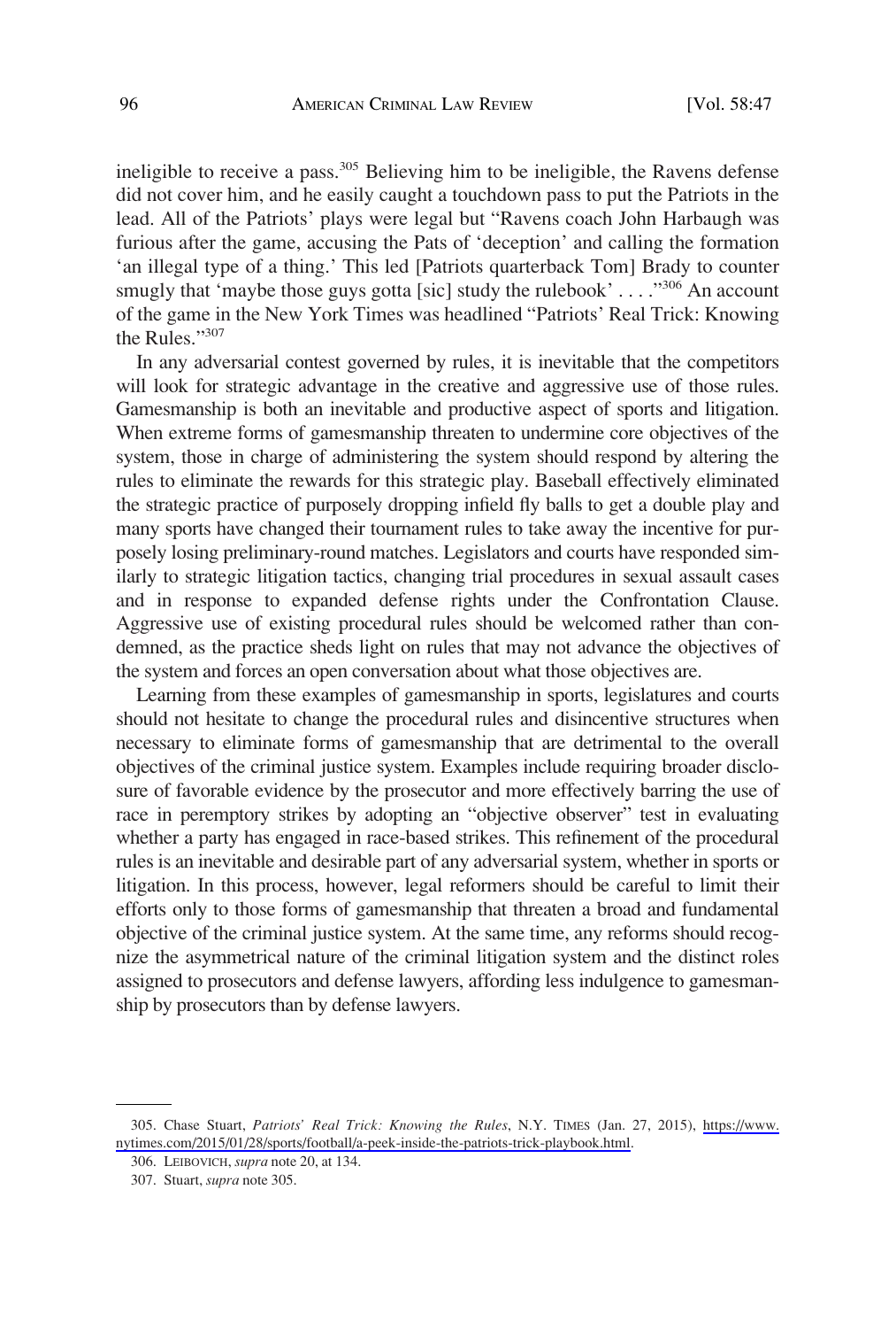ineligible to receive a pass.[305] Believing him to be ineligible, the Ravens defense did not cover him, and he easily caught a touchdown pass to put the Patriots in the lead. All of the Patriots' plays were legal but "Ravens coach John Harbaugh was furious after the game, accusing the Pats of 'deception' and calling the formation 'an illegal type of a thing.' This led [Patriots quarterback Tom] Brady to counter smugly that 'maybe those guys gotta [sic] study the rulebook' . . . ."[306] An account of the game in the New York Times was headlined "Patriots' Real Trick: Knowing the Rules."[307]

In any adversarial contest governed by rules, it is inevitable that the competitors will look for strategic advantage in the creative and aggressive use of those rules. Gamesmanship is both an inevitable and productive aspect of sports and litigation. When extreme forms of gamesmanship threaten to undermine core objectives of the system, those in charge of administering the system should respond by altering the rules to eliminate the rewards for this strategic play. Baseball effectively eliminated the strategic practice of purposely dropping infield fly balls to get a double play and many sports have changed their tournament rules to take away the incentive for purposely losing preliminary-round matches. Legislators and courts have responded similarly to strategic litigation tactics, changing trial procedures in sexual assault cases and in response to expanded defense rights under the Confrontation Clause. Aggressive use of existing procedural rules should be welcomed rather than condemned, as the practice sheds light on rules that may not advance the objectives of the system and forces an open conversation about what those objectives are.

Learning from these examples of gamesmanship in sports, legislatures and courts should not hesitate to change the procedural rules and disincentive structures when necessary to eliminate forms of gamesmanship that are detrimental to the overall objectives of the criminal justice system. Examples include requiring broader disclosure of favorable evidence by the prosecutor and more effectively barring the use of race in peremptory strikes by adopting an "objective observer" test in evaluating whether a party has engaged in race-based strikes. This refinement of the procedural rules is an inevitable and desirable part of any adversarial system, whether in sports or litigation. In this process, however, legal reformers should be careful to limit their efforts only to those forms of gamesmanship that threaten a broad and fundamental objective of the criminal justice system. At the same time, any reforms should recognize the asymmetrical nature of the criminal litigation system and the distinct roles assigned to prosecutors and defense lawyers, affording less indulgence to gamesmanship by prosecutors than by defense lawyers.

---

305. Chase Stuart, *Patriots' Real Trick: Knowing the Rules*, N.Y. TIMES (Jan. 27, 2015), https://www.nytimes.com/2015/01/28/sports/football/a-peek-inside-the-patriots-trick-playbook.html.

306. LEIBOVICH, *supra* note 20, at 134.

307. Stuart, *supra* note 305.